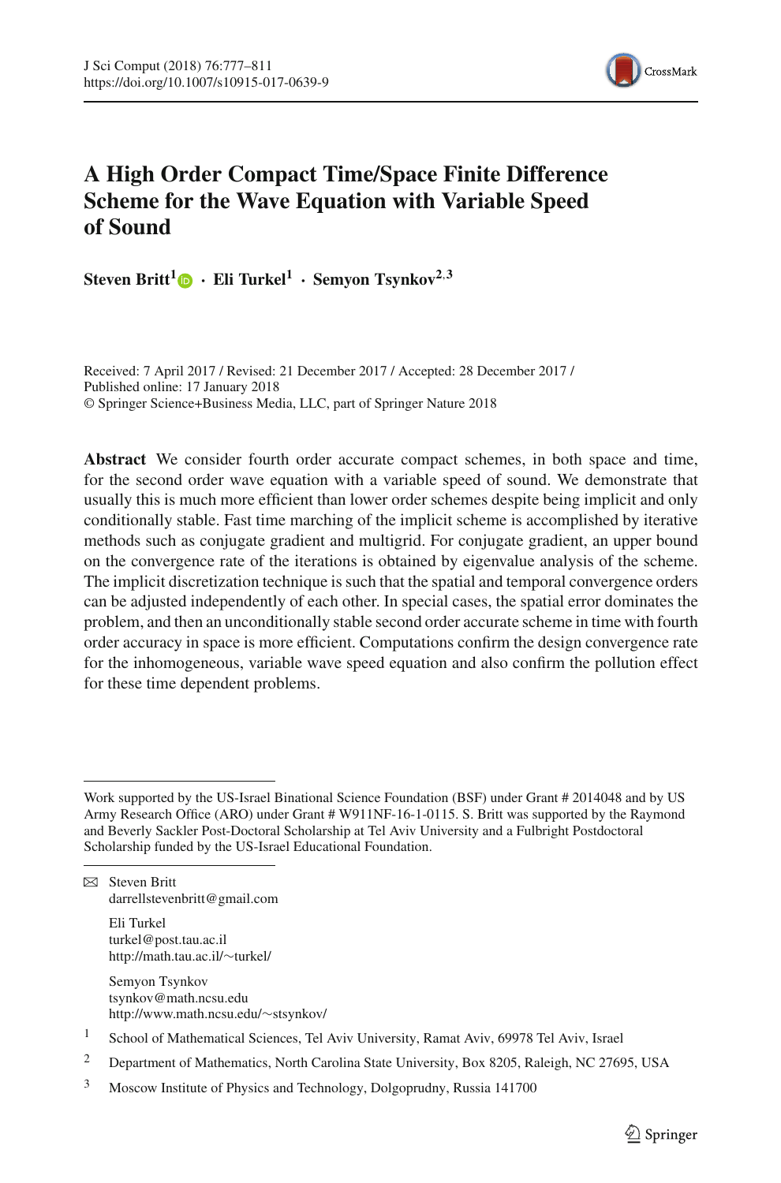# A High Order Compact Time/Space Finite Difference Scheme for the Wave Equation with Variable Speed of Sound

**Steven Britt[1] · Eli Turkel[1] · Semyon Tsynkov[2,3]**

Received: 7 April 2017 / Revised: 21 December 2017 / Accepted: 28 December 2017 / Published online: 17 January 2018
© Springer Science+Business Media, LLC, part of Springer Nature 2018

**Abstract** We consider fourth order accurate compact schemes, in both space and time, for the second order wave equation with a variable speed of sound. We demonstrate that usually this is much more efficient than lower order schemes despite being implicit and only conditionally stable. Fast time marching of the implicit scheme is accomplished by iterative methods such as conjugate gradient and multigrid. For conjugate gradient, an upper bound on the convergence rate of the iterations is obtained by eigenvalue analysis of the scheme. The implicit discretization technique is such that the spatial and temporal convergence orders can be adjusted independently of each other. In special cases, the spatial error dominates the problem, and then an unconditionally stable second order accurate scheme in time with fourth order accuracy in space is more efficient. Computations confirm the design convergence rate for the inhomogeneous, variable wave speed equation and also confirm the pollution effect for these time dependent problems.

---

Work supported by the US-Israel Binational Science Foundation (BSF) under Grant # 2014048 and by US Army Research Office (ARO) under Grant # W911NF-16-1-0115. S. Britt was supported by the Raymond and Beverly Sackler Post-Doctoral Scholarship at Tel Aviv University and a Fulbright Postdoctoral Scholarship funded by the US-Israel Educational Foundation.

---

✉ Steven Britt
darrellstevenbritt@gmail.com

Eli Turkel
turkel@post.tau.ac.il
http://math.tau.ac.il/~turkel/

Semyon Tsynkov
tsynkov@math.ncsu.edu
http://www.math.ncsu.edu/~stsynkov/

[1] School of Mathematical Sciences, Tel Aviv University, Ramat Aviv, 69978 Tel Aviv, Israel

[2] Department of Mathematics, North Carolina State University, Box 8205, Raleigh, NC 27695, USA

[3] Moscow Institute of Physics and Technology, Dolgoprudny, Russia 141700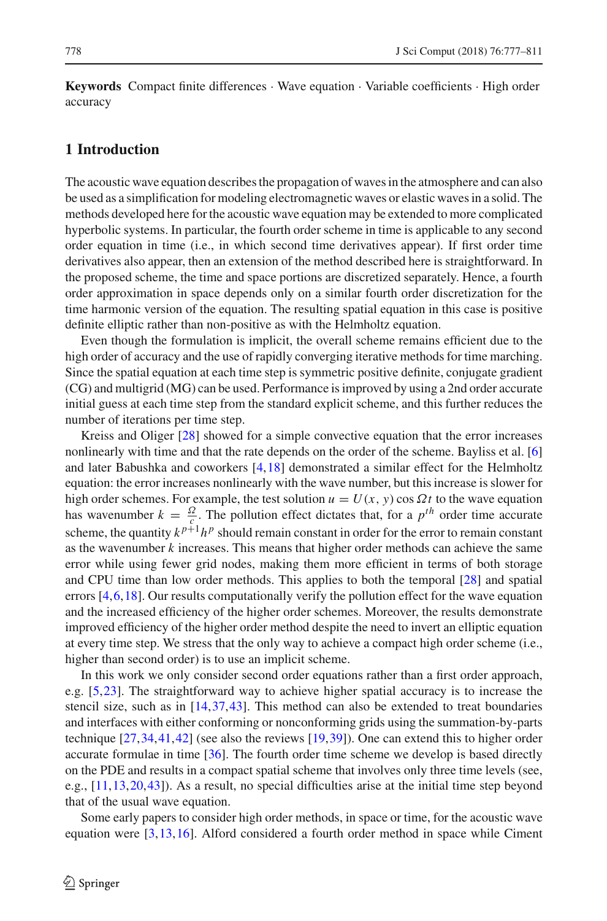**Keywords** Compact finite differences · Wave equation · Variable coefficients · High order accuracy

## 1 Introduction

The acoustic wave equation describes the propagation of waves in the atmosphere and can also be used as a simplification for modeling electromagnetic waves or elastic waves in a solid. The methods developed here for the acoustic wave equation may be extended to more complicated hyperbolic systems. In particular, the fourth order scheme in time is applicable to any second order equation in time (i.e., in which second time derivatives appear). If first order time derivatives also appear, then an extension of the method described here is straightforward. In the proposed scheme, the time and space portions are discretized separately. Hence, a fourth order approximation in space depends only on a similar fourth order discretization for the time harmonic version of the equation. The resulting spatial equation in this case is positive definite elliptic rather than non-positive as with the Helmholtz equation.

Even though the formulation is implicit, the overall scheme remains efficient due to the high order of accuracy and the use of rapidly converging iterative methods for time marching. Since the spatial equation at each time step is symmetric positive definite, conjugate gradient (CG) and multigrid (MG) can be used. Performance is improved by using a 2nd order accurate initial guess at each time step from the standard explicit scheme, and this further reduces the number of iterations per time step.

Kreiss and Oliger [28] showed for a simple convective equation that the error increases nonlinearly with time and that the rate depends on the order of the scheme. Bayliss et al. [6] and later Babushka and coworkers [4,18] demonstrated a similar effect for the Helmholtz equation: the error increases nonlinearly with the wave number, but this increase is slower for high order schemes. For example, the test solution $u = U(x, y) \cos \Omega t$ to the wave equation has wavenumber $k = \frac{\Omega}{c}$. The pollution effect dictates that, for a $p^{th}$ order time accurate scheme, the quantity $k^{p+1}h^p$ should remain constant in order for the error to remain constant as the wavenumber $k$ increases. This means that higher order methods can achieve the same error while using fewer grid nodes, making them more efficient in terms of both storage and CPU time than low order methods. This applies to both the temporal [28] and spatial errors [4,6,18]. Our results computationally verify the pollution effect for the wave equation and the increased efficiency of the higher order schemes. Moreover, the results demonstrate improved efficiency of the higher order method despite the need to invert an elliptic equation at every time step. We stress that the only way to achieve a compact high order scheme (i.e., higher than second order) is to use an implicit scheme.

In this work we only consider second order equations rather than a first order approach, e.g. [5,23]. The straightforward way to achieve higher spatial accuracy is to increase the stencil size, such as in [14,37,43]. This method can also be extended to treat boundaries and interfaces with either conforming or nonconforming grids using the summation-by-parts technique [27,34,41,42] (see also the reviews [19,39]). One can extend this to higher order accurate formulae in time [36]. The fourth order time scheme we develop is based directly on the PDE and results in a compact spatial scheme that involves only three time levels (see, e.g., [11,13,20,43]). As a result, no special difficulties arise at the initial time step beyond that of the usual wave equation.

Some early papers to consider high order methods, in space or time, for the acoustic wave equation were [3,13,16]. Alford considered a fourth order method in space while Ciment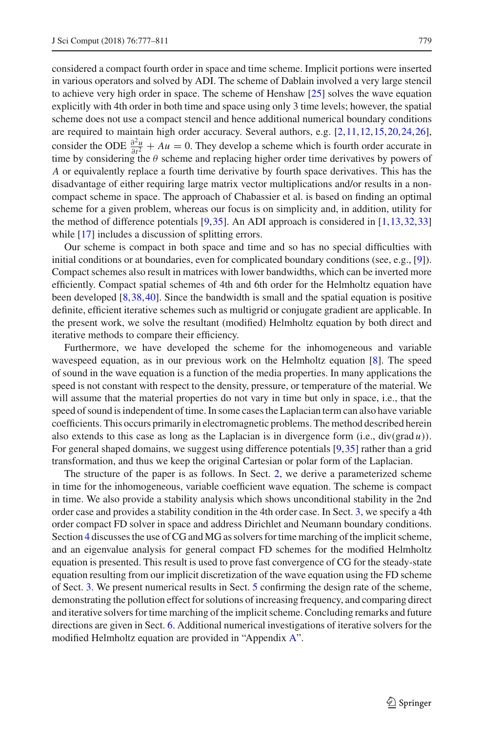considered a compact fourth order in space and time scheme. Implicit portions were inserted in various operators and solved by ADI. The scheme of Dablain involved a very large stencil to achieve very high order in space. The scheme of Henshaw [25] solves the wave equation explicitly with 4th order in both time and space using only 3 time levels; however, the spatial scheme does not use a compact stencil and hence additional numerical boundary conditions are required to maintain high order accuracy. Several authors, e.g. [2,11,12,15,20,24,26], consider the ODE $\frac{\partial^2 u}{\partial t^2} + Au = 0$. They develop a scheme which is fourth order accurate in time by considering the $\theta$ scheme and replacing higher order time derivatives by powers of $A$ or equivalently replace a fourth time derivative by fourth space derivatives. This has the disadvantage of either requiring large matrix vector multiplications and/or results in a non-compact scheme in space. The approach of Chabassier et al. is based on finding an optimal scheme for a given problem, whereas our focus is on simplicity and, in addition, utility for the method of difference potentials [9,35]. An ADI approach is considered in [1,13,32,33] while [17] includes a discussion of splitting errors.

Our scheme is compact in both space and time and so has no special difficulties with initial conditions or at boundaries, even for complicated boundary conditions (see, e.g., [9]). Compact schemes also result in matrices with lower bandwidths, which can be inverted more efficiently. Compact spatial schemes of 4th and 6th order for the Helmholtz equation have been developed [8,38,40]. Since the bandwidth is small and the spatial equation is positive definite, efficient iterative schemes such as multigrid or conjugate gradient are applicable. In the present work, we solve the resultant (modified) Helmholtz equation by both direct and iterative methods to compare their efficiency.

Furthermore, we have developed the scheme for the inhomogeneous and variable wavespeed equation, as in our previous work on the Helmholtz equation [8]. The speed of sound in the wave equation is a function of the media properties. In many applications the speed is not constant with respect to the density, pressure, or temperature of the material. We will assume that the material properties do not vary in time but only in space, i.e., that the speed of sound is independent of time. In some cases the Laplacian term can also have variable coefficients. This occurs primarily in electromagnetic problems. The method described herein also extends to this case as long as the Laplacian is in divergence form (i.e., $\mathrm{div}(\mathrm{grad}\, u)$). For general shaped domains, we suggest using difference potentials [9,35] rather than a grid transformation, and thus we keep the original Cartesian or polar form of the Laplacian.

The structure of the paper is as follows. In Sect. 2, we derive a parameterized scheme in time for the inhomogeneous, variable coefficient wave equation. The scheme is compact in time. We also provide a stability analysis which shows unconditional stability in the 2nd order case and provides a stability condition in the 4th order case. In Sect. 3, we specify a 4th order compact FD solver in space and address Dirichlet and Neumann boundary conditions. Section 4 discusses the use of CG and MG as solvers for time marching of the implicit scheme, and an eigenvalue analysis for general compact FD schemes for the modified Helmholtz equation is presented. This result is used to prove fast convergence of CG for the steady-state equation resulting from our implicit discretization of the wave equation using the FD scheme of Sect. 3. We present numerical results in Sect. 5 confirming the design rate of the scheme, demonstrating the pollution effect for solutions of increasing frequency, and comparing direct and iterative solvers for time marching of the implicit scheme. Concluding remarks and future directions are given in Sect. 6. Additional numerical investigations of iterative solvers for the modified Helmholtz equation are provided in "Appendix A".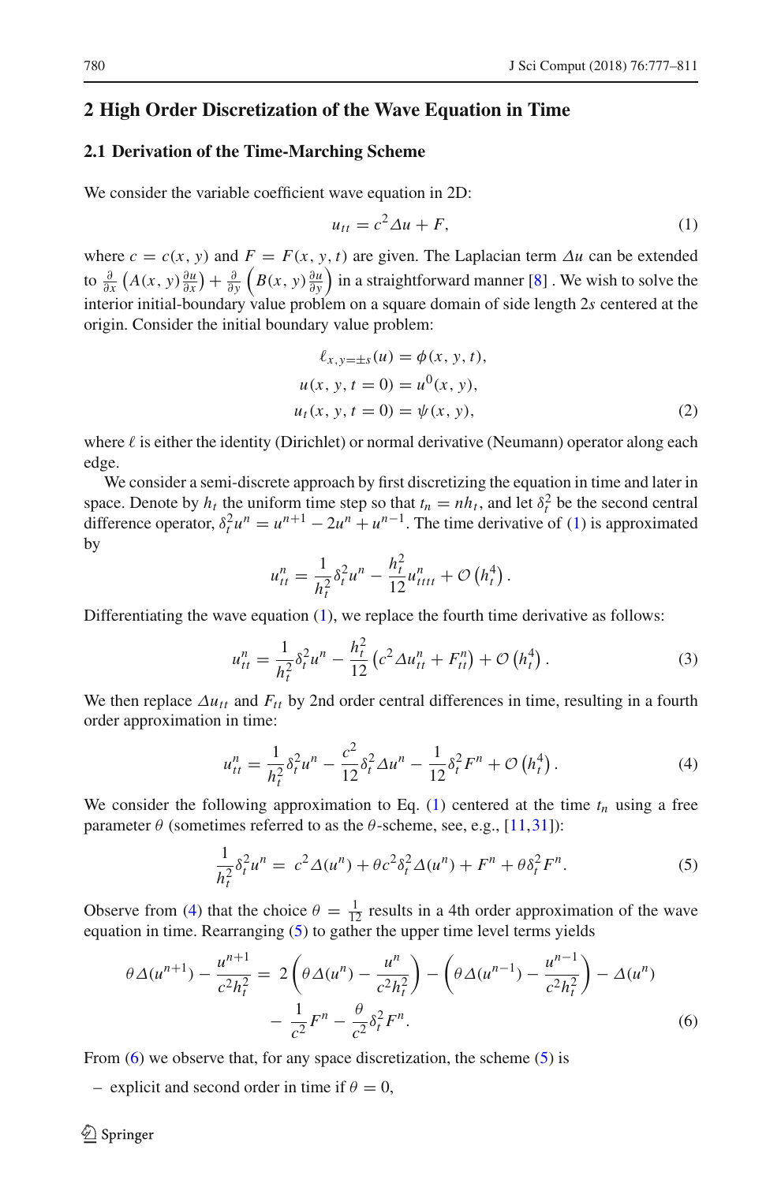## 2 High Order Discretization of the Wave Equation in Time

### 2.1 Derivation of the Time-Marching Scheme

We consider the variable coefficient wave equation in 2D:

$$u_{tt} = c^2 \Delta u + F, \tag{1}$$

where $c = c(x, y)$ and $F = F(x, y, t)$ are given. The Laplacian term $\Delta u$ can be extended to $\frac{\partial}{\partial x}\left(A(x, y)\frac{\partial u}{\partial x}\right) + \frac{\partial}{\partial y}\left(B(x, y)\frac{\partial u}{\partial y}\right)$ in a straightforward manner [8] . We wish to solve the interior initial-boundary value problem on a square domain of side length $2s$ centered at the origin. Consider the initial boundary value problem:

$$\begin{aligned}
\ell_{x,y=\pm s}(u) &= \phi(x, y, t),\\
u(x, y, t = 0) &= u^0(x, y),\\
u_t(x, y, t = 0) &= \psi(x, y),
\end{aligned} \tag{2}$$

where $\ell$ is either the identity (Dirichlet) or normal derivative (Neumann) operator along each edge.

We consider a semi-discrete approach by first discretizing the equation in time and later in space. Denote by $h_t$ the uniform time step so that $t_n = nh_t$, and let $\delta_t^2$ be the second central difference operator, $\delta_t^2 u^n = u^{n+1} - 2u^n + u^{n-1}$. The time derivative of (1) is approximated by

$$u_{tt}^n = \frac{1}{h_t^2}\delta_t^2 u^n - \frac{h_t^2}{12}u_{tttt}^n + \mathcal{O}\left(h_t^4\right).$$

Differentiating the wave equation (1), we replace the fourth time derivative as follows:

$$u_{tt}^n = \frac{1}{h_t^2}\delta_t^2 u^n - \frac{h_t^2}{12}\left(c^2 \Delta u_{tt}^n + F_{tt}^n\right) + \mathcal{O}\left(h_t^4\right). \tag{3}$$

We then replace $\Delta u_{tt}$ and $F_{tt}$ by 2nd order central differences in time, resulting in a fourth order approximation in time:

$$u_{tt}^n = \frac{1}{h_t^2}\delta_t^2 u^n - \frac{c^2}{12}\delta_t^2 \Delta u^n - \frac{1}{12}\delta_t^2 F^n + \mathcal{O}\left(h_t^4\right). \tag{4}$$

We consider the following approximation to Eq. (1) centered at the time $t_n$ using a free parameter $\theta$ (sometimes referred to as the $\theta$-scheme, see, e.g., [11,31]):

$$\frac{1}{h_t^2}\delta_t^2 u^n = c^2 \Delta(u^n) + \theta c^2 \delta_t^2 \Delta(u^n) + F^n + \theta \delta_t^2 F^n. \tag{5}$$

Observe from (4) that the choice $\theta = \frac{1}{12}$ results in a 4th order approximation of the wave equation in time. Rearranging (5) to gather the upper time level terms yields

$$\begin{aligned}
\theta \Delta(u^{n+1}) - \frac{u^{n+1}}{c^2 h_t^2} = {} & 2\left(\theta \Delta(u^n) - \frac{u^n}{c^2 h_t^2}\right) - \left(\theta \Delta(u^{n-1}) - \frac{u^{n-1}}{c^2 h_t^2}\right) - \Delta(u^n)\\
& - \frac{1}{c^2}F^n - \frac{\theta}{c^2}\delta_t^2 F^n.
\end{aligned} \tag{6}$$

From (6) we observe that, for any space discretization, the scheme (5) is

- explicit and second order in time if $\theta = 0$,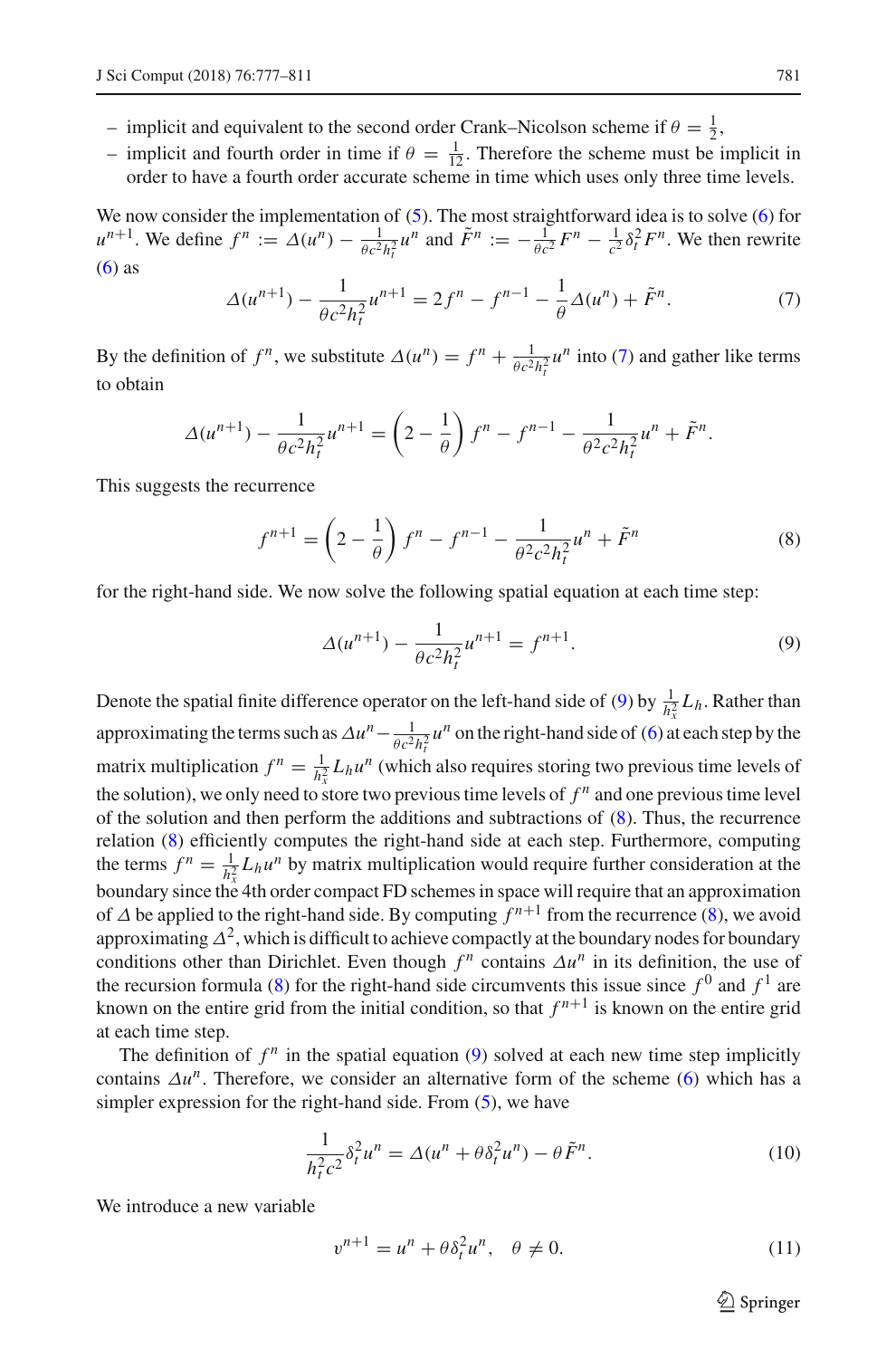– implicit and equivalent to the second order Crank–Nicolson scheme if $\theta = \frac{1}{2}$,
– implicit and fourth order in time if $\theta = \frac{1}{12}$. Therefore the scheme must be implicit in order to have a fourth order accurate scheme in time which uses only three time levels.

We now consider the implementation of (5). The most straightforward idea is to solve (6) for $u^{n+1}$. We define $f^n := \Delta(u^n) - \frac{1}{\theta c^2 h_t^2} u^n$ and $\tilde{F}^n := -\frac{1}{\theta c^2} F^n - \frac{1}{c^2} \delta_t^2 F^n$. We then rewrite (6) as

$$\Delta(u^{n+1}) - \frac{1}{\theta c^2 h_t^2} u^{n+1} = 2 f^n - f^{n-1} - \frac{1}{\theta} \Delta(u^n) + \tilde{F}^n. \tag{7}$$

By the definition of $f^n$, we substitute $\Delta(u^n) = f^n + \frac{1}{\theta c^2 h_t^2} u^n$ into (7) and gather like terms to obtain

$$\Delta(u^{n+1}) - \frac{1}{\theta c^2 h_t^2} u^{n+1} = \left(2 - \frac{1}{\theta}\right) f^n - f^{n-1} - \frac{1}{\theta^2 c^2 h_t^2} u^n + \tilde{F}^n.$$

This suggests the recurrence

$$f^{n+1} = \left(2 - \frac{1}{\theta}\right) f^n - f^{n-1} - \frac{1}{\theta^2 c^2 h_t^2} u^n + \tilde{F}^n \tag{8}$$

for the right-hand side. We now solve the following spatial equation at each time step:

$$\Delta(u^{n+1}) - \frac{1}{\theta c^2 h_t^2} u^{n+1} = f^{n+1}. \tag{9}$$

Denote the spatial finite difference operator on the left-hand side of (9) by $\frac{1}{h_x^2} L_h$. Rather than approximating the terms such as $\Delta u^n - \frac{1}{\theta c^2 h_t^2} u^n$ on the right-hand side of (6) at each step by the matrix multiplication $f^n = \frac{1}{h_x^2} L_h u^n$ (which also requires storing two previous time levels of the solution), we only need to store two previous time levels of $f^n$ and one previous time level of the solution and then perform the additions and subtractions of (8). Thus, the recurrence relation (8) efficiently computes the right-hand side at each step. Furthermore, computing the terms $f^n = \frac{1}{h_x^2} L_h u^n$ by matrix multiplication would require further consideration at the boundary since the 4th order compact FD schemes in space will require that an approximation of $\Delta$ be applied to the right-hand side. By computing $f^{n+1}$ from the recurrence (8), we avoid approximating $\Delta^2$, which is difficult to achieve compactly at the boundary nodes for boundary conditions other than Dirichlet. Even though $f^n$ contains $\Delta u^n$ in its definition, the use of the recursion formula (8) for the right-hand side circumvents this issue since $f^0$ and $f^1$ are known on the entire grid from the initial condition, so that $f^{n+1}$ is known on the entire grid at each time step.

The definition of $f^n$ in the spatial equation (9) solved at each new time step implicitly contains $\Delta u^n$. Therefore, we consider an alternative form of the scheme (6) which has a simpler expression for the right-hand side. From (5), we have

$$\frac{1}{h_t^2 c^2} \delta_t^2 u^n = \Delta(u^n + \theta \delta_t^2 u^n) - \theta \tilde{F}^n. \tag{10}$$

We introduce a new variable

$$v^{n+1} = u^n + \theta \delta_t^2 u^n, \quad \theta \neq 0. \tag{11}$$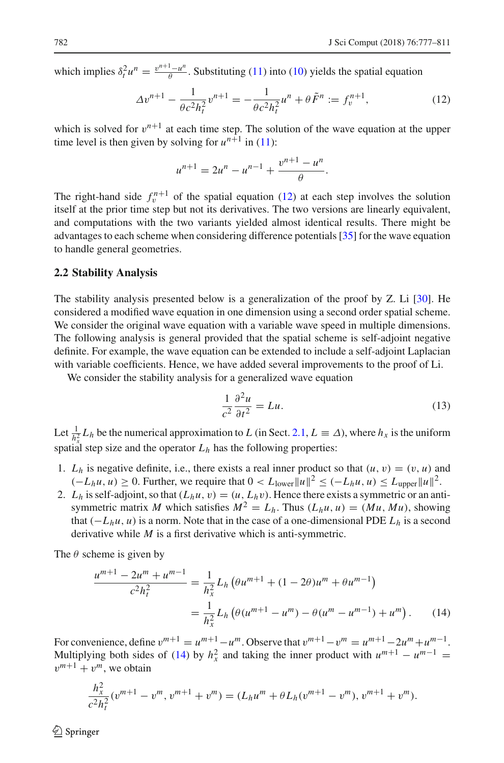which implies $\delta_t^2 u^n = \frac{v^{n+1} - u^n}{\theta}$. Substituting (11) into (10) yields the spatial equation

$$\Delta v^{n+1} - \frac{1}{\theta c^2 h_t^2} v^{n+1} = -\frac{1}{\theta c^2 h_t^2} u^n + \theta \tilde{F}^n := f_v^{n+1}, \tag{12}$$

which is solved for $v^{n+1}$ at each time step. The solution of the wave equation at the upper time level is then given by solving for $u^{n+1}$ in (11):

$$u^{n+1} = 2u^n - u^{n-1} + \frac{v^{n+1} - u^n}{\theta}.$$

The right-hand side $f_v^{n+1}$ of the spatial equation (12) at each step involves the solution itself at the prior time step but not its derivatives. The two versions are linearly equivalent, and computations with the two variants yielded almost identical results. There might be advantages to each scheme when considering difference potentials [35] for the wave equation to handle general geometries.

### 2.2 Stability Analysis

The stability analysis presented below is a generalization of the proof by Z. Li [30]. He considered a modified wave equation in one dimension using a second order spatial scheme. We consider the original wave equation with a variable wave speed in multiple dimensions. The following analysis is general provided that the spatial scheme is self-adjoint negative definite. For example, the wave equation can be extended to include a self-adjoint Laplacian with variable coefficients. Hence, we have added several improvements to the proof of Li.

We consider the stability analysis for a generalized wave equation

$$\frac{1}{c^2} \frac{\partial^2 u}{\partial t^2} = Lu. \tag{13}$$

Let $\frac{1}{h_x^2} L_h$ be the numerical approximation to $L$ (in Sect. 2.1, $L \equiv \Delta$), where $h_x$ is the uniform spatial step size and the operator $L_h$ has the following properties:

1. $L_h$ is negative definite, i.e., there exists a real inner product so that $(u, v) = (v, u)$ and $(-L_h u, u) \geq 0$. Further, we require that $0 < L_{\text{lower}} \|u\|^2 \leq (-L_h u, u) \leq L_{\text{upper}} \|u\|^2$.
2. $L_h$ is self-adjoint, so that $(L_h u, v) = (u, L_h v)$. Hence there exists a symmetric or an anti-symmetric matrix $M$ which satisfies $M^2 = L_h$. Thus $(L_h u, u) = (Mu, Mu)$, showing that $(-L_h u, u)$ is a norm. Note that in the case of a one-dimensional PDE $L_h$ is a second derivative while $M$ is a first derivative which is anti-symmetric.

The $\theta$ scheme is given by

$$\begin{aligned}\frac{u^{m+1} - 2u^m + u^{m-1}}{c^2 h_t^2} &= \frac{1}{h_x^2} L_h \left( \theta u^{m+1} + (1 - 2\theta) u^m + \theta u^{m-1} \right) \\ &= \frac{1}{h_x^2} L_h \left( \theta (u^{m+1} - u^m) - \theta (u^m - u^{m-1}) + u^m \right). \end{aligned} \tag{14}$$

For convenience, define $v^{m+1} = u^{m+1} - u^m$. Observe that $v^{m+1} - v^m = u^{m+1} - 2u^m + u^{m-1}$. Multiplying both sides of (14) by $h_x^2$ and taking the inner product with $u^{m+1} - u^{m-1} = v^{m+1} + v^m$, we obtain

$$\frac{h_x^2}{c^2 h_t^2} (v^{m+1} - v^m, v^{m+1} + v^m) = (L_h u^m + \theta L_h (v^{m+1} - v^m), v^{m+1} + v^m).$$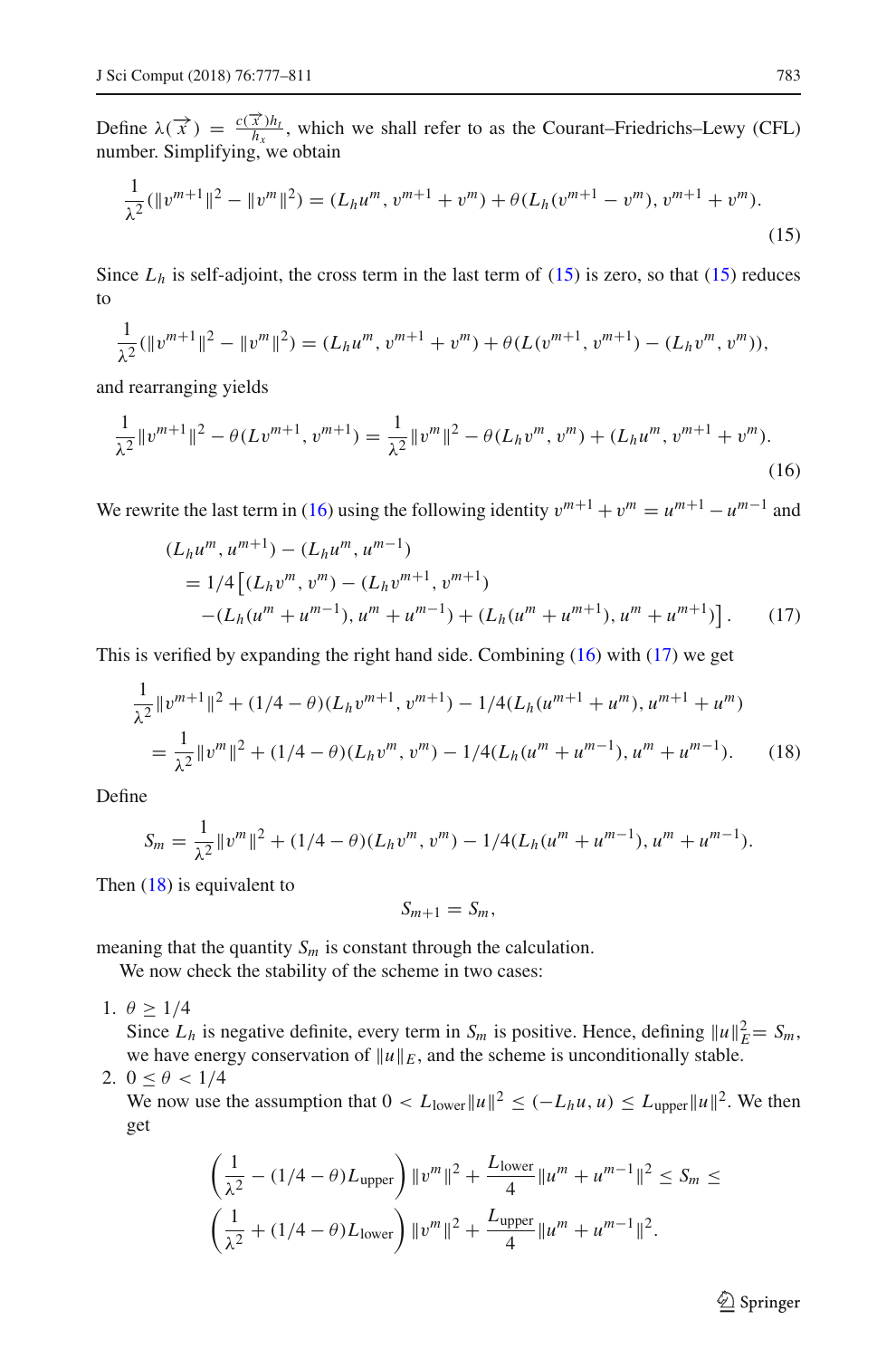Define $\lambda(\overrightarrow{x}) = \frac{c(\overrightarrow{x})h_t}{h_x}$, which we shall refer to as the Courant–Friedrichs–Lewy (CFL) number. Simplifying, we obtain

$$\frac{1}{\lambda^2}(\|v^{m+1}\|^2 - \|v^m\|^2) = (L_h u^m, v^{m+1} + v^m) + \theta(L_h(v^{m+1} - v^m), v^{m+1} + v^m). \tag{15}$$

Since $L_h$ is self-adjoint, the cross term in the last term of (15) is zero, so that (15) reduces to

$$\frac{1}{\lambda^2}(\|v^{m+1}\|^2 - \|v^m\|^2) = (L_h u^m, v^{m+1} + v^m) + \theta(L(v^{m+1}, v^{m+1}) - (L_h v^m, v^m)),$$

and rearranging yields

$$\frac{1}{\lambda^2}\|v^{m+1}\|^2 - \theta(Lv^{m+1}, v^{m+1}) = \frac{1}{\lambda^2}\|v^m\|^2 - \theta(L_h v^m, v^m) + (L_h u^m, v^{m+1} + v^m). \tag{16}$$

We rewrite the last term in (16) using the following identity $v^{m+1} + v^m = u^{m+1} - u^{m-1}$ and

$$\begin{aligned}
&(L_h u^m, u^{m+1}) - (L_h u^m, u^{m-1}) \\
&\quad = 1/4\big[(L_h v^m, v^m) - (L_h v^{m+1}, v^{m+1}) \\
&\quad\quad -(L_h(u^m + u^{m-1}), u^m + u^{m-1}) + (L_h(u^m + u^{m+1}), u^m + u^{m+1})\big].
\end{aligned} \tag{17}$$

This is verified by expanding the right hand side. Combining (16) with (17) we get

$$\begin{aligned}
&\frac{1}{\lambda^2}\|v^{m+1}\|^2 + (1/4 - \theta)(L_h v^{m+1}, v^{m+1}) - 1/4(L_h(u^{m+1} + u^m), u^{m+1} + u^m) \\
&= \frac{1}{\lambda^2}\|v^m\|^2 + (1/4 - \theta)(L_h v^m, v^m) - 1/4(L_h(u^m + u^{m-1}), u^m + u^{m-1}).
\end{aligned} \tag{18}$$

Define

$$S_m = \frac{1}{\lambda^2}\|v^m\|^2 + (1/4 - \theta)(L_h v^m, v^m) - 1/4(L_h(u^m + u^{m-1}), u^m + u^{m-1}).$$

Then (18) is equivalent to

$$S_{m+1} = S_m,$$

meaning that the quantity $S_m$ is constant through the calculation.

We now check the stability of the scheme in two cases:

1. $\theta \geq 1/4$
   Since $L_h$ is negative definite, every term in $S_m$ is positive. Hence, defining $\|u\|_E^2 = S_m$, we have energy conservation of $\|u\|_E$, and the scheme is unconditionally stable.
2. $0 \leq \theta < 1/4$
   We now use the assumption that $0 < L_{\text{lower}}\|u\|^2 \leq (-L_h u, u) \leq L_{\text{upper}}\|u\|^2$. We then get

$$\left(\frac{1}{\lambda^2} - (1/4 - \theta)L_{\text{upper}}\right)\|v^m\|^2 + \frac{L_{\text{lower}}}{4}\|u^m + u^{m-1}\|^2 \leq S_m \leq \left(\frac{1}{\lambda^2} + (1/4 - \theta)L_{\text{lower}}\right)\|v^m\|^2 + \frac{L_{\text{upper}}}{4}\|u^m + u^{m-1}\|^2.$$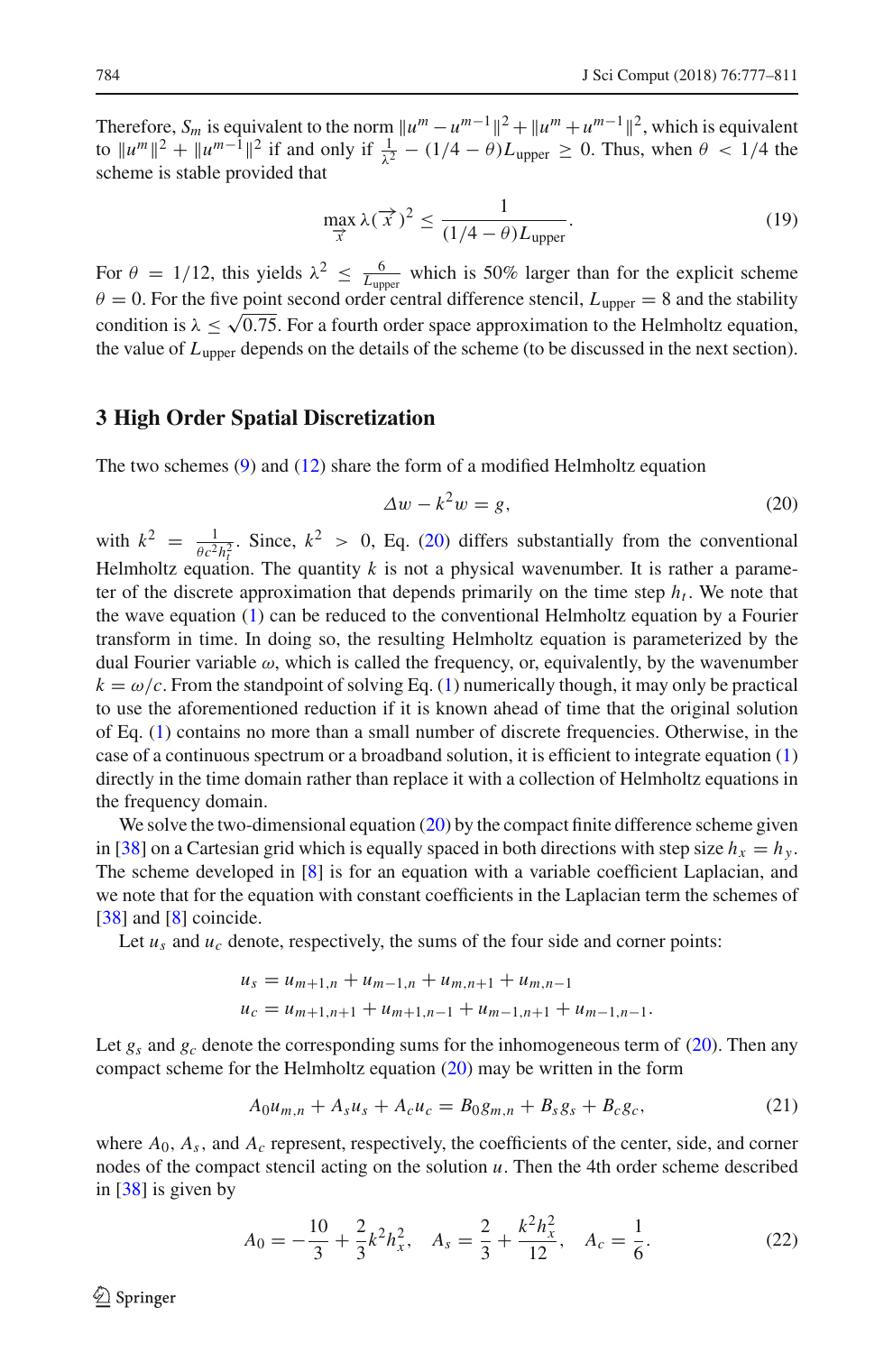Therefore, $S_m$ is equivalent to the norm $\|u^m - u^{m-1}\|^2 + \|u^m + u^{m-1}\|^2$, which is equivalent to $\|u^m\|^2 + \|u^{m-1}\|^2$ if and only if $\frac{1}{\lambda^2} - (1/4 - \theta)L_{\text{upper}} \geq 0$. Thus, when $\theta < 1/4$ the scheme is stable provided that

$$\max_{\vec{x}} \lambda(\vec{x})^2 \leq \frac{1}{(1/4 - \theta)L_{\text{upper}}}. \tag{19}$$

For $\theta = 1/12$, this yields $\lambda^2 \leq \frac{6}{L_{\text{upper}}}$ which is 50% larger than for the explicit scheme $\theta = 0$. For the five point second order central difference stencil, $L_{\text{upper}} = 8$ and the stability condition is $\lambda \leq \sqrt{0.75}$. For a fourth order space approximation to the Helmholtz equation, the value of $L_{\text{upper}}$ depends on the details of the scheme (to be discussed in the next section).

## 3 High Order Spatial Discretization

The two schemes (9) and (12) share the form of a modified Helmholtz equation

$$\Delta w - k^2 w = g, \tag{20}$$

with $k^2 = \frac{1}{\theta c^2 h_t^2}$. Since, $k^2 > 0$, Eq. (20) differs substantially from the conventional Helmholtz equation. The quantity $k$ is not a physical wavenumber. It is rather a parameter of the discrete approximation that depends primarily on the time step $h_t$. We note that the wave equation (1) can be reduced to the conventional Helmholtz equation by a Fourier transform in time. In doing so, the resulting Helmholtz equation is parameterized by the dual Fourier variable $\omega$, which is called the frequency, or, equivalently, by the wavenumber $k = \omega/c$. From the standpoint of solving Eq. (1) numerically though, it may only be practical to use the aforementioned reduction if it is known ahead of time that the original solution of Eq. (1) contains no more than a small number of discrete frequencies. Otherwise, in the case of a continuous spectrum or a broadband solution, it is efficient to integrate equation (1) directly in the time domain rather than replace it with a collection of Helmholtz equations in the frequency domain.

We solve the two-dimensional equation (20) by the compact finite difference scheme given in [38] on a Cartesian grid which is equally spaced in both directions with step size $h_x = h_y$. The scheme developed in [8] is for an equation with a variable coefficient Laplacian, and we note that for the equation with constant coefficients in the Laplacian term the schemes of [38] and [8] coincide.

Let $u_s$ and $u_c$ denote, respectively, the sums of the four side and corner points:

$$u_s = u_{m+1,n} + u_{m-1,n} + u_{m,n+1} + u_{m,n-1}$$
$$u_c = u_{m+1,n+1} + u_{m+1,n-1} + u_{m-1,n+1} + u_{m-1,n-1}.$$

Let $g_s$ and $g_c$ denote the corresponding sums for the inhomogeneous term of (20). Then any compact scheme for the Helmholtz equation (20) may be written in the form

$$A_0 u_{m,n} + A_s u_s + A_c u_c = B_0 g_{m,n} + B_s g_s + B_c g_c, \tag{21}$$

where $A_0$, $A_s$, and $A_c$ represent, respectively, the coefficients of the center, side, and corner nodes of the compact stencil acting on the solution $u$. Then the 4th order scheme described in [38] is given by

$$A_0 = -\frac{10}{3} + \frac{2}{3}k^2 h_x^2, \quad A_s = \frac{2}{3} + \frac{k^2 h_x^2}{12}, \quad A_c = \frac{1}{6}. \tag{22}$$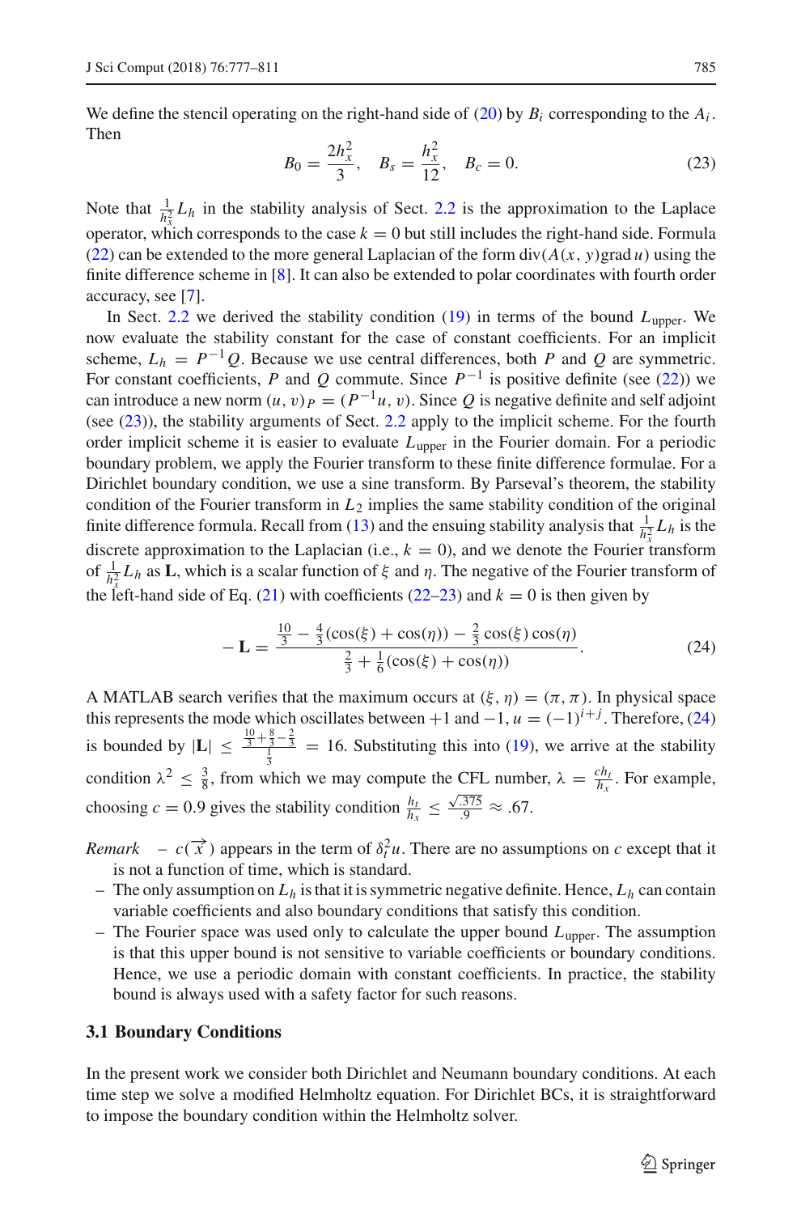We define the stencil operating on the right-hand side of (20) by $B_i$ corresponding to the $A_i$. Then

$$B_0 = \frac{2h_x^2}{3}, \quad B_s = \frac{h_x^2}{12}, \quad B_c = 0. \tag{23}$$

Note that $\frac{1}{h_x^2} L_h$ in the stability analysis of Sect. 2.2 is the approximation to the Laplace operator, which corresponds to the case $k = 0$ but still includes the right-hand side. Formula (22) can be extended to the more general Laplacian of the form $\text{div}(A(x, y)\text{grad}\, u)$ using the finite difference scheme in [8]. It can also be extended to polar coordinates with fourth order accuracy, see [7].

In Sect. 2.2 we derived the stability condition (19) in terms of the bound $L_{\text{upper}}$. We now evaluate the stability constant for the case of constant coefficients. For an implicit scheme, $L_h = P^{-1}Q$. Because we use central differences, both $P$ and $Q$ are symmetric. For constant coefficients, $P$ and $Q$ commute. Since $P^{-1}$ is positive definite (see (22)) we can introduce a new norm $(u, v)_P = (P^{-1}u, v)$. Since $Q$ is negative definite and self adjoint (see (23)), the stability arguments of Sect. 2.2 apply to the implicit scheme. For the fourth order implicit scheme it is easier to evaluate $L_{\text{upper}}$ in the Fourier domain. For a periodic boundary problem, we apply the Fourier transform to these finite difference formulae. For a Dirichlet boundary condition, we use a sine transform. By Parseval's theorem, the stability condition of the Fourier transform in $L_2$ implies the same stability condition of the original finite difference formula. Recall from (13) and the ensuing stability analysis that $\frac{1}{h_x^2} L_h$ is the discrete approximation to the Laplacian (i.e., $k = 0$), and we denote the Fourier transform of $\frac{1}{h_x^2} L_h$ as $\mathbf{L}$, which is a scalar function of $\xi$ and $\eta$. The negative of the Fourier transform of the left-hand side of Eq. (21) with coefficients (22–23) and $k = 0$ is then given by

$$-\mathbf{L} = \frac{\frac{10}{3} - \frac{4}{3}(\cos(\xi) + \cos(\eta)) - \frac{2}{3}\cos(\xi)\cos(\eta)}{\frac{2}{3} + \frac{1}{6}(\cos(\xi) + \cos(\eta))}. \tag{24}$$

A MATLAB search verifies that the maximum occurs at $(\xi, \eta) = (\pi, \pi)$. In physical space this represents the mode which oscillates between $+1$ and $-1$, $u = (-1)^{i+j}$. Therefore, (24) is bounded by $|\mathbf{L}| \leq \frac{\frac{10}{3} + \frac{8}{3} - \frac{2}{3}}{\frac{1}{3}} = 16$. Substituting this into (19), we arrive at the stability condition $\lambda^2 \leq \frac{3}{8}$, from which we may compute the CFL number, $\lambda = \frac{c h_t}{h_x}$. For example, choosing $c = 0.9$ gives the stability condition $\frac{h_t}{h_x} \leq \frac{\sqrt{.375}}{.9} \approx .67$.

*Remark* – $c(\overrightarrow{x})$ appears in the term of $\delta_t^2 u$. There are no assumptions on $c$ except that it is not a function of time, which is standard.

- The only assumption on $L_h$ is that it is symmetric negative definite. Hence, $L_h$ can contain variable coefficients and also boundary conditions that satisfy this condition.
- The Fourier space was used only to calculate the upper bound $L_{\text{upper}}$. The assumption is that this upper bound is not sensitive to variable coefficients or boundary conditions. Hence, we use a periodic domain with constant coefficients. In practice, the stability bound is always used with a safety factor for such reasons.

### 3.1 Boundary Conditions

In the present work we consider both Dirichlet and Neumann boundary conditions. At each time step we solve a modified Helmholtz equation. For Dirichlet BCs, it is straightforward to impose the boundary condition within the Helmholtz solver.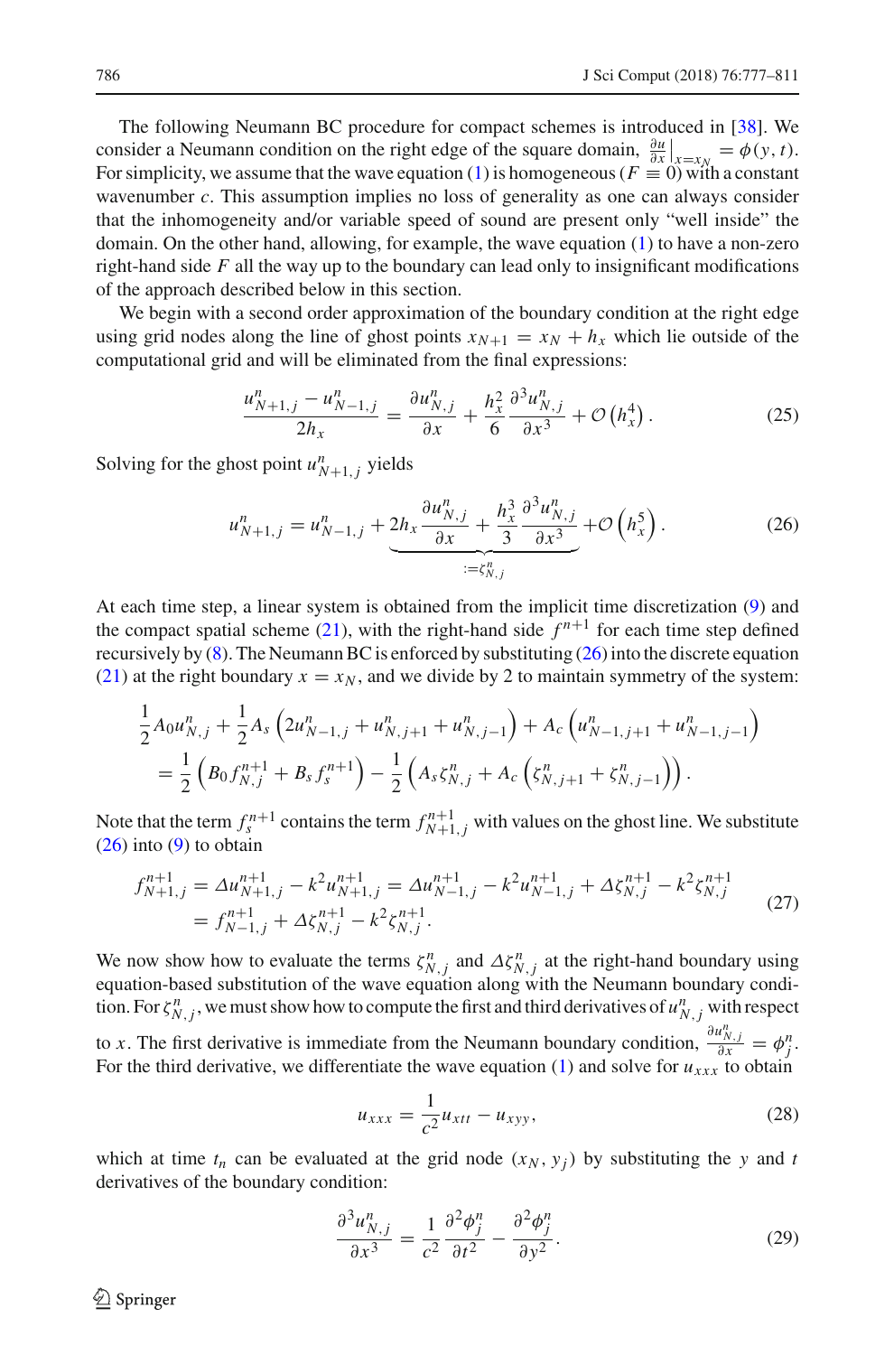The following Neumann BC procedure for compact schemes is introduced in [38]. We consider a Neumann condition on the right edge of the square domain, $\frac{\partial u}{\partial x}\big|_{x=x_N} = \phi(y,t)$. For simplicity, we assume that the wave equation (1) is homogeneous ($F \equiv 0$) with a constant wavenumber $c$. This assumption implies no loss of generality as one can always consider that the inhomogeneity and/or variable speed of sound are present only "well inside" the domain. On the other hand, allowing, for example, the wave equation (1) to have a non-zero right-hand side $F$ all the way up to the boundary can lead only to insignificant modifications of the approach described below in this section.

We begin with a second order approximation of the boundary condition at the right edge using grid nodes along the line of ghost points $x_{N+1} = x_N + h_x$ which lie outside of the computational grid and will be eliminated from the final expressions:

$$\frac{u^n_{N+1,j} - u^n_{N-1,j}}{2h_x} = \frac{\partial u^n_{N,j}}{\partial x} + \frac{h_x^2}{6}\frac{\partial^3 u^n_{N,j}}{\partial x^3} + \mathcal{O}\left(h_x^4\right). \tag{25}$$

Solving for the ghost point $u^n_{N+1,j}$ yields

$$u^n_{N+1,j} = u^n_{N-1,j} + \underbrace{2h_x\frac{\partial u^n_{N,j}}{\partial x} + \frac{h_x^3}{3}\frac{\partial^3 u^n_{N,j}}{\partial x^3}}_{:=\zeta^n_{N,j}} + \mathcal{O}\left(h_x^5\right). \tag{26}$$

At each time step, a linear system is obtained from the implicit time discretization (9) and the compact spatial scheme (21), with the right-hand side $f^{n+1}$ for each time step defined recursively by (8). The Neumann BC is enforced by substituting (26) into the discrete equation (21) at the right boundary $x = x_N$, and we divide by 2 to maintain symmetry of the system:

$$\begin{aligned}
&\frac{1}{2}A_0 u^n_{N,j} + \frac{1}{2}A_s\left(2u^n_{N-1,j} + u^n_{N,j+1} + u^n_{N,j-1}\right) + A_c\left(u^n_{N-1,j+1} + u^n_{N-1,j-1}\right)\\
&\quad = \frac{1}{2}\left(B_0 f^{n+1}_{N,j} + B_s f^{n+1}_s\right) - \frac{1}{2}\left(A_s\zeta^n_{N,j} + A_c\left(\zeta^n_{N,j+1} + \zeta^n_{N,j-1}\right)\right).
\end{aligned}$$

Note that the term $f^{n+1}_s$ contains the term $f^{n+1}_{N+1,j}$ with values on the ghost line. We substitute (26) into (9) to obtain

$$\begin{aligned}
f^{n+1}_{N+1,j} &= \Delta u^{n+1}_{N+1,j} - k^2 u^{n+1}_{N+1,j} = \Delta u^{n+1}_{N-1,j} - k^2 u^{n+1}_{N-1,j} + \Delta\zeta^{n+1}_{N,j} - k^2\zeta^{n+1}_{N,j}\\
&= f^{n+1}_{N-1,j} + \Delta\zeta^{n+1}_{N,j} - k^2\zeta^{n+1}_{N,j}.
\end{aligned} \tag{27}$$

We now show how to evaluate the terms $\zeta^n_{N,j}$ and $\Delta\zeta^n_{N,j}$ at the right-hand boundary using equation-based substitution of the wave equation along with the Neumann boundary condition. For $\zeta^n_{N,j}$, we must show how to compute the first and third derivatives of $u^n_{N,j}$ with respect to $x$. The first derivative is immediate from the Neumann boundary condition, $\frac{\partial u^n_{N,j}}{\partial x} = \phi^n_j$. For the third derivative, we differentiate the wave equation (1) and solve for $u_{xxx}$ to obtain

$$u_{xxx} = \frac{1}{c^2}u_{xtt} - u_{xyy}, \tag{28}$$

which at time $t_n$ can be evaluated at the grid node $(x_N, y_j)$ by substituting the $y$ and $t$ derivatives of the boundary condition:

$$\frac{\partial^3 u^n_{N,j}}{\partial x^3} = \frac{1}{c^2}\frac{\partial^2\phi^n_j}{\partial t^2} - \frac{\partial^2\phi^n_j}{\partial y^2}. \tag{29}$$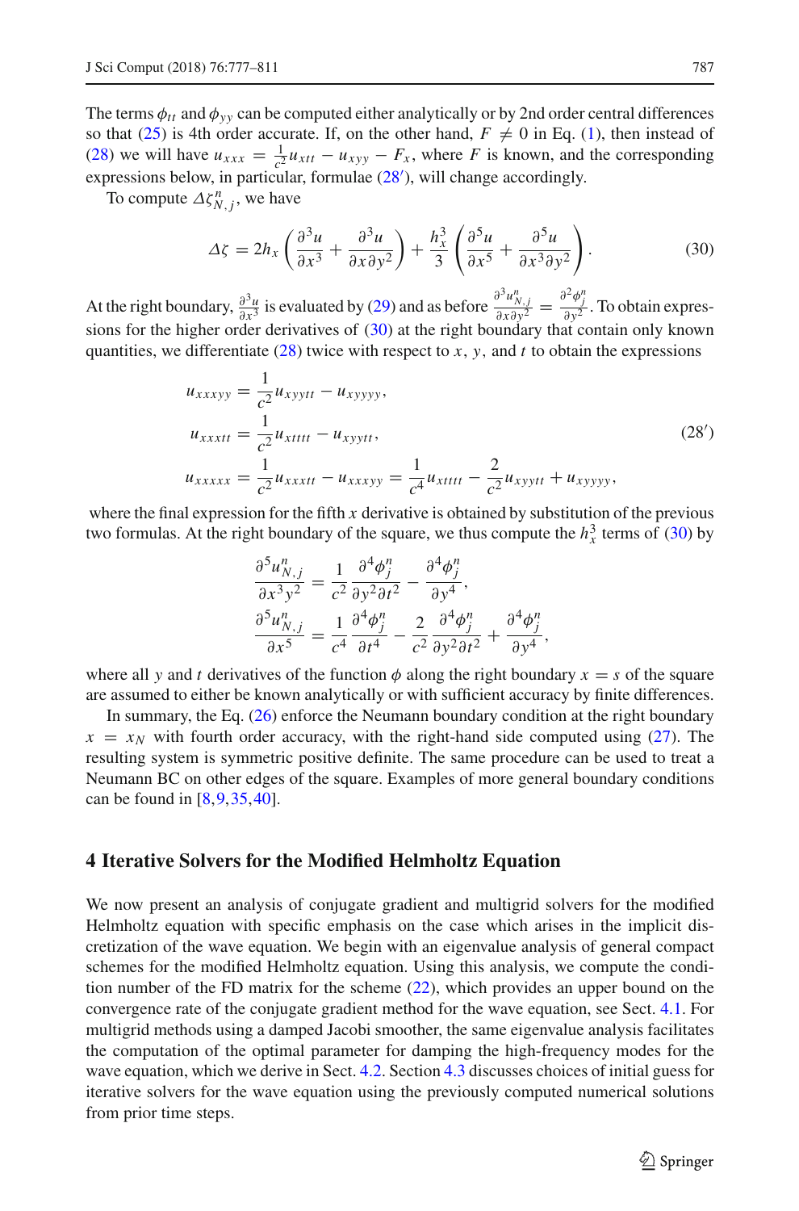The terms $\phi_{tt}$ and $\phi_{yy}$ can be computed either analytically or by 2nd order central differences so that (25) is 4th order accurate. If, on the other hand, $F \neq 0$ in Eq. (1), then instead of (28) we will have $u_{xxx} = \frac{1}{c^2} u_{xtt} - u_{xyy} - F_x$, where $F$ is known, and the corresponding expressions below, in particular, formulae (28′), will change accordingly.

To compute $\Delta\zeta^n_{N,j}$, we have

$$\Delta\zeta = 2h_x \left( \frac{\partial^3 u}{\partial x^3} + \frac{\partial^3 u}{\partial x \partial y^2} \right) + \frac{h_x^3}{3} \left( \frac{\partial^5 u}{\partial x^5} + \frac{\partial^5 u}{\partial x^3 \partial y^2} \right). \tag{30}$$

At the right boundary, $\frac{\partial^3 u}{\partial x^3}$ is evaluated by (29) and as before $\frac{\partial^3 u^n_{N,j}}{\partial x \partial y^2} = \frac{\partial^2 \phi^n_j}{\partial y^2}$. To obtain expressions for the higher order derivatives of (30) at the right boundary that contain only known quantities, we differentiate (28) twice with respect to $x$, $y$, and $t$ to obtain the expressions

$$\begin{aligned} u_{xxxyy} &= \frac{1}{c^2} u_{xyytt} - u_{xyyyy}, \\ u_{xxxtt} &= \frac{1}{c^2} u_{xtttt} - u_{xyytt}, \\ u_{xxxxx} &= \frac{1}{c^2} u_{xxxtt} - u_{xxxyy} = \frac{1}{c^4} u_{xtttt} - \frac{2}{c^2} u_{xyytt} + u_{xyyyy}, \end{aligned} \tag{28′}$$

where the final expression for the fifth $x$ derivative is obtained by substitution of the previous two formulas. At the right boundary of the square, we thus compute the $h_x^3$ terms of (30) by

$$\begin{aligned} \frac{\partial^5 u^n_{N,j}}{\partial x^3 y^2} &= \frac{1}{c^2} \frac{\partial^4 \phi^n_j}{\partial y^2 \partial t^2} - \frac{\partial^4 \phi^n_j}{\partial y^4}, \\ \frac{\partial^5 u^n_{N,j}}{\partial x^5} &= \frac{1}{c^4} \frac{\partial^4 \phi^n_j}{\partial t^4} - \frac{2}{c^2} \frac{\partial^4 \phi^n_j}{\partial y^2 \partial t^2} + \frac{\partial^4 \phi^n_j}{\partial y^4}, \end{aligned}$$

where all $y$ and $t$ derivatives of the function $\phi$ along the right boundary $x = s$ of the square are assumed to either be known analytically or with sufficient accuracy by finite differences.

In summary, the Eq. (26) enforce the Neumann boundary condition at the right boundary $x = x_N$ with fourth order accuracy, with the right-hand side computed using (27). The resulting system is symmetric positive definite. The same procedure can be used to treat a Neumann BC on other edges of the square. Examples of more general boundary conditions can be found in [8,9,35,40].

## 4 Iterative Solvers for the Modified Helmholtz Equation

We now present an analysis of conjugate gradient and multigrid solvers for the modified Helmholtz equation with specific emphasis on the case which arises in the implicit discretization of the wave equation. We begin with an eigenvalue analysis of general compact schemes for the modified Helmholtz equation. Using this analysis, we compute the condition number of the FD matrix for the scheme (22), which provides an upper bound on the convergence rate of the conjugate gradient method for the wave equation, see Sect. 4.1. For multigrid methods using a damped Jacobi smoother, the same eigenvalue analysis facilitates the computation of the optimal parameter for damping the high-frequency modes for the wave equation, which we derive in Sect. 4.2. Section 4.3 discusses choices of initial guess for iterative solvers for the wave equation using the previously computed numerical solutions from prior time steps.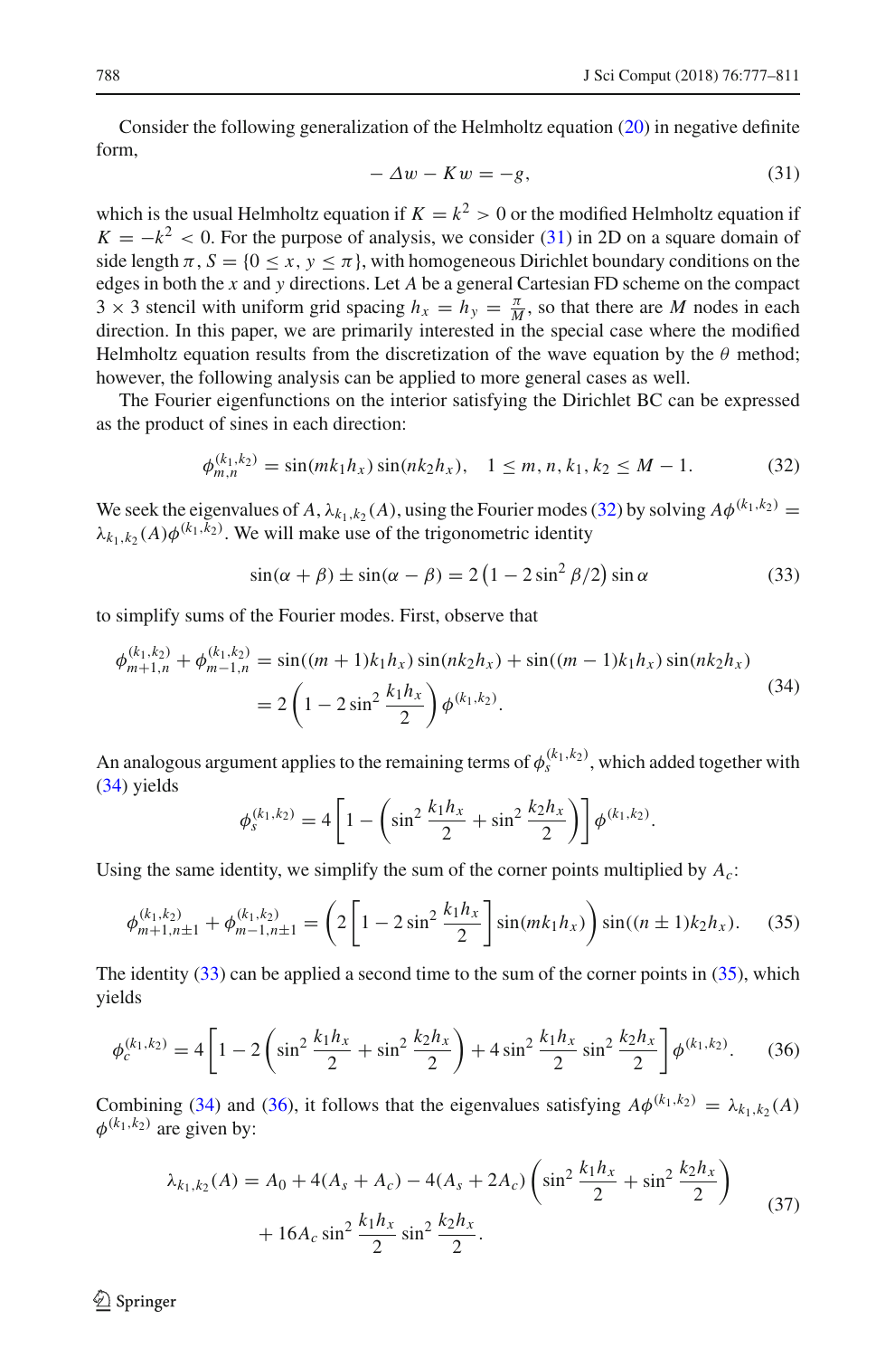Consider the following generalization of the Helmholtz equation (20) in negative definite form,

$$-\Delta w - Kw = -g, \tag{31}$$

which is the usual Helmholtz equation if $K = k^2 > 0$ or the modified Helmholtz equation if $K = -k^2 < 0$. For the purpose of analysis, we consider (31) in 2D on a square domain of side length $\pi$, $S = \{0 \leq x, y \leq \pi\}$, with homogeneous Dirichlet boundary conditions on the edges in both the $x$ and $y$ directions. Let $A$ be a general Cartesian FD scheme on the compact $3 \times 3$ stencil with uniform grid spacing $h_x = h_y = \frac{\pi}{M}$, so that there are $M$ nodes in each direction. In this paper, we are primarily interested in the special case where the modified Helmholtz equation results from the discretization of the wave equation by the $\theta$ method; however, the following analysis can be applied to more general cases as well.

The Fourier eigenfunctions on the interior satisfying the Dirichlet BC can be expressed as the product of sines in each direction:

$$\phi_{m,n}^{(k_1,k_2)} = \sin(mk_1h_x)\sin(nk_2h_x), \quad 1 \leq m, n, k_1, k_2 \leq M-1. \tag{32}$$

We seek the eigenvalues of $A$, $\lambda_{k_1,k_2}(A)$, using the Fourier modes (32) by solving $A\phi^{(k_1,k_2)} = \lambda_{k_1,k_2}(A)\phi^{(k_1,k_2)}$. We will make use of the trigonometric identity

$$\sin(\alpha+\beta) \pm \sin(\alpha-\beta) = 2\left(1 - 2\sin^2\beta/2\right)\sin\alpha \tag{33}$$

to simplify sums of the Fourier modes. First, observe that

$$\begin{aligned}\phi_{m+1,n}^{(k_1,k_2)} + \phi_{m-1,n}^{(k_1,k_2)} &= \sin((m+1)k_1h_x)\sin(nk_2h_x) + \sin((m-1)k_1h_x)\sin(nk_2h_x) \\ &= 2\left(1 - 2\sin^2\frac{k_1h_x}{2}\right)\phi^{(k_1,k_2)}.\end{aligned} \tag{34}$$

An analogous argument applies to the remaining terms of $\phi_s^{(k_1,k_2)}$, which added together with (34) yields

$$\phi_s^{(k_1,k_2)} = 4\left[1 - \left(\sin^2\frac{k_1h_x}{2} + \sin^2\frac{k_2h_x}{2}\right)\right]\phi^{(k_1,k_2)}.$$

Using the same identity, we simplify the sum of the corner points multiplied by $A_c$:

$$\phi_{m+1,n\pm1}^{(k_1,k_2)} + \phi_{m-1,n\pm1}^{(k_1,k_2)} = \left(2\left[1 - 2\sin^2\frac{k_1h_x}{2}\right]\sin(mk_1h_x)\right)\sin((n\pm1)k_2h_x). \tag{35}$$

The identity (33) can be applied a second time to the sum of the corner points in (35), which yields

$$\phi_c^{(k_1,k_2)} = 4\left[1 - 2\left(\sin^2\frac{k_1h_x}{2} + \sin^2\frac{k_2h_x}{2}\right) + 4\sin^2\frac{k_1h_x}{2}\sin^2\frac{k_2h_x}{2}\right]\phi^{(k_1,k_2)}. \tag{36}$$

Combining (34) and (36), it follows that the eigenvalues satisfying $A\phi^{(k_1,k_2)} = \lambda_{k_1,k_2}(A)\phi^{(k_1,k_2)}$ are given by:

$$\begin{aligned}\lambda_{k_1,k_2}(A) = A_0 + 4(A_s + A_c) - 4(A_s + 2A_c)\left(\sin^2\frac{k_1h_x}{2} + \sin^2\frac{k_2h_x}{2}\right) \\ + 16A_c\sin^2\frac{k_1h_x}{2}\sin^2\frac{k_2h_x}{2}.\end{aligned} \tag{37}$$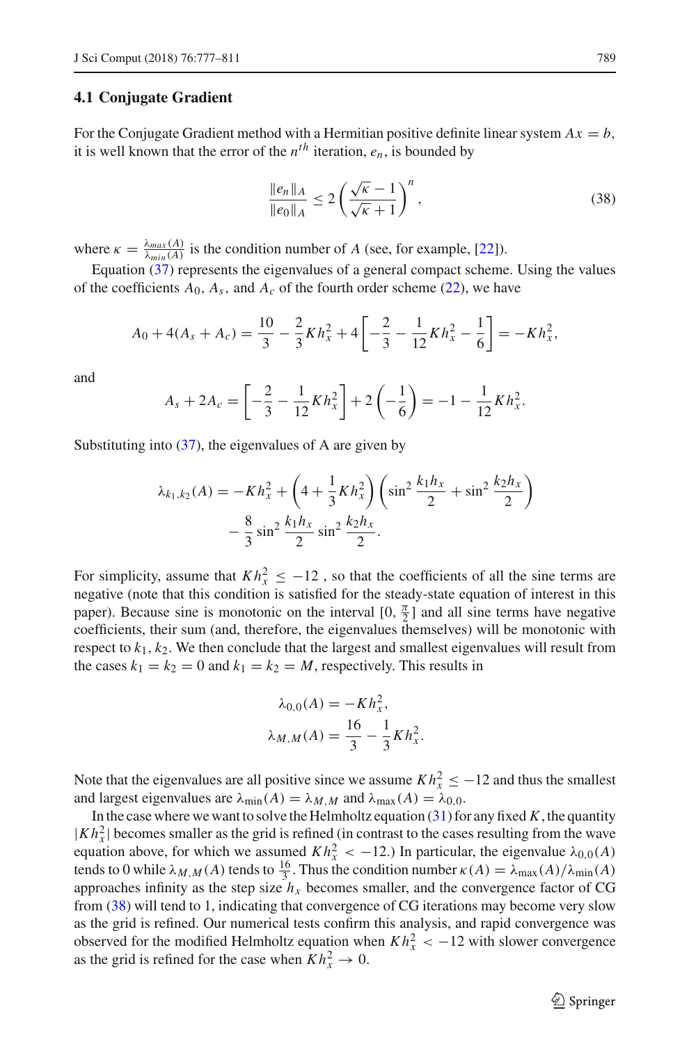### 4.1 Conjugate Gradient

For the Conjugate Gradient method with a Hermitian positive definite linear system $Ax = b$, it is well known that the error of the $n^{th}$ iteration, $e_n$, is bounded by

$$\frac{\|e_n\|_A}{\|e_0\|_A} \leq 2\left(\frac{\sqrt{\kappa}-1}{\sqrt{\kappa}+1}\right)^n, \tag{38}$$

where $\kappa = \frac{\lambda_{max}(A)}{\lambda_{min}(A)}$ is the condition number of $A$ (see, for example, [22]).

Equation (37) represents the eigenvalues of a general compact scheme. Using the values of the coefficients $A_0$, $A_s$, and $A_c$ of the fourth order scheme (22), we have

$$A_0 + 4(A_s + A_c) = \frac{10}{3} - \frac{2}{3}Kh_x^2 + 4\left[-\frac{2}{3} - \frac{1}{12}Kh_x^2 - \frac{1}{6}\right] = -Kh_x^2,$$

and

$$A_s + 2A_c = \left[-\frac{2}{3} - \frac{1}{12}Kh_x^2\right] + 2\left(-\frac{1}{6}\right) = -1 - \frac{1}{12}Kh_x^2.$$

Substituting into (37), the eigenvalues of A are given by

$$\lambda_{k_1,k_2}(A) = -Kh_x^2 + \left(4 + \frac{1}{3}Kh_x^2\right)\left(\sin^2\frac{k_1 h_x}{2} + \sin^2\frac{k_2 h_x}{2}\right) - \frac{8}{3}\sin^2\frac{k_1 h_x}{2}\sin^2\frac{k_2 h_x}{2}.$$

For simplicity, assume that $Kh_x^2 \leq -12$ , so that the coefficients of all the sine terms are negative (note that this condition is satisfied for the steady-state equation of interest in this paper). Because sine is monotonic on the interval $[0, \frac{\pi}{2}]$ and all sine terms have negative coefficients, their sum (and, therefore, the eigenvalues themselves) will be monotonic with respect to $k_1, k_2$. We then conclude that the largest and smallest eigenvalues will result from the cases $k_1 = k_2 = 0$ and $k_1 = k_2 = M$, respectively. This results in

$$\lambda_{0,0}(A) = -Kh_x^2,$$
$$\lambda_{M,M}(A) = \frac{16}{3} - \frac{1}{3}Kh_x^2.$$

Note that the eigenvalues are all positive since we assume $Kh_x^2 \leq -12$ and thus the smallest and largest eigenvalues are $\lambda_{\min}(A) = \lambda_{M,M}$ and $\lambda_{\max}(A) = \lambda_{0,0}$.

In the case where we want to solve the Helmholtz equation (31) for any fixed $K$, the quantity $|Kh_x^2|$ becomes smaller as the grid is refined (in contrast to the cases resulting from the wave equation above, for which we assumed $Kh_x^2 < -12$.) In particular, the eigenvalue $\lambda_{0,0}(A)$ tends to 0 while $\lambda_{M,M}(A)$ tends to $\frac{16}{3}$. Thus the condition number $\kappa(A) = \lambda_{\max}(A)/\lambda_{\min}(A)$ approaches infinity as the step size $h_x$ becomes smaller, and the convergence factor of CG from (38) will tend to 1, indicating that convergence of CG iterations may become very slow as the grid is refined. Our numerical tests confirm this analysis, and rapid convergence was observed for the modified Helmholtz equation when $Kh_x^2 < -12$ with slower convergence as the grid is refined for the case when $Kh_x^2 \to 0$.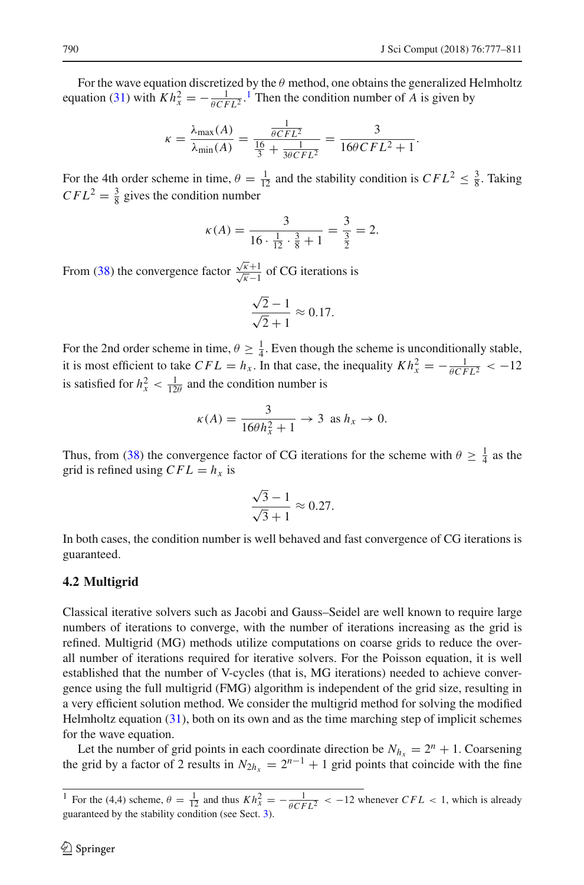For the wave equation discretized by the $\theta$ method, one obtains the generalized Helmholtz equation (31) with $Kh_x^2 = -\frac{1}{\theta CFL^2}$.[1] Then the condition number of $A$ is given by

$$\kappa = \frac{\lambda_{\min}(A)}{\lambda_{\min}(A)} = \frac{\frac{1}{\theta CFL^2}}{\frac{16}{3} + \frac{1}{3\theta CFL^2}} = \frac{3}{16\theta CFL^2 + 1}.$$

For the 4th order scheme in time, $\theta = \frac{1}{12}$ and the stability condition is $CFL^2 \leq \frac{3}{8}$. Taking $CFL^2 = \frac{3}{8}$ gives the condition number

$$\kappa(A) = \frac{3}{16 \cdot \frac{1}{12} \cdot \frac{3}{8} + 1} = \frac{3}{\frac{3}{2}} = 2.$$

From (38) the convergence factor $\frac{\sqrt{\kappa}+1}{\sqrt{\kappa}-1}$ of CG iterations is

$$\frac{\sqrt{2}-1}{\sqrt{2}+1} \approx 0.17.$$

For the 2nd order scheme in time, $\theta \geq \frac{1}{4}$. Even though the scheme is unconditionally stable, it is most efficient to take $CFL = h_x$. In that case, the inequality $Kh_x^2 = -\frac{1}{\theta CFL^2} < -12$ is satisfied for $h_x^2 < \frac{1}{12\theta}$ and the condition number is

$$\kappa(A) = \frac{3}{16\theta h_x^2 + 1} \to 3 \text{ as } h_x \to 0.$$

Thus, from (38) the convergence factor of CG iterations for the scheme with $\theta \geq \frac{1}{4}$ as the grid is refined using $CFL = h_x$ is

$$\frac{\sqrt{3}-1}{\sqrt{3}+1} \approx 0.27.$$

In both cases, the condition number is well behaved and fast convergence of CG iterations is guaranteed.

### 4.2 Multigrid

Classical iterative solvers such as Jacobi and Gauss–Seidel are well known to require large numbers of iterations to converge, with the number of iterations increasing as the grid is refined. Multigrid (MG) methods utilize computations on coarse grids to reduce the overall number of iterations required for iterative solvers. For the Poisson equation, it is well established that the number of V-cycles (that is, MG iterations) needed to achieve convergence using the full multigrid (FMG) algorithm is independent of the grid size, resulting in a very efficient solution method. We consider the multigrid method for solving the modified Helmholtz equation (31), both on its own and as the time marching step of implicit schemes for the wave equation.

Let the number of grid points in each coordinate direction be $N_{h_x} = 2^n + 1$. Coarsening the grid by a factor of 2 results in $N_{2h_x} = 2^{n-1} + 1$ grid points that coincide with the fine

---

[1] For the (4,4) scheme, $\theta = \frac{1}{12}$ and thus $Kh_x^2 = -\frac{1}{\theta CFL^2} < -12$ whenever $CFL < 1$, which is already guaranteed by the stability condition (see Sect. 3).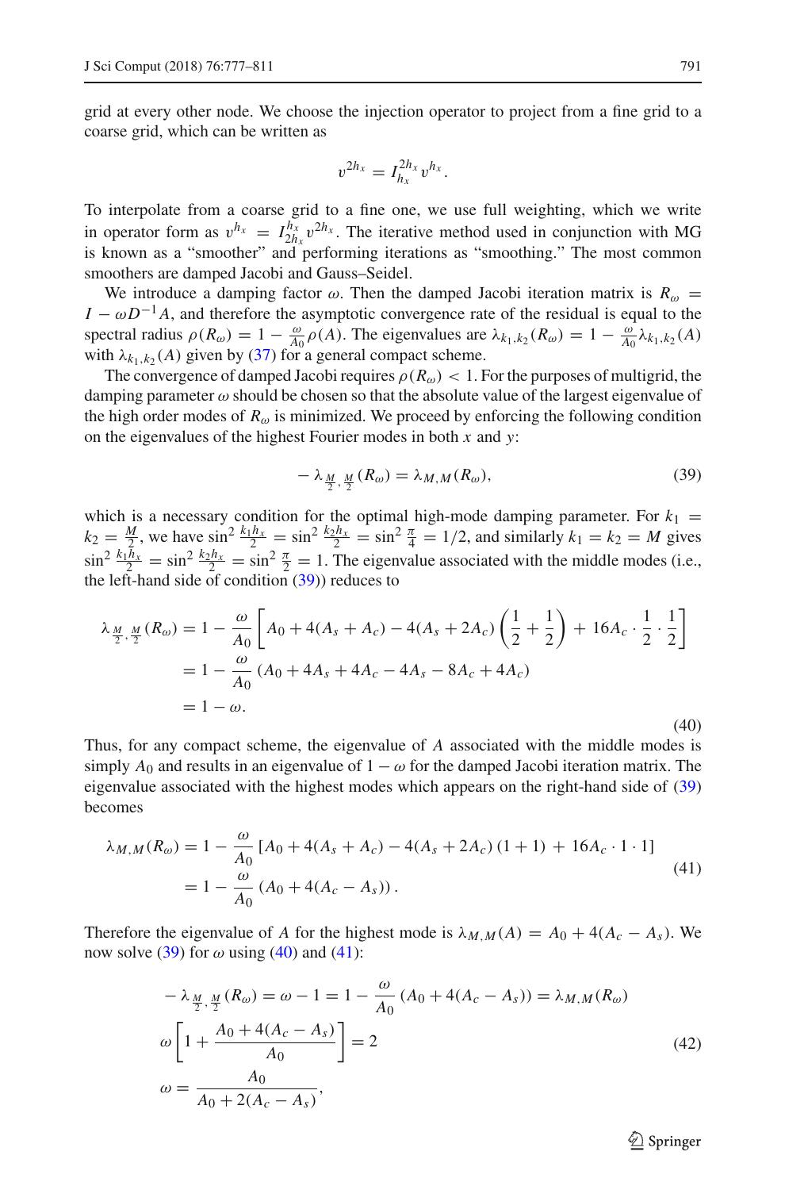grid at every other node. We choose the injection operator to project from a fine grid to a coarse grid, which can be written as

$$v^{2h_x} = I_{h_x}^{2h_x} v^{h_x}.$$

To interpolate from a coarse grid to a fine one, we use full weighting, which we write in operator form as $v^{h_x} = I_{2h_x}^{h_x} v^{2h_x}$. The iterative method used in conjunction with MG is known as a "smoother" and performing iterations as "smoothing." The most common smoothers are damped Jacobi and Gauss–Seidel.

We introduce a damping factor $\omega$. Then the damped Jacobi iteration matrix is $R_\omega = I - \omega D^{-1} A$, and therefore the asymptotic convergence rate of the residual is equal to the spectral radius $\rho(R_\omega) = 1 - \frac{\omega}{A_0}\rho(A)$. The eigenvalues are $\lambda_{k_1,k_2}(R_\omega) = 1 - \frac{\omega}{A_0}\lambda_{k_1,k_2}(A)$ with $\lambda_{k_1,k_2}(A)$ given by (37) for a general compact scheme.

The convergence of damped Jacobi requires $\rho(R_\omega) < 1$. For the purposes of multigrid, the damping parameter $\omega$ should be chosen so that the absolute value of the largest eigenvalue of the high order modes of $R_\omega$ is minimized. We proceed by enforcing the following condition on the eigenvalues of the highest Fourier modes in both $x$ and $y$:

$$-\lambda_{\frac{M}{2},\frac{M}{2}}(R_\omega) = \lambda_{M,M}(R_\omega), \tag{39}$$

which is a necessary condition for the optimal high-mode damping parameter. For $k_1 = k_2 = \frac{M}{2}$, we have $\sin^2\frac{k_1 h_x}{2} = \sin^2\frac{k_2 h_x}{2} = \sin^2\frac{\pi}{4} = 1/2$, and similarly $k_1 = k_2 = M$ gives $\sin^2\frac{k_1 h_x}{2} = \sin^2\frac{k_2 h_x}{2} = \sin^2\frac{\pi}{2} = 1$. The eigenvalue associated with the middle modes (i.e., the left-hand side of condition (39)) reduces to

$$\begin{aligned}
\lambda_{\frac{M}{2},\frac{M}{2}}(R_\omega) &= 1 - \frac{\omega}{A_0}\left[A_0 + 4(A_s + A_c) - 4(A_s + 2A_c)\left(\frac{1}{2} + \frac{1}{2}\right) + 16A_c \cdot \frac{1}{2}\cdot\frac{1}{2}\right] \\
&= 1 - \frac{\omega}{A_0}\left(A_0 + 4A_s + 4A_c - 4A_s - 8A_c + 4A_c\right) \\
&= 1 - \omega.
\end{aligned} \tag{40}$$

Thus, for any compact scheme, the eigenvalue of $A$ associated with the middle modes is simply $A_0$ and results in an eigenvalue of $1 - \omega$ for the damped Jacobi iteration matrix. The eigenvalue associated with the highest modes which appears on the right-hand side of (39) becomes

$$\begin{aligned}
\lambda_{M,M}(R_\omega) &= 1 - \frac{\omega}{A_0}\left[A_0 + 4(A_s + A_c) - 4(A_s + 2A_c)(1 + 1) + 16A_c \cdot 1 \cdot 1\right] \\
&= 1 - \frac{\omega}{A_0}\left(A_0 + 4(A_c - A_s)\right).
\end{aligned} \tag{41}$$

Therefore the eigenvalue of $A$ for the highest mode is $\lambda_{M,M}(A) = A_0 + 4(A_c - A_s)$. We now solve (39) for $\omega$ using (40) and (41):

$$\begin{aligned}
-\lambda_{\frac{M}{2},\frac{M}{2}}(R_\omega) &= \omega - 1 = 1 - \frac{\omega}{A_0}\left(A_0 + 4(A_c - A_s)\right) = \lambda_{M,M}(R_\omega) \\
\omega&\left[1 + \frac{A_0 + 4(A_c - A_s)}{A_0}\right] = 2 \\
\omega &= \frac{A_0}{A_0 + 2(A_c - A_s)},
\end{aligned} \tag{42}$$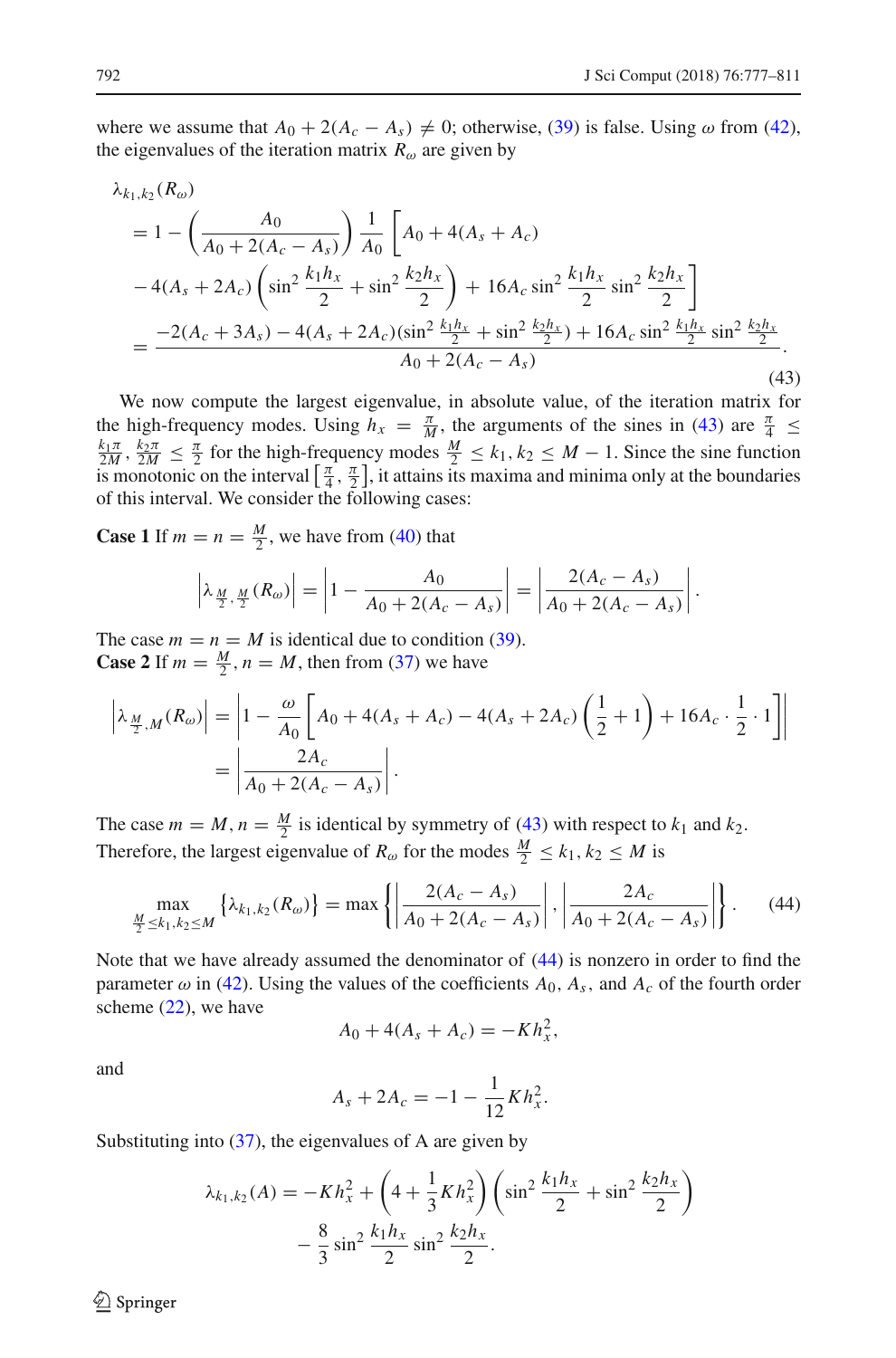where we assume that $A_0 + 2(A_c - A_s) \neq 0$; otherwise, (39) is false. Using $\omega$ from (42), the eigenvalues of the iteration matrix $R_\omega$ are given by

$$
\begin{aligned}
&\lambda_{k_1,k_2}(R_\omega) \\
&= 1 - \left(\frac{A_0}{A_0 + 2(A_c - A_s)}\right) \frac{1}{A_0} \left[ A_0 + 4(A_s + A_c) \right. \\
&\left. - 4(A_s + 2A_c) \left( \sin^2 \frac{k_1 h_x}{2} + \sin^2 \frac{k_2 h_x}{2} \right) + 16 A_c \sin^2 \frac{k_1 h_x}{2} \sin^2 \frac{k_2 h_x}{2} \right] \\
&= \frac{-2(A_c + 3A_s) - 4(A_s + 2A_c)(\sin^2 \frac{k_1 h_x}{2} + \sin^2 \frac{k_2 h_x}{2}) + 16 A_c \sin^2 \frac{k_1 h_x}{2} \sin^2 \frac{k_2 h_x}{2}}{A_0 + 2(A_c - A_s)}.
\end{aligned} \tag{43}
$$

We now compute the largest eigenvalue, in absolute value, of the iteration matrix for the high-frequency modes. Using $h_x = \frac{\pi}{M}$, the arguments of the sines in (43) are $\frac{\pi}{4} \leq \frac{k_1 \pi}{2M}, \frac{k_2 \pi}{2M} \leq \frac{\pi}{2}$ for the high-frequency modes $\frac{M}{2} \leq k_1, k_2 \leq M - 1$. Since the sine function is monotonic on the interval $\left[\frac{\pi}{4}, \frac{\pi}{2}\right]$, it attains its maxima and minima only at the boundaries of this interval. We consider the following cases:

**Case 1** If $m = n = \frac{M}{2}$, we have from (40) that

$$
\left| \lambda_{\frac{M}{2}, \frac{M}{2}}(R_\omega) \right| = \left| 1 - \frac{A_0}{A_0 + 2(A_c - A_s)} \right| = \left| \frac{2(A_c - A_s)}{A_0 + 2(A_c - A_s)} \right|.
$$

The case $m = n = M$ is identical due to condition (39).

**Case 2** If $m = \frac{M}{2}, n = M$, then from (37) we have

$$
\begin{aligned}
\left| \lambda_{\frac{M}{2}, M}(R_\omega) \right| &= \left| 1 - \frac{\omega}{A_0} \left[ A_0 + 4(A_s + A_c) - 4(A_s + 2A_c) \left( \frac{1}{2} + 1 \right) + 16 A_c \cdot \frac{1}{2} \cdot 1 \right] \right| \\
&= \left| \frac{2A_c}{A_0 + 2(A_c - A_s)} \right|.
\end{aligned}
$$

The case $m = M, n = \frac{M}{2}$ is identical by symmetry of (43) with respect to $k_1$ and $k_2$. Therefore, the largest eigenvalue of $R_\omega$ for the modes $\frac{M}{2} \leq k_1, k_2 \leq M$ is

$$
\max_{\frac{M}{2} \leq k_1, k_2 \leq M} \left\{ \lambda_{k_1,k_2}(R_\omega) \right\} = \max \left\{ \left| \frac{2(A_c - A_s)}{A_0 + 2(A_c - A_s)} \right|, \left| \frac{2A_c}{A_0 + 2(A_c - A_s)} \right| \right\}. \tag{44}
$$

Note that we have already assumed the denominator of (44) is nonzero in order to find the parameter $\omega$ in (42). Using the values of the coefficients $A_0$, $A_s$, and $A_c$ of the fourth order scheme (22), we have

$$
A_0 + 4(A_s + A_c) = -K h_x^2,
$$

and

$$
A_s + 2A_c = -1 - \frac{1}{12} K h_x^2.
$$

Substituting into (37), the eigenvalues of A are given by

$$
\begin{aligned}
\lambda_{k_1,k_2}(A) = -K h_x^2 + \left( 4 + \frac{1}{3} K h_x^2 \right) \left( \sin^2 \frac{k_1 h_x}{2} + \sin^2 \frac{k_2 h_x}{2} \right) \\
- \frac{8}{3} \sin^2 \frac{k_1 h_x}{2} \sin^2 \frac{k_2 h_x}{2}.
\end{aligned}
$$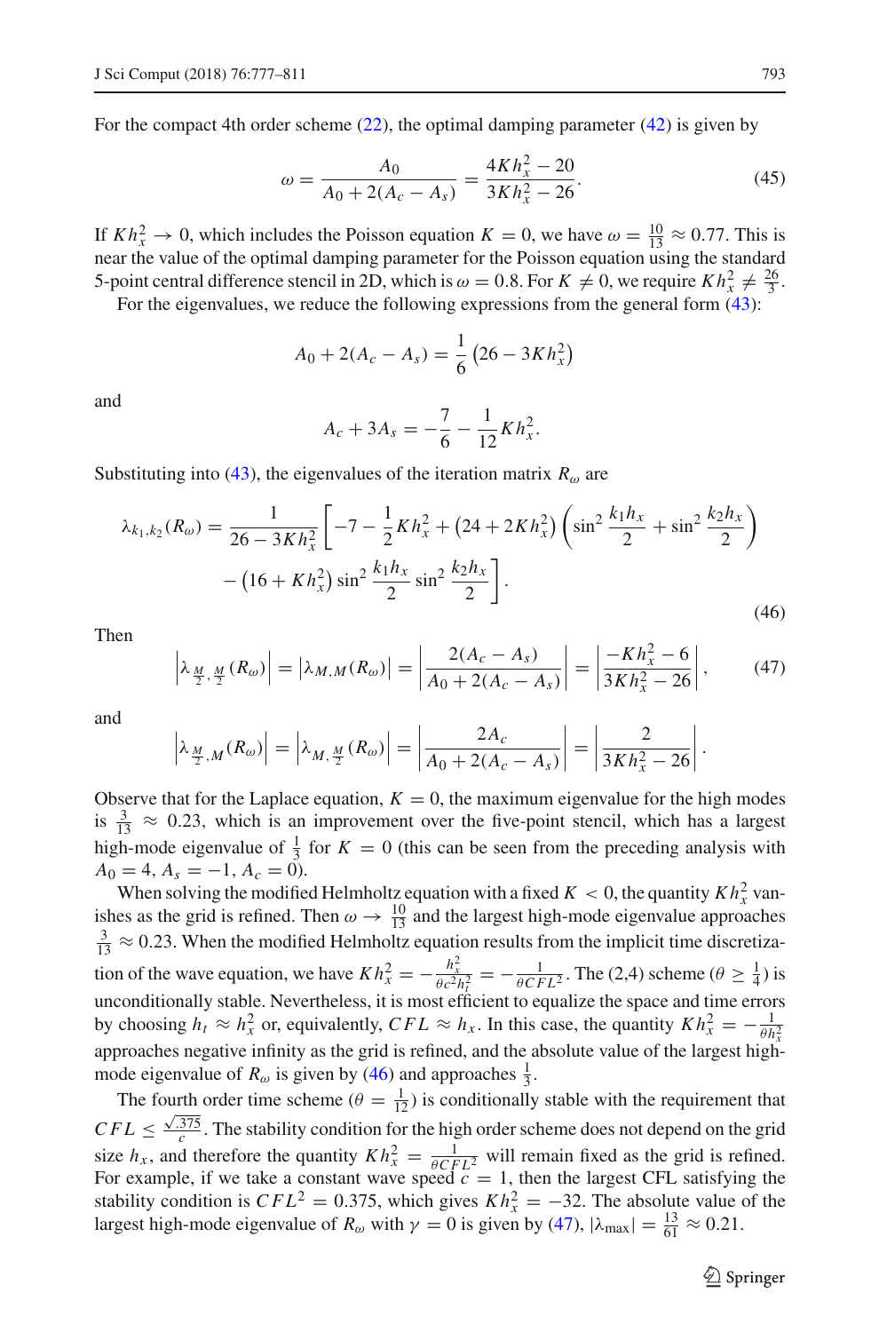For the compact 4th order scheme (22), the optimal damping parameter (42) is given by

$$\omega = \frac{A_0}{A_0 + 2(A_c - A_s)} = \frac{4Kh_x^2 - 20}{3Kh_x^2 - 26}. \tag{45}$$

If $Kh_x^2 \to 0$, which includes the Poisson equation $K = 0$, we have $\omega = \frac{10}{13} \approx 0.77$. This is near the value of the optimal damping parameter for the Poisson equation using the standard 5-point central difference stencil in 2D, which is $\omega = 0.8$. For $K \neq 0$, we require $Kh_x^2 \neq \frac{26}{3}$.

For the eigenvalues, we reduce the following expressions from the general form (43):

$$A_0 + 2(A_c - A_s) = \frac{1}{6}\left(26 - 3Kh_x^2\right)$$

and

$$A_c + 3A_s = -\frac{7}{6} - \frac{1}{12}Kh_x^2.$$

Substituting into (43), the eigenvalues of the iteration matrix $R_\omega$ are

$$\lambda_{k_1,k_2}(R_\omega) = \frac{1}{26 - 3Kh_x^2}\left[-7 - \frac{1}{2}Kh_x^2 + \left(24 + 2Kh_x^2\right)\left(\sin^2\frac{k_1 h_x}{2} + \sin^2\frac{k_2 h_x}{2}\right) - \left(16 + Kh_x^2\right)\sin^2\frac{k_1 h_x}{2}\sin^2\frac{k_2 h_x}{2}\right]. \tag{46}$$

Then

$$\left|\lambda_{\frac{M}{2},\frac{M}{2}}(R_\omega)\right| = \left|\lambda_{M,M}(R_\omega)\right| = \left|\frac{2(A_c - A_s)}{A_0 + 2(A_c - A_s)}\right| = \left|\frac{-Kh_x^2 - 6}{3Kh_x^2 - 26}\right|, \tag{47}$$

and

$$\left|\lambda_{\frac{M}{2},M}(R_\omega)\right| = \left|\lambda_{M,\frac{M}{2}}(R_\omega)\right| = \left|\frac{2A_c}{A_0 + 2(A_c - A_s)}\right| = \left|\frac{2}{3Kh_x^2 - 26}\right|.$$

Observe that for the Laplace equation, $K = 0$, the maximum eigenvalue for the high modes is $\frac{3}{13} \approx 0.23$, which is an improvement over the five-point stencil, which has a largest high-mode eigenvalue of $\frac{1}{3}$ for $K = 0$ (this can be seen from the preceding analysis with $A_0 = 4$, $A_s = -1$, $A_c = 0$).

When solving the modified Helmholtz equation with a fixed $K < 0$, the quantity $Kh_x^2$ vanishes as the grid is refined. Then $\omega \to \frac{10}{13}$ and the largest high-mode eigenvalue approaches $\frac{3}{13} \approx 0.23$. When the modified Helmholtz equation results from the implicit time discretization of the wave equation, we have $Kh_x^2 = -\frac{h_x^2}{\theta c^2 h_t^2} = -\frac{1}{\theta CFL^2}$. The (2,4) scheme ($\theta \geq \frac{1}{4}$) is unconditionally stable. Nevertheless, it is most efficient to equalize the space and time errors by choosing $h_t \approx h_x^2$ or, equivalently, $CFL \approx h_x$. In this case, the quantity $Kh_x^2 = -\frac{1}{\theta h_x^2}$ approaches negative infinity as the grid is refined, and the absolute value of the largest high-mode eigenvalue of $R_\omega$ is given by (46) and approaches $\frac{1}{3}$.

The fourth order time scheme ($\theta = \frac{1}{12}$) is conditionally stable with the requirement that $CFL \leq \frac{\sqrt{.375}}{c}$. The stability condition for the high order scheme does not depend on the grid size $h_x$, and therefore the quantity $Kh_x^2 = \frac{1}{\theta CFL^2}$ will remain fixed as the grid is refined. For example, if we take a constant wave speed $c = 1$, then the largest CFL satisfying the stability condition is $CFL^2 = 0.375$, which gives $Kh_x^2 = -32$. The absolute value of the largest high-mode eigenvalue of $R_\omega$ with $\gamma = 0$ is given by (47), $|\lambda_{\max}| = \frac{13}{61} \approx 0.21$.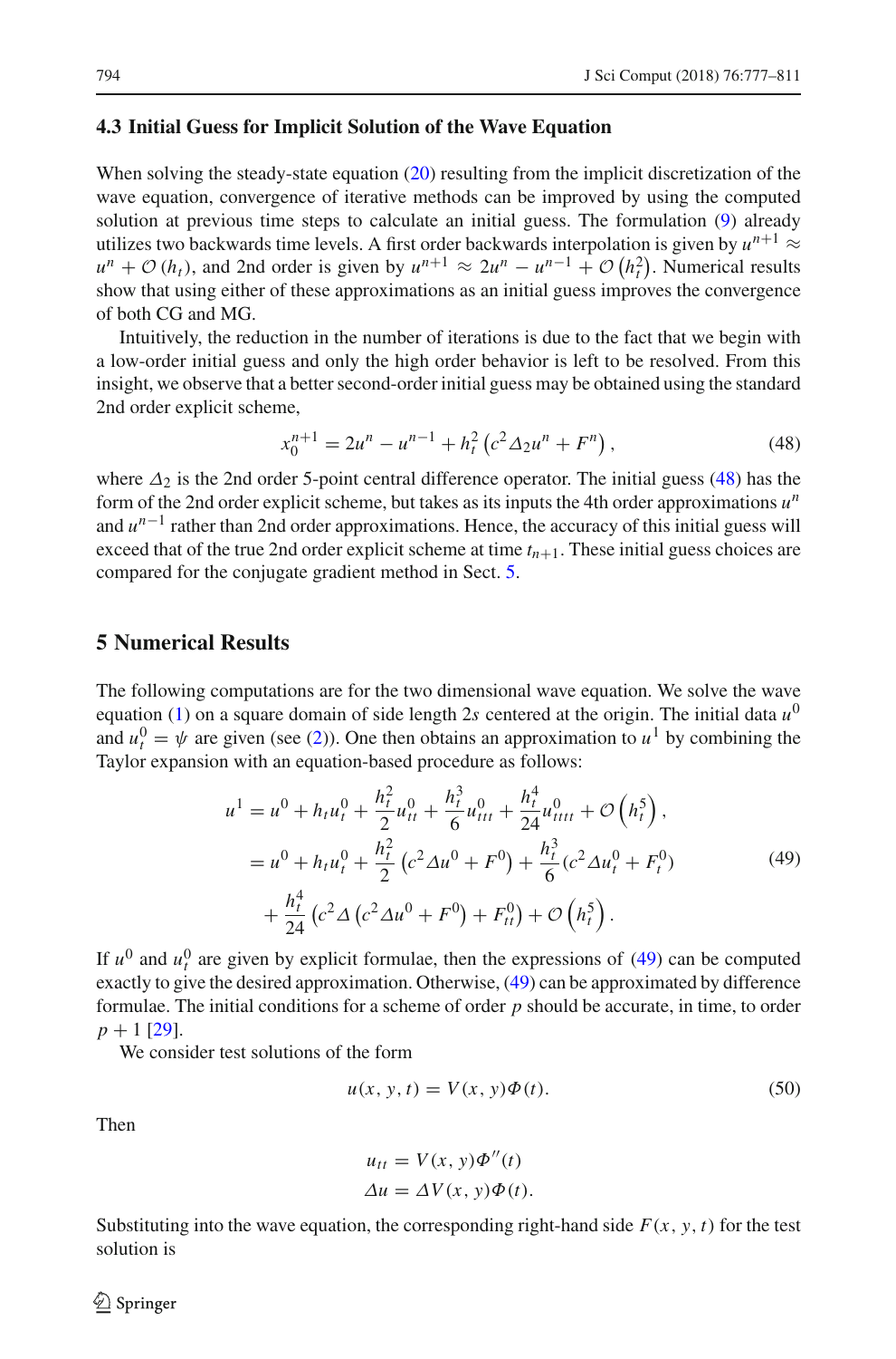### 4.3 Initial Guess for Implicit Solution of the Wave Equation

When solving the steady-state equation (20) resulting from the implicit discretization of the wave equation, convergence of iterative methods can be improved by using the computed solution at previous time steps to calculate an initial guess. The formulation (9) already utilizes two backwards time levels. A first order backwards interpolation is given by $u^{n+1} \approx u^n + \mathcal{O}(h_t)$, and 2nd order is given by $u^{n+1} \approx 2u^n - u^{n-1} + \mathcal{O}\left(h_t^2\right)$. Numerical results show that using either of these approximations as an initial guess improves the convergence of both CG and MG.

Intuitively, the reduction in the number of iterations is due to the fact that we begin with a low-order initial guess and only the high order behavior is left to be resolved. From this insight, we observe that a better second-order initial guess may be obtained using the standard 2nd order explicit scheme,

$$x_0^{n+1} = 2u^n - u^{n-1} + h_t^2\left(c^2 \Delta_2 u^n + F^n\right), \tag{48}$$

where $\Delta_2$ is the 2nd order 5-point central difference operator. The initial guess (48) has the form of the 2nd order explicit scheme, but takes as its inputs the 4th order approximations $u^n$ and $u^{n-1}$ rather than 2nd order approximations. Hence, the accuracy of this initial guess will exceed that of the true 2nd order explicit scheme at time $t_{n+1}$. These initial guess choices are compared for the conjugate gradient method in Sect. 5.

## 5 Numerical Results

The following computations are for the two dimensional wave equation. We solve the wave equation (1) on a square domain of side length $2s$ centered at the origin. The initial data $u^0$ and $u_t^0 = \psi$ are given (see (2)). One then obtains an approximation to $u^1$ by combining the Taylor expansion with an equation-based procedure as follows:

$$\begin{aligned}
u^1 &= u^0 + h_t u_t^0 + \frac{h_t^2}{2} u_{tt}^0 + \frac{h_t^3}{6} u_{ttt}^0 + \frac{h_t^4}{24} u_{tttt}^0 + \mathcal{O}\left(h_t^5\right), \\
&= u^0 + h_t u_t^0 + \frac{h_t^2}{2}\left(c^2 \Delta u^0 + F^0\right) + \frac{h_t^3}{6}(c^2 \Delta u_t^0 + F_t^0) \\
&\quad + \frac{h_t^4}{24}\left(c^2 \Delta\left(c^2 \Delta u^0 + F^0\right) + F_{tt}^0\right) + \mathcal{O}\left(h_t^5\right).
\end{aligned} \tag{49}$$

If $u^0$ and $u_t^0$ are given by explicit formulae, then the expressions of (49) can be computed exactly to give the desired approximation. Otherwise, (49) can be approximated by difference formulae. The initial conditions for a scheme of order $p$ should be accurate, in time, to order $p+1$ [29].

We consider test solutions of the form

$$u(x, y, t) = V(x, y)\Phi(t). \tag{50}$$

Then

$$\begin{aligned}
u_{tt} &= V(x, y)\Phi''(t) \\
\Delta u &= \Delta V(x, y)\Phi(t).
\end{aligned}$$

Substituting into the wave equation, the corresponding right-hand side $F(x, y, t)$ for the test solution is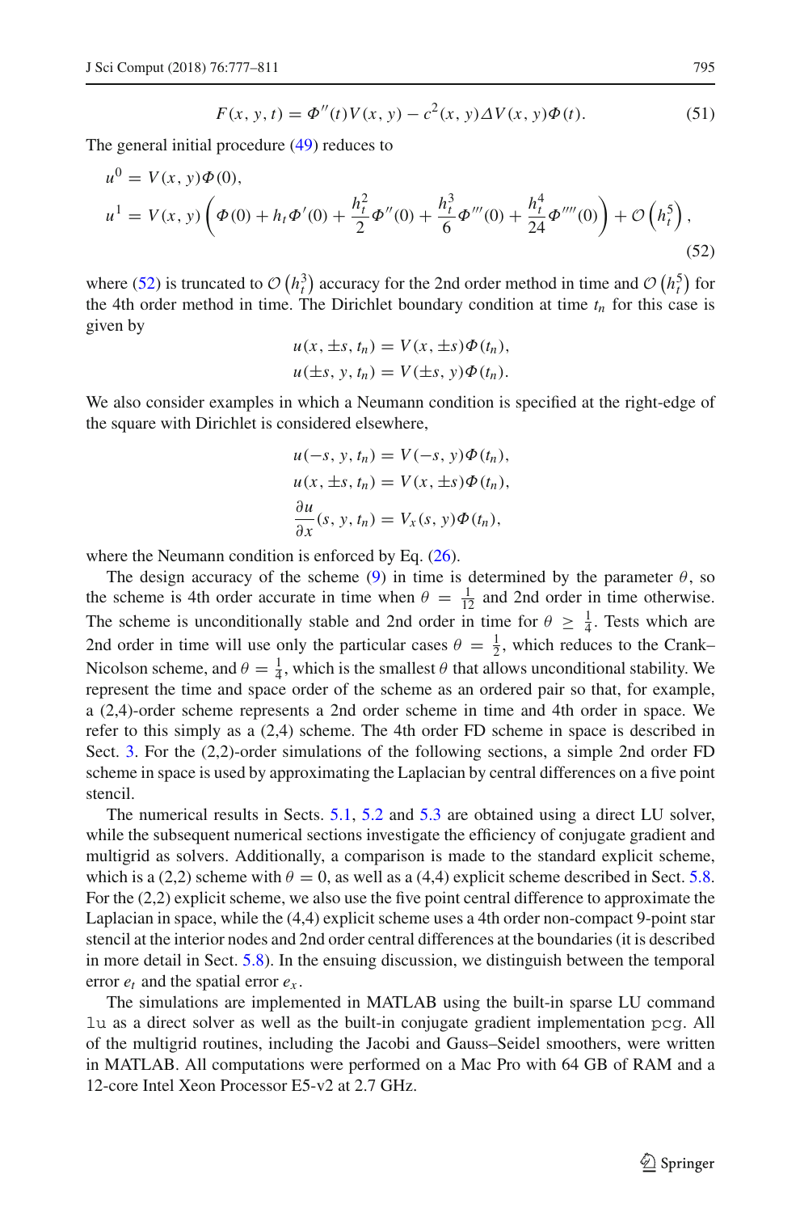$$F(x, y, t) = \Phi''(t)V(x, y) - c^2(x, y)\Delta V(x, y)\Phi(t). \tag{51}$$

The general initial procedure (49) reduces to

$$\begin{aligned}
u^0 &= V(x, y)\Phi(0), \\
u^1 &= V(x, y)\left(\Phi(0) + h_t\Phi'(0) + \frac{h_t^2}{2}\Phi''(0) + \frac{h_t^3}{6}\Phi'''(0) + \frac{h_t^4}{24}\Phi''''(0)\right) + \mathcal{O}\left(h_t^5\right),
\end{aligned} \tag{52}$$

where (52) is truncated to $\mathcal{O}\left(h_t^3\right)$ accuracy for the 2nd order method in time and $\mathcal{O}\left(h_t^5\right)$ for the 4th order method in time. The Dirichlet boundary condition at time $t_n$ for this case is given by

$$\begin{aligned}
u(x, \pm s, t_n) &= V(x, \pm s)\Phi(t_n), \\
u(\pm s, y, t_n) &= V(\pm s, y)\Phi(t_n).
\end{aligned}$$

We also consider examples in which a Neumann condition is specified at the right-edge of the square with Dirichlet is considered elsewhere,

$$\begin{aligned}
u(-s, y, t_n) &= V(-s, y)\Phi(t_n), \\
u(x, \pm s, t_n) &= V(x, \pm s)\Phi(t_n), \\
\frac{\partial u}{\partial x}(s, y, t_n) &= V_x(s, y)\Phi(t_n),
\end{aligned}$$

where the Neumann condition is enforced by Eq. (26).

The design accuracy of the scheme (9) in time is determined by the parameter $\theta$, so the scheme is 4th order accurate in time when $\theta = \frac{1}{12}$ and 2nd order in time otherwise. The scheme is unconditionally stable and 2nd order in time for $\theta \geq \frac{1}{4}$. Tests which are 2nd order in time will use only the particular cases $\theta = \frac{1}{2}$, which reduces to the Crank–Nicolson scheme, and $\theta = \frac{1}{4}$, which is the smallest $\theta$ that allows unconditional stability. We represent the time and space order of the scheme as an ordered pair so that, for example, a (2,4)-order scheme represents a 2nd order scheme in time and 4th order in space. We refer to this simply as a (2,4) scheme. The 4th order FD scheme in space is described in Sect. 3. For the (2,2)-order simulations of the following sections, a simple 2nd order FD scheme in space is used by approximating the Laplacian by central differences on a five point stencil.

The numerical results in Sects. 5.1, 5.2 and 5.3 are obtained using a direct LU solver, while the subsequent numerical sections investigate the efficiency of conjugate gradient and multigrid as solvers. Additionally, a comparison is made to the standard explicit scheme, which is a (2,2) scheme with $\theta = 0$, as well as a (4,4) explicit scheme described in Sect. 5.8. For the (2,2) explicit scheme, we also use the five point central difference to approximate the Laplacian in space, while the (4,4) explicit scheme uses a 4th order non-compact 9-point star stencil at the interior nodes and 2nd order central differences at the boundaries (it is described in more detail in Sect. 5.8). In the ensuing discussion, we distinguish between the temporal error $e_t$ and the spatial error $e_x$.

The simulations are implemented in MATLAB using the built-in sparse LU command `lu` as a direct solver as well as the built-in conjugate gradient implementation `pcg`. All of the multigrid routines, including the Jacobi and Gauss–Seidel smoothers, were written in MATLAB. All computations were performed on a Mac Pro with 64 GB of RAM and a 12-core Intel Xeon Processor E5-v2 at 2.7 GHz.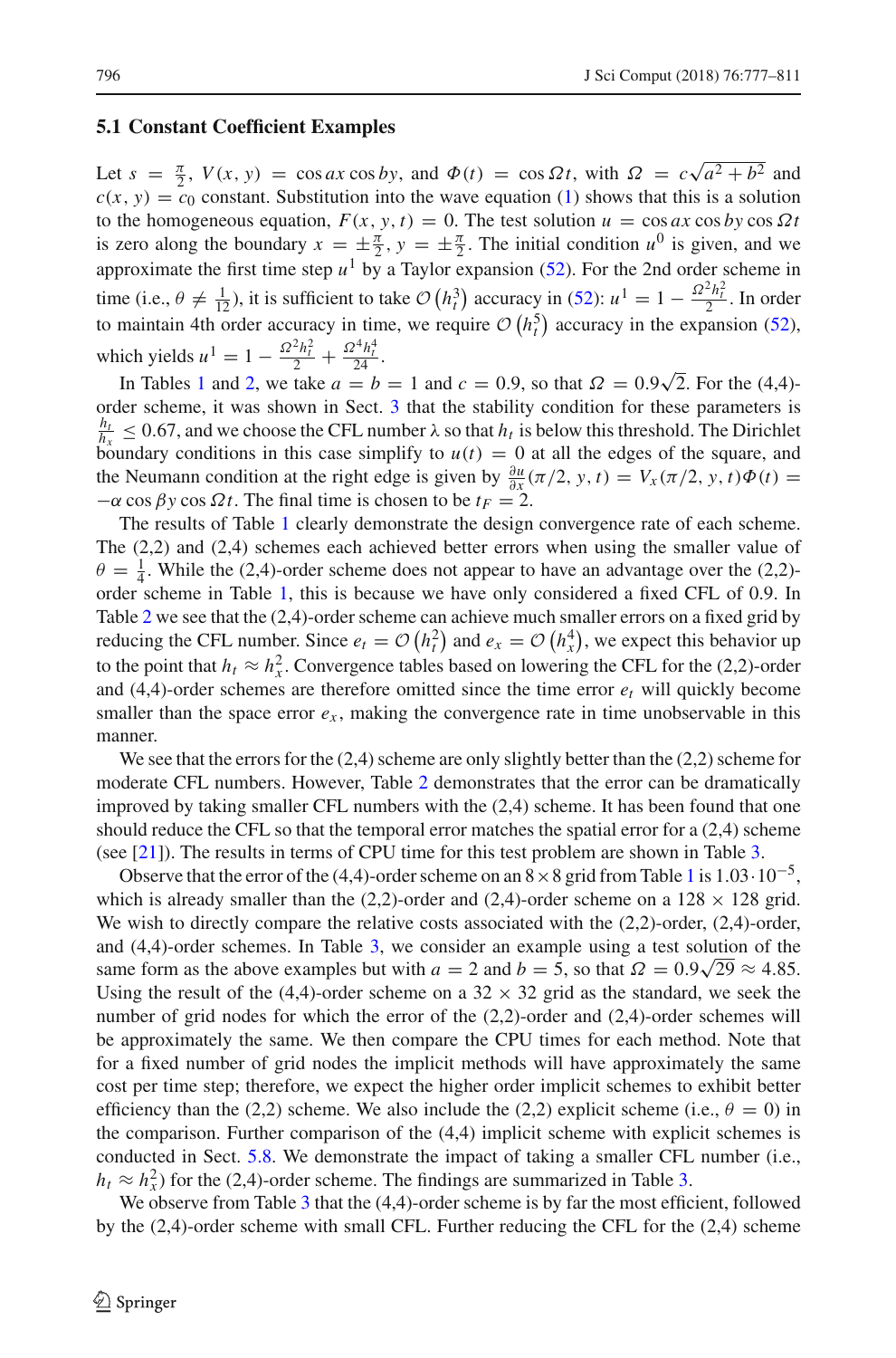### 5.1 Constant Coefficient Examples

Let $s = \frac{\pi}{2}$, $V(x, y) = \cos ax \cos by$, and $\Phi(t) = \cos \Omega t$, with $\Omega = c\sqrt{a^2 + b^2}$ and $c(x, y) = c_0$ constant. Substitution into the wave equation (1) shows that this is a solution to the homogeneous equation, $F(x, y, t) = 0$. The test solution $u = \cos ax \cos by \cos \Omega t$ is zero along the boundary $x = \pm\frac{\pi}{2}$, $y = \pm\frac{\pi}{2}$. The initial condition $u^0$ is given, and we approximate the first time step $u^1$ by a Taylor expansion (52). For the 2nd order scheme in time (i.e., $\theta \neq \frac{1}{12}$), it is sufficient to take $\mathcal{O}\left(h_t^3\right)$ accuracy in (52): $u^1 = 1 - \frac{\Omega^2 h_t^2}{2}$. In order to maintain 4th order accuracy in time, we require $\mathcal{O}\left(h_t^5\right)$ accuracy in the expansion (52), which yields $u^1 = 1 - \frac{\Omega^2 h_t^2}{2} + \frac{\Omega^4 h_t^4}{24}$.

In Tables 1 and 2, we take $a = b = 1$ and $c = 0.9$, so that $\Omega = 0.9\sqrt{2}$. For the (4,4)-order scheme, it was shown in Sect. 3 that the stability condition for these parameters is $\frac{h_t}{h_x} \leq 0.67$, and we choose the CFL number $\lambda$ so that $h_t$ is below this threshold. The Dirichlet boundary conditions in this case simplify to $u(t) = 0$ at all the edges of the square, and the Neumann condition at the right edge is given by $\frac{\partial u}{\partial x}(\pi/2, y, t) = V_x(\pi/2, y, t)\Phi(t) = -\alpha \cos \beta y \cos \Omega t$. The final time is chosen to be $t_F = 2$.

The results of Table 1 clearly demonstrate the design convergence rate of each scheme. The (2,2) and (2,4) schemes each achieved better errors when using the smaller value of $\theta = \frac{1}{4}$. While the (2,4)-order scheme does not appear to have an advantage over the (2,2)-order scheme in Table 1, this is because we have only considered a fixed CFL of 0.9. In Table 2 we see that the (2,4)-order scheme can achieve much smaller errors on a fixed grid by reducing the CFL number. Since $e_t = \mathcal{O}\left(h_t^2\right)$ and $e_x = \mathcal{O}\left(h_x^4\right)$, we expect this behavior up to the point that $h_t \approx h_x^2$. Convergence tables based on lowering the CFL for the (2,2)-order and (4,4)-order schemes are therefore omitted since the time error $e_t$ will quickly become smaller than the space error $e_x$, making the convergence rate in time unobservable in this manner.

We see that the errors for the (2,4) scheme are only slightly better than the (2,2) scheme for moderate CFL numbers. However, Table 2 demonstrates that the error can be dramatically improved by taking smaller CFL numbers with the (2,4) scheme. It has been found that one should reduce the CFL so that the temporal error matches the spatial error for a (2,4) scheme (see [21]). The results in terms of CPU time for this test problem are shown in Table 3.

Observe that the error of the (4,4)-order scheme on an $8 \times 8$ grid from Table 1 is $1.03 \cdot 10^{-5}$, which is already smaller than the (2,2)-order and (2,4)-order scheme on a $128 \times 128$ grid. We wish to directly compare the relative costs associated with the (2,2)-order, (2,4)-order, and (4,4)-order schemes. In Table 3, we consider an example using a test solution of the same form as the above examples but with $a = 2$ and $b = 5$, so that $\Omega = 0.9\sqrt{29} \approx 4.85$. Using the result of the (4,4)-order scheme on a $32 \times 32$ grid as the standard, we seek the number of grid nodes for which the error of the (2,2)-order and (2,4)-order schemes will be approximately the same. We then compare the CPU times for each method. Note that for a fixed number of grid nodes the implicit methods will have approximately the same cost per time step; therefore, we expect the higher order implicit schemes to exhibit better efficiency than the (2,2) scheme. We also include the (2,2) explicit scheme (i.e., $\theta = 0$) in the comparison. Further comparison of the (4,4) implicit scheme with explicit schemes is conducted in Sect. 5.8. We demonstrate the impact of taking a smaller CFL number (i.e., $h_t \approx h_x^2$) for the (2,4)-order scheme. The findings are summarized in Table 3.

We observe from Table 3 that the (4,4)-order scheme is by far the most efficient, followed by the (2,4)-order scheme with small CFL. Further reducing the CFL for the (2,4) scheme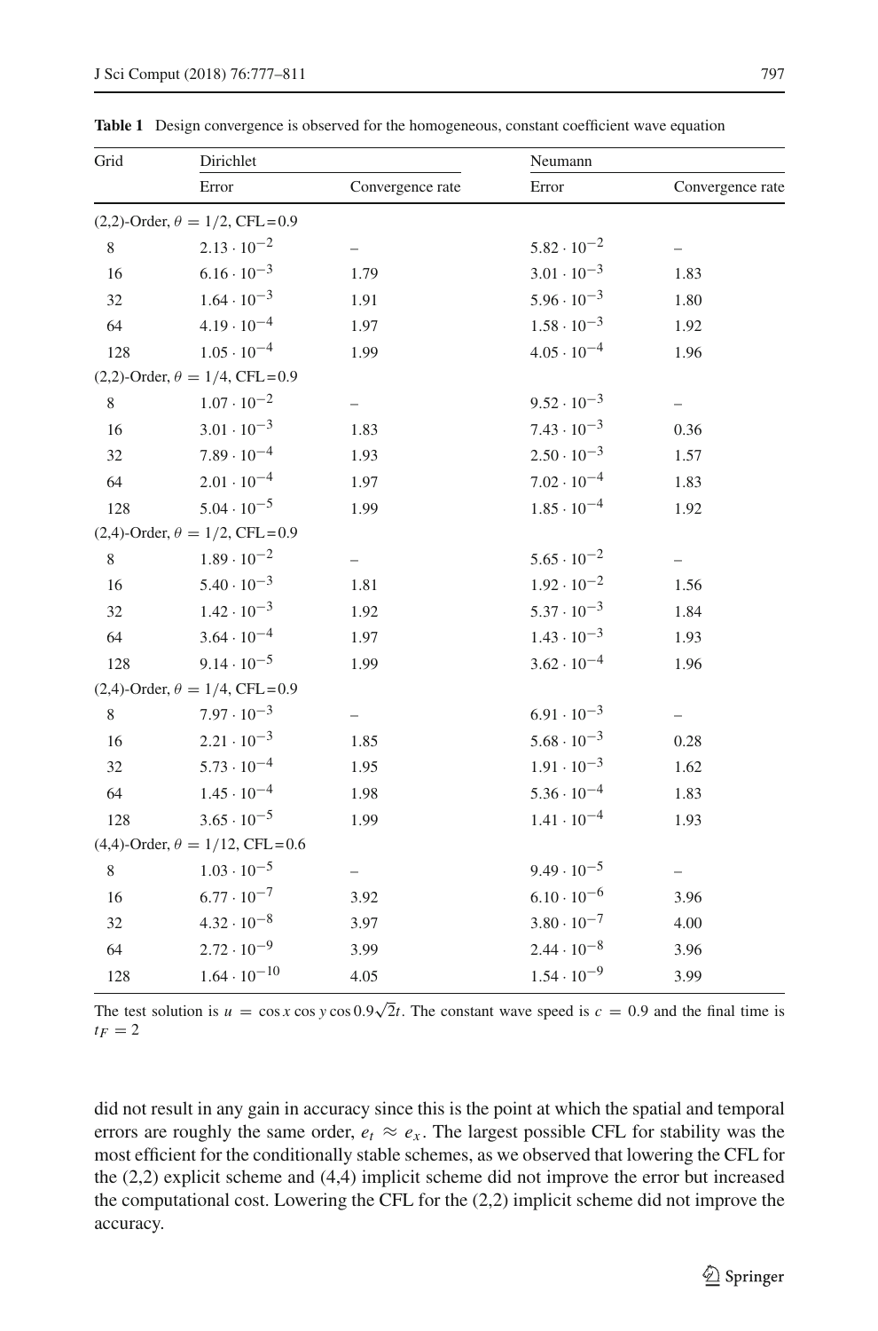**Table 1** Design convergence is observed for the homogeneous, constant coefficient wave equation

| Grid | Dirichlet | | Neumann | |
|---|---|---|---|---|
| | Error | Convergence rate | Error | Convergence rate |
| (2,2)-Order, $\theta = 1/2$, CFL = 0.9 | | | | |
| 8 | $2.13 \cdot 10^{-2}$ | – | $5.82 \cdot 10^{-2}$ | – |
| 16 | $6.16 \cdot 10^{-3}$ | 1.79 | $3.01 \cdot 10^{-3}$ | 1.83 |
| 32 | $1.64 \cdot 10^{-3}$ | 1.91 | $5.96 \cdot 10^{-3}$ | 1.80 |
| 64 | $4.19 \cdot 10^{-4}$ | 1.97 | $1.58 \cdot 10^{-3}$ | 1.92 |
| 128 | $1.05 \cdot 10^{-4}$ | 1.99 | $4.05 \cdot 10^{-4}$ | 1.96 |
| (2,2)-Order, $\theta = 1/4$, CFL = 0.9 | | | | |
| 8 | $1.07 \cdot 10^{-2}$ | – | $9.52 \cdot 10^{-3}$ | – |
| 16 | $3.01 \cdot 10^{-3}$ | 1.83 | $7.43 \cdot 10^{-3}$ | 0.36 |
| 32 | $7.89 \cdot 10^{-4}$ | 1.93 | $2.50 \cdot 10^{-3}$ | 1.57 |
| 64 | $2.01 \cdot 10^{-4}$ | 1.97 | $7.02 \cdot 10^{-4}$ | 1.83 |
| 128 | $5.04 \cdot 10^{-5}$ | 1.99 | $1.85 \cdot 10^{-4}$ | 1.92 |
| (2,4)-Order, $\theta = 1/2$, CFL = 0.9 | | | | |
| 8 | $1.89 \cdot 10^{-2}$ | – | $5.65 \cdot 10^{-2}$ | – |
| 16 | $5.40 \cdot 10^{-3}$ | 1.81 | $1.92 \cdot 10^{-2}$ | 1.56 |
| 32 | $1.42 \cdot 10^{-3}$ | 1.92 | $5.37 \cdot 10^{-3}$ | 1.84 |
| 64 | $3.64 \cdot 10^{-4}$ | 1.97 | $1.43 \cdot 10^{-3}$ | 1.93 |
| 128 | $9.14 \cdot 10^{-5}$ | 1.99 | $3.62 \cdot 10^{-4}$ | 1.96 |
| (2,4)-Order, $\theta = 1/4$, CFL = 0.9 | | | | |
| 8 | $7.97 \cdot 10^{-3}$ | – | $6.91 \cdot 10^{-3}$ | – |
| 16 | $2.21 \cdot 10^{-3}$ | 1.85 | $5.68 \cdot 10^{-3}$ | 0.28 |
| 32 | $5.73 \cdot 10^{-4}$ | 1.95 | $1.91 \cdot 10^{-3}$ | 1.62 |
| 64 | $1.45 \cdot 10^{-4}$ | 1.98 | $5.36 \cdot 10^{-4}$ | 1.83 |
| 128 | $3.65 \cdot 10^{-5}$ | 1.99 | $1.41 \cdot 10^{-4}$ | 1.93 |
| (4,4)-Order, $\theta = 1/12$, CFL = 0.6 | | | | |
| 8 | $1.03 \cdot 10^{-5}$ | – | $9.49 \cdot 10^{-5}$ | – |
| 16 | $6.77 \cdot 10^{-7}$ | 3.92 | $6.10 \cdot 10^{-6}$ | 3.96 |
| 32 | $4.32 \cdot 10^{-8}$ | 3.97 | $3.80 \cdot 10^{-7}$ | 4.00 |
| 64 | $2.72 \cdot 10^{-9}$ | 3.99 | $2.44 \cdot 10^{-8}$ | 3.96 |
| 128 | $1.64 \cdot 10^{-10}$ | 4.05 | $1.54 \cdot 10^{-9}$ | 3.99 |

The test solution is $u = \cos x \cos y \cos 0.9\sqrt{2}t$. The constant wave speed is $c = 0.9$ and the final time is $t_F = 2$

did not result in any gain in accuracy since this is the point at which the spatial and temporal errors are roughly the same order, $e_t \approx e_x$. The largest possible CFL for stability was the most efficient for the conditionally stable schemes, as we observed that lowering the CFL for the (2,2) explicit scheme and (4,4) implicit scheme did not improve the error but increased the computational cost. Lowering the CFL for the (2,2) implicit scheme did not improve the accuracy.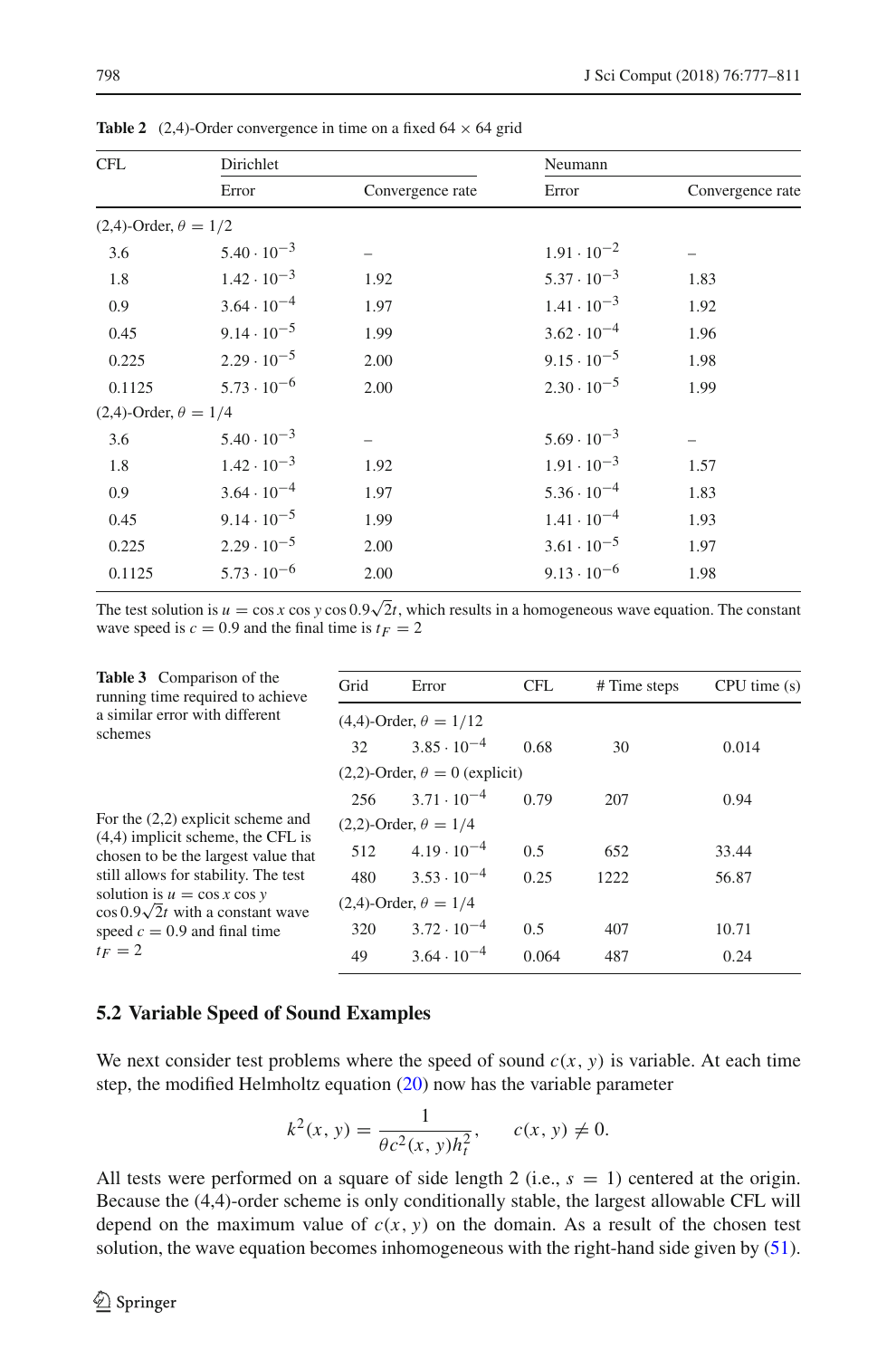**Table 2** (2,4)-Order convergence in time on a fixed $64 \times 64$ grid

| CFL | Dirichlet | | Neumann | |
|---|---|---|---|---|
| | Error | Convergence rate | Error | Convergence rate |
| (2,4)-Order, $\theta = 1/2$ | | | | |
| 3.6 | $5.40 \cdot 10^{-3}$ | – | $1.91 \cdot 10^{-2}$ | – |
| 1.8 | $1.42 \cdot 10^{-3}$ | 1.92 | $5.37 \cdot 10^{-3}$ | 1.83 |
| 0.9 | $3.64 \cdot 10^{-4}$ | 1.97 | $1.41 \cdot 10^{-3}$ | 1.92 |
| 0.45 | $9.14 \cdot 10^{-5}$ | 1.99 | $3.62 \cdot 10^{-4}$ | 1.96 |
| 0.225 | $2.29 \cdot 10^{-5}$ | 2.00 | $9.15 \cdot 10^{-5}$ | 1.98 |
| 0.1125 | $5.73 \cdot 10^{-6}$ | 2.00 | $2.30 \cdot 10^{-5}$ | 1.99 |
| (2,4)-Order, $\theta = 1/4$ | | | | |
| 3.6 | $5.40 \cdot 10^{-3}$ | – | $5.69 \cdot 10^{-3}$ | – |
| 1.8 | $1.42 \cdot 10^{-3}$ | 1.92 | $1.91 \cdot 10^{-3}$ | 1.57 |
| 0.9 | $3.64 \cdot 10^{-4}$ | 1.97 | $5.36 \cdot 10^{-4}$ | 1.83 |
| 0.45 | $9.14 \cdot 10^{-5}$ | 1.99 | $1.41 \cdot 10^{-4}$ | 1.93 |
| 0.225 | $2.29 \cdot 10^{-5}$ | 2.00 | $3.61 \cdot 10^{-5}$ | 1.97 |
| 0.1125 | $5.73 \cdot 10^{-6}$ | 2.00 | $9.13 \cdot 10^{-6}$ | 1.98 |

The test solution is $u = \cos x \cos y \cos 0.9\sqrt{2}t$, which results in a homogeneous wave equation. The constant wave speed is $c = 0.9$ and the final time is $t_F = 2$

**Table 3** Comparison of the running time required to achieve a similar error with different schemes

| Grid | Error | CFL | # Time steps | CPU time (s) |
|---|---|---|---|---|
| (4,4)-Order, $\theta = 1/12$ | | | | |
| 32 | $3.85 \cdot 10^{-4}$ | 0.68 | 30 | 0.014 |
| (2,2)-Order, $\theta = 0$ (explicit) | | | | |
| 256 | $3.71 \cdot 10^{-4}$ | 0.79 | 207 | 0.94 |
| (2,2)-Order, $\theta = 1/4$ | | | | |
| 512 | $4.19 \cdot 10^{-4}$ | 0.5 | 652 | 33.44 |
| 480 | $3.53 \cdot 10^{-4}$ | 0.25 | 1222 | 56.87 |
| (2,4)-Order, $\theta = 1/4$ | | | | |
| 320 | $3.72 \cdot 10^{-4}$ | 0.5 | 407 | 10.71 |
| 49 | $3.64 \cdot 10^{-4}$ | 0.064 | 487 | 0.24 |

For the (2,2) explicit scheme and (4,4) implicit scheme, the CFL is chosen to be the largest value that still allows for stability. The test solution is $u = \cos x \cos y \cos 0.9\sqrt{2}t$ with a constant wave speed $c = 0.9$ and final time $t_F = 2$

### 5.2 Variable Speed of Sound Examples

We next consider test problems where the speed of sound $c(x, y)$ is variable. At each time step, the modified Helmholtz equation (20) now has the variable parameter

$$k^2(x, y) = \frac{1}{\theta c^2(x, y) h_t^2}, \qquad c(x, y) \neq 0.$$

All tests were performed on a square of side length 2 (i.e., $s = 1$) centered at the origin. Because the (4,4)-order scheme is only conditionally stable, the largest allowable CFL will depend on the maximum value of $c(x, y)$ on the domain. As a result of the chosen test solution, the wave equation becomes inhomogeneous with the right-hand side given by (51).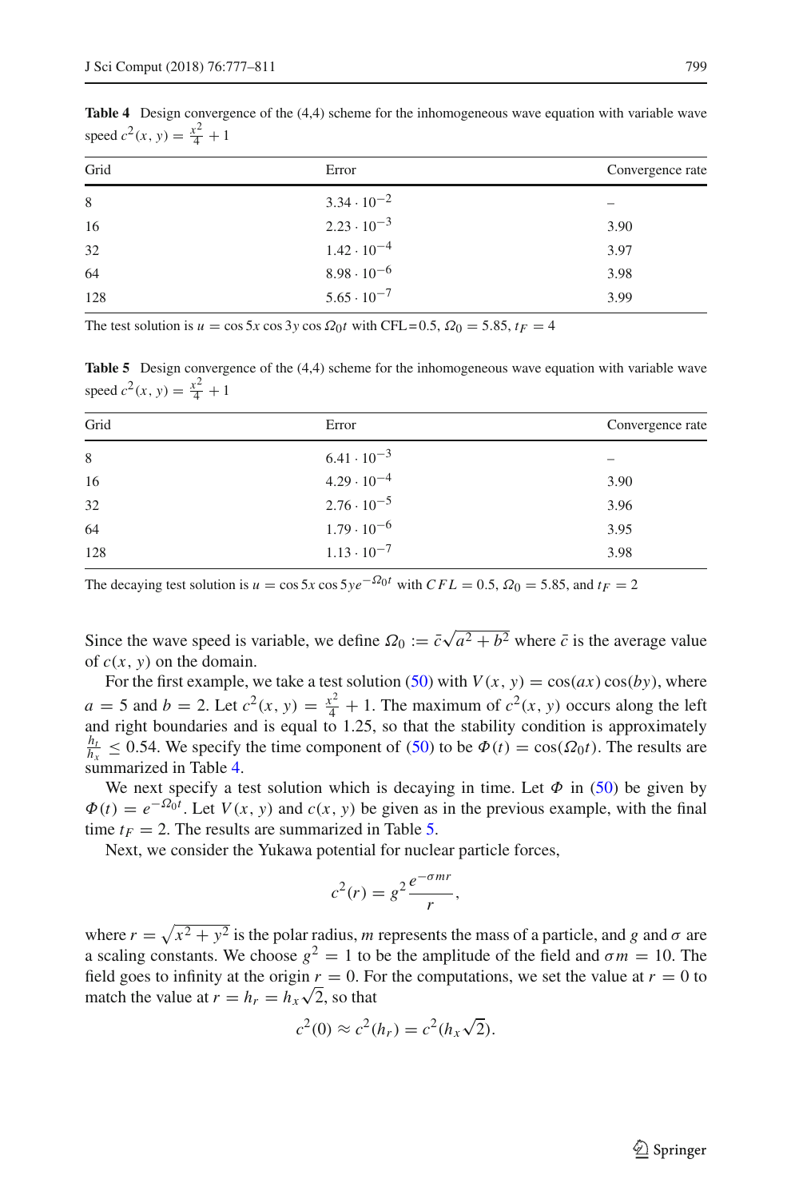**Table 4** Design convergence of the (4,4) scheme for the inhomogeneous wave equation with variable wave speed $c^2(x, y) = \frac{x^2}{4} + 1$

| Grid | Error | Convergence rate |
|---|---|---|
| 8 | $3.34 \cdot 10^{-2}$ | – |
| 16 | $2.23 \cdot 10^{-3}$ | 3.90 |
| 32 | $1.42 \cdot 10^{-4}$ | 3.97 |
| 64 | $8.98 \cdot 10^{-6}$ | 3.98 |
| 128 | $5.65 \cdot 10^{-7}$ | 3.99 |

The test solution is $u = \cos 5x \cos 3y \cos \Omega_0 t$ with CFL=0.5, $\Omega_0 = 5.85$, $t_F = 4$

**Table 5** Design convergence of the (4,4) scheme for the inhomogeneous wave equation with variable wave speed $c^2(x, y) = \frac{x^2}{4} + 1$

| Grid | Error | Convergence rate |
|---|---|---|
| 8 | $6.41 \cdot 10^{-3}$ | – |
| 16 | $4.29 \cdot 10^{-4}$ | 3.90 |
| 32 | $2.76 \cdot 10^{-5}$ | 3.96 |
| 64 | $1.79 \cdot 10^{-6}$ | 3.95 |
| 128 | $1.13 \cdot 10^{-7}$ | 3.98 |

The decaying test solution is $u = \cos 5x \cos 5y e^{-\Omega_0 t}$ with $CFL = 0.5$, $\Omega_0 = 5.85$, and $t_F = 2$

Since the wave speed is variable, we define $\Omega_0 := \bar{c}\sqrt{a^2 + b^2}$ where $\bar{c}$ is the average value of $c(x, y)$ on the domain.

For the first example, we take a test solution (50) with $V(x, y) = \cos(ax)\cos(by)$, where $a = 5$ and $b = 2$. Let $c^2(x, y) = \frac{x^2}{4} + 1$. The maximum of $c^2(x, y)$ occurs along the left and right boundaries and is equal to 1.25, so that the stability condition is approximately $\frac{h_t}{h_x} \leq 0.54$. We specify the time component of (50) to be $\Phi(t) = \cos(\Omega_0 t)$. The results are summarized in Table 4.

We next specify a test solution which is decaying in time. Let $\Phi$ in (50) be given by $\Phi(t) = e^{-\Omega_0 t}$. Let $V(x, y)$ and $c(x, y)$ be given as in the previous example, with the final time $t_F = 2$. The results are summarized in Table 5.

Next, we consider the Yukawa potential for nuclear particle forces,

$$c^2(r) = g^2 \frac{e^{-\sigma m r}}{r},$$

where $r = \sqrt{x^2 + y^2}$ is the polar radius, $m$ represents the mass of a particle, and $g$ and $\sigma$ are a scaling constants. We choose $g^2 = 1$ to be the amplitude of the field and $\sigma m = 10$. The field goes to infinity at the origin $r = 0$. For the computations, we set the value at $r = 0$ to match the value at $r = h_r = h_x\sqrt{2}$, so that

$$c^2(0) \approx c^2(h_r) = c^2(h_x\sqrt{2}).$$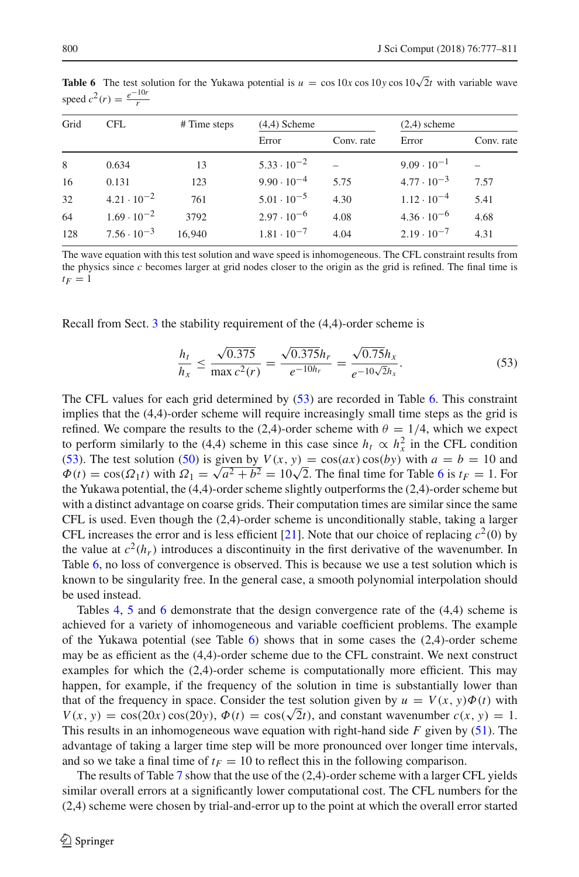**Table 6** The test solution for the Yukawa potential is $u = \cos 10x \cos 10y \cos 10\sqrt{2}t$ with variable wave speed $c^2(r) = \frac{e^{-10r}}{r}$

| Grid | CFL | # Time steps | (4,4) Scheme | | (2,4) scheme | |
|---|---|---|---|---|---|---|
| | | | Error | Conv. rate | Error | Conv. rate |
| 8 | 0.634 | 13 | $5.33 \cdot 10^{-2}$ | – | $9.09 \cdot 10^{-1}$ | – |
| 16 | 0.131 | 123 | $9.90 \cdot 10^{-4}$ | 5.75 | $4.77 \cdot 10^{-3}$ | 7.57 |
| 32 | $4.21 \cdot 10^{-2}$ | 761 | $5.01 \cdot 10^{-5}$ | 4.30 | $1.12 \cdot 10^{-4}$ | 5.41 |
| 64 | $1.69 \cdot 10^{-2}$ | 3792 | $2.97 \cdot 10^{-6}$ | 4.08 | $4.36 \cdot 10^{-6}$ | 4.68 |
| 128 | $7.56 \cdot 10^{-3}$ | 16,940 | $1.81 \cdot 10^{-7}$ | 4.04 | $2.19 \cdot 10^{-7}$ | 4.31 |

The wave equation with this test solution and wave speed is inhomogeneous. The CFL constraint results from the physics since $c$ becomes larger at grid nodes closer to the origin as the grid is refined. The final time is $t_F = 1$

Recall from Sect. 3 the stability requirement of the (4,4)-order scheme is

$$\frac{h_t}{h_x} \leq \frac{\sqrt{0.375}}{\max c^2(r)} = \frac{\sqrt{0.375}h_r}{e^{-10h_r}} = \frac{\sqrt{0.75}h_x}{e^{-10\sqrt{2}h_x}}. \tag{53}$$

The CFL values for each grid determined by (53) are recorded in Table 6. This constraint implies that the (4,4)-order scheme will require increasingly small time steps as the grid is refined. We compare the results to the (2,4)-order scheme with $\theta = 1/4$, which we expect to perform similarly to the (4,4) scheme in this case since $h_t \propto h_x^2$ in the CFL condition (53). The test solution (50) is given by $V(x, y) = \cos(ax)\cos(by)$ with $a = b = 10$ and $\Phi(t) = \cos(\Omega_1 t)$ with $\Omega_1 = \sqrt{a^2 + b^2} = 10\sqrt{2}$. The final time for Table 6 is $t_F = 1$. For the Yukawa potential, the (4,4)-order scheme slightly outperforms the (2,4)-order scheme but with a distinct advantage on coarse grids. Their computation times are similar since the same CFL is used. Even though the (2,4)-order scheme is unconditionally stable, taking a larger CFL increases the error and is less efficient [21]. Note that our choice of replacing $c^2(0)$ by the value at $c^2(h_r)$ introduces a discontinuity in the first derivative of the wavenumber. In Table 6, no loss of convergence is observed. This is because we use a test solution which is known to be singularity free. In the general case, a smooth polynomial interpolation should be used instead.

Tables 4, 5 and 6 demonstrate that the design convergence rate of the (4,4) scheme is achieved for a variety of inhomogeneous and variable coefficient problems. The example of the Yukawa potential (see Table 6) shows that in some cases the (2,4)-order scheme may be as efficient as the (4,4)-order scheme due to the CFL constraint. We next construct examples for which the (2,4)-order scheme is computationally more efficient. This may happen, for example, if the frequency of the solution in time is substantially lower than that of the frequency in space. Consider the test solution given by $u = V(x, y)\Phi(t)$ with $V(x, y) = \cos(20x)\cos(20y)$, $\Phi(t) = \cos(\sqrt{2}t)$, and constant wavenumber $c(x, y) = 1$. This results in an inhomogeneous wave equation with right-hand side $F$ given by (51). The advantage of taking a larger time step will be more pronounced over longer time intervals, and so we take a final time of $t_F = 10$ to reflect this in the following comparison.

The results of Table 7 show that the use of the (2,4)-order scheme with a larger CFL yields similar overall errors at a significantly lower computational cost. The CFL numbers for the (2,4) scheme were chosen by trial-and-error up to the point at which the overall error started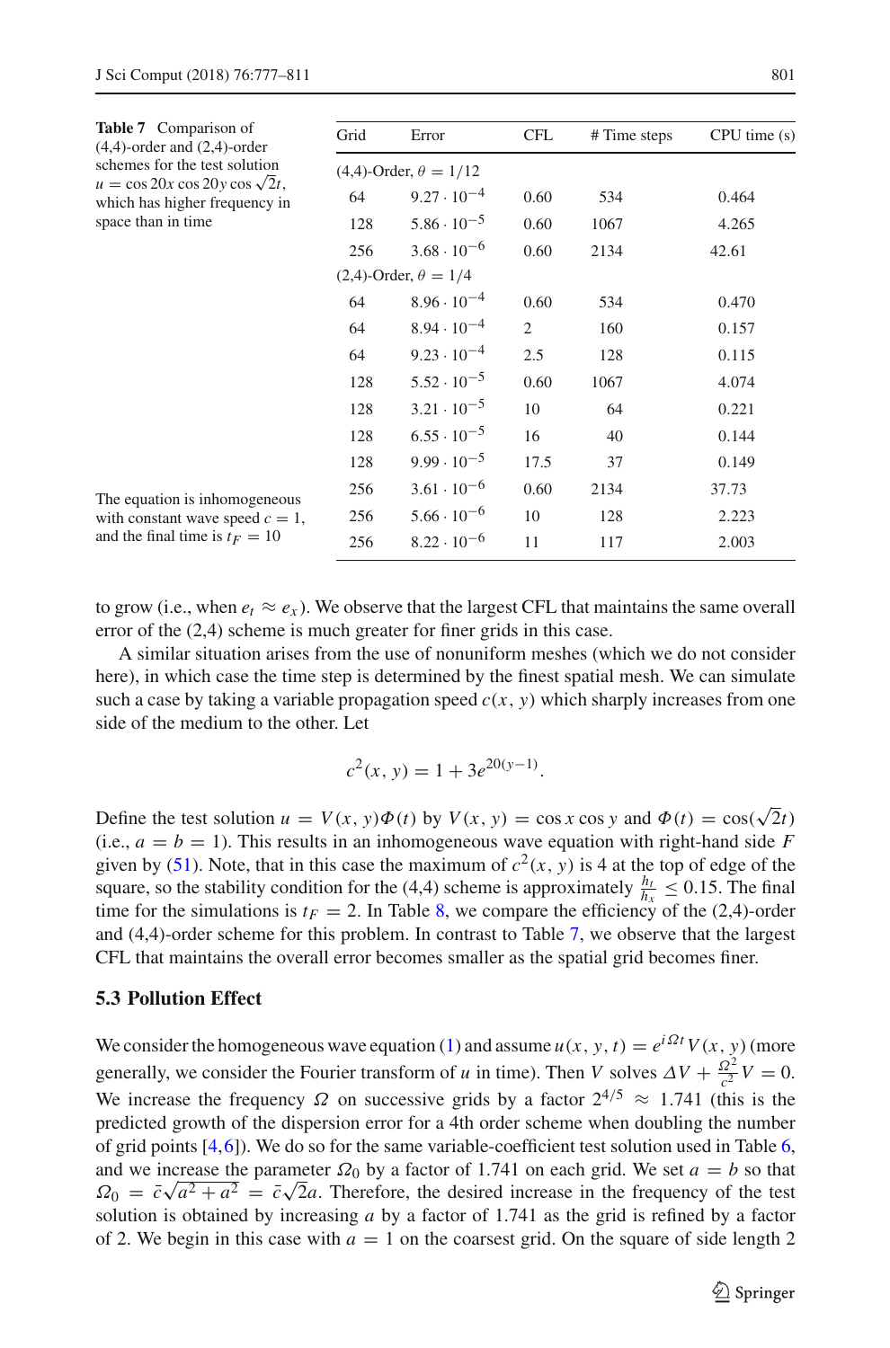**Table 7** Comparison of (4,4)-order and (2,4)-order schemes for the test solution $u = \cos 20x \cos 20y \cos \sqrt{2}t$, which has higher frequency in space than in time

The equation is inhomogeneous with constant wave speed $c = 1$, and the final time is $t_F = 10$

| Grid | Error | CFL | # Time steps | CPU time (s) |
|---|---|---|---|---|
| (4,4)-Order, $\theta = 1/12$ | | | | |
| 64 | $9.27 \cdot 10^{-4}$ | 0.60 | 534 | 0.464 |
| 128 | $5.86 \cdot 10^{-5}$ | 0.60 | 1067 | 4.265 |
| 256 | $3.68 \cdot 10^{-6}$ | 0.60 | 2134 | 42.61 |
| (2,4)-Order, $\theta = 1/4$ | | | | |
| 64 | $8.96 \cdot 10^{-4}$ | 0.60 | 534 | 0.470 |
| 64 | $8.94 \cdot 10^{-4}$ | 2 | 160 | 0.157 |
| 64 | $9.23 \cdot 10^{-4}$ | 2.5 | 128 | 0.115 |
| 128 | $5.52 \cdot 10^{-5}$ | 0.60 | 1067 | 4.074 |
| 128 | $3.21 \cdot 10^{-5}$ | 10 | 64 | 0.221 |
| 128 | $6.55 \cdot 10^{-5}$ | 16 | 40 | 0.144 |
| 128 | $9.99 \cdot 10^{-5}$ | 17.5 | 37 | 0.149 |
| 256 | $3.61 \cdot 10^{-6}$ | 0.60 | 2134 | 37.73 |
| 256 | $5.66 \cdot 10^{-6}$ | 10 | 128 | 2.223 |
| 256 | $8.22 \cdot 10^{-6}$ | 11 | 117 | 2.003 |

to grow (i.e., when $e_t \approx e_x$). We observe that the largest CFL that maintains the same overall error of the (2,4) scheme is much greater for finer grids in this case.

A similar situation arises from the use of nonuniform meshes (which we do not consider here), in which case the time step is determined by the finest spatial mesh. We can simulate such a case by taking a variable propagation speed $c(x, y)$ which sharply increases from one side of the medium to the other. Let

$$c^2(x, y) = 1 + 3e^{20(y-1)}.$$

Define the test solution $u = V(x, y)\Phi(t)$ by $V(x, y) = \cos x \cos y$ and $\Phi(t) = \cos(\sqrt{2}t)$ (i.e., $a = b = 1$). This results in an inhomogeneous wave equation with right-hand side $F$ given by (51). Note, that in this case the maximum of $c^2(x, y)$ is 4 at the top of edge of the square, so the stability condition for the (4,4) scheme is approximately $\frac{h_t}{h_x} \leq 0.15$. The final time for the simulations is $t_F = 2$. In Table 8, we compare the efficiency of the (2,4)-order and (4,4)-order scheme for this problem. In contrast to Table 7, we observe that the largest CFL that maintains the overall error becomes smaller as the spatial grid becomes finer.

### 5.3 Pollution Effect

We consider the homogeneous wave equation (1) and assume $u(x, y, t) = e^{i\Omega t}V(x, y)$ (more generally, we consider the Fourier transform of $u$ in time). Then $V$ solves $\Delta V + \frac{\Omega^2}{c^2}V = 0$. We increase the frequency $\Omega$ on successive grids by a factor $2^{4/5} \approx 1.741$ (this is the predicted growth of the dispersion error for a 4th order scheme when doubling the number of grid points [4,6]). We do so for the same variable-coefficient test solution used in Table 6, and we increase the parameter $\Omega_0$ by a factor of 1.741 on each grid. We set $a = b$ so that $\Omega_0 = \bar{c}\sqrt{a^2 + a^2} = \bar{c}\sqrt{2}a$. Therefore, the desired increase in the frequency of the test solution is obtained by increasing $a$ by a factor of 1.741 as the grid is refined by a factor of 2. We begin in this case with $a = 1$ on the coarsest grid. On the square of side length 2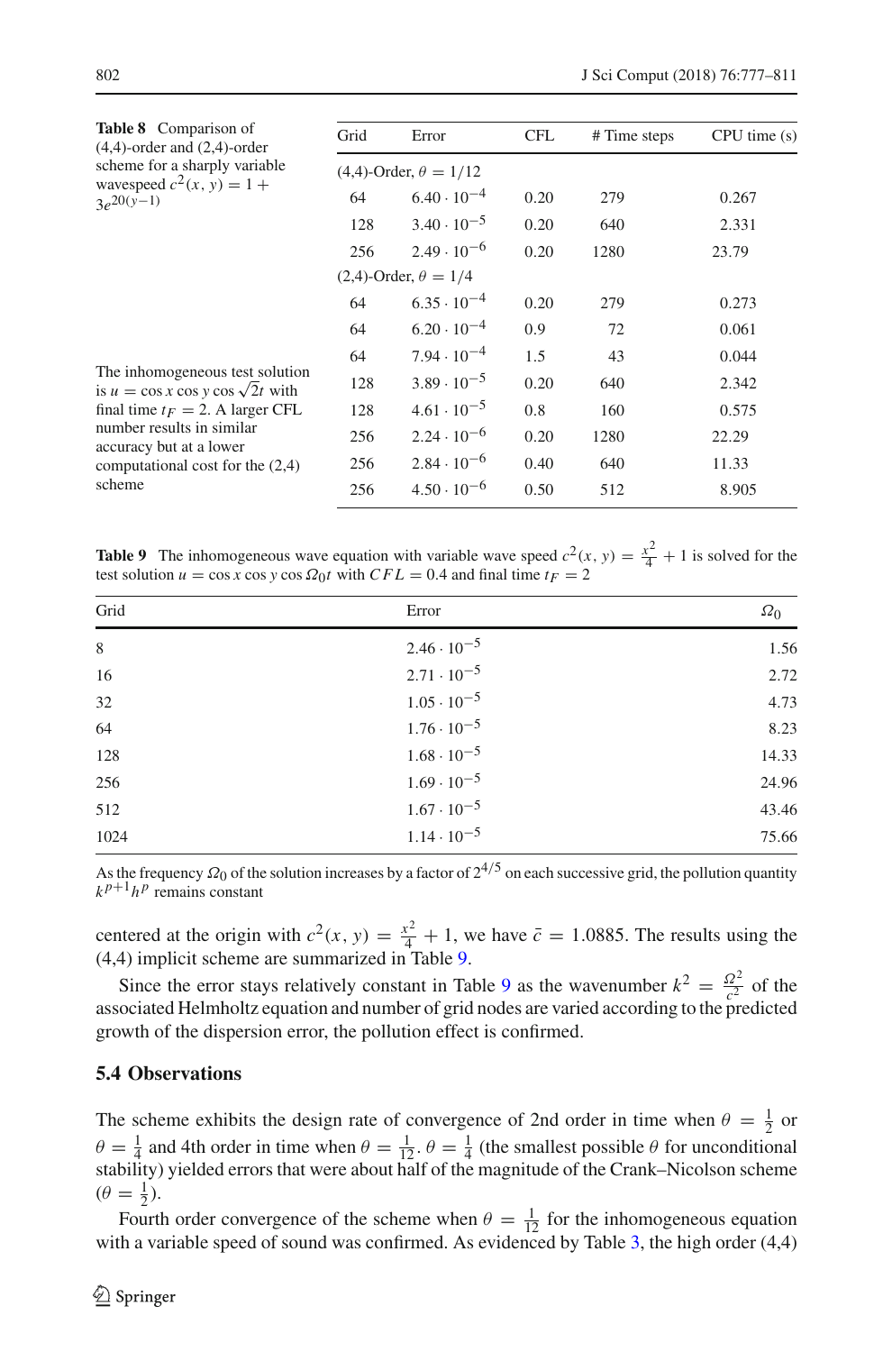**Table 8** Comparison of (4,4)-order and (2,4)-order scheme for a sharply variable wavespeed $c^2(x, y) = 1 + 3e^{20(y-1)}$

| Grid | Error | CFL | # Time steps | CPU time (s) |
|---|---|---|---|---|
| (4,4)-Order, $\theta = 1/12$ | | | | |
| 64 | $6.40 \cdot 10^{-4}$ | 0.20 | 279 | 0.267 |
| 128 | $3.40 \cdot 10^{-5}$ | 0.20 | 640 | 2.331 |
| 256 | $2.49 \cdot 10^{-6}$ | 0.20 | 1280 | 23.79 |
| (2,4)-Order, $\theta = 1/4$ | | | | |
| 64 | $6.35 \cdot 10^{-4}$ | 0.20 | 279 | 0.273 |
| 64 | $6.20 \cdot 10^{-4}$ | 0.9 | 72 | 0.061 |
| 64 | $7.94 \cdot 10^{-4}$ | 1.5 | 43 | 0.044 |
| 128 | $3.89 \cdot 10^{-5}$ | 0.20 | 640 | 2.342 |
| 128 | $4.61 \cdot 10^{-5}$ | 0.8 | 160 | 0.575 |
| 256 | $2.24 \cdot 10^{-6}$ | 0.20 | 1280 | 22.29 |
| 256 | $2.84 \cdot 10^{-6}$ | 0.40 | 640 | 11.33 |
| 256 | $4.50 \cdot 10^{-6}$ | 0.50 | 512 | 8.905 |

The inhomogeneous test solution is $u = \cos x \cos y \cos \sqrt{2}t$ with final time $t_F = 2$. A larger CFL number results in similar accuracy but at a lower computational cost for the (2,4) scheme

**Table 9** The inhomogeneous wave equation with variable wave speed $c^2(x, y) = \frac{x^2}{4} + 1$ is solved for the test solution $u = \cos x \cos y \cos \Omega_0 t$ with $CFL = 0.4$ and final time $t_F = 2$

| Grid | Error | $\Omega_0$ |
|---|---|---|
| 8 | $2.46 \cdot 10^{-5}$ | 1.56 |
| 16 | $2.71 \cdot 10^{-5}$ | 2.72 |
| 32 | $1.05 \cdot 10^{-5}$ | 4.73 |
| 64 | $1.76 \cdot 10^{-5}$ | 8.23 |
| 128 | $1.68 \cdot 10^{-5}$ | 14.33 |
| 256 | $1.69 \cdot 10^{-5}$ | 24.96 |
| 512 | $1.67 \cdot 10^{-5}$ | 43.46 |
| 1024 | $1.14 \cdot 10^{-5}$ | 75.66 |

As the frequency $\Omega_0$ of the solution increases by a factor of $2^{4/5}$ on each successive grid, the pollution quantity $k^{p+1}h^p$ remains constant

centered at the origin with $c^2(x, y) = \frac{x^2}{4} + 1$, we have $\bar{c} = 1.0885$. The results using the (4,4) implicit scheme are summarized in Table 9.

Since the error stays relatively constant in Table 9 as the wavenumber $k^2 = \frac{\Omega_0^2}{\bar{c}^2}$ of the associated Helmholtz equation and number of grid nodes are varied according to the predicted growth of the dispersion error, the pollution effect is confirmed.

### 5.4 Observations

The scheme exhibits the design rate of convergence of 2nd order in time when $\theta = \frac{1}{2}$ or $\theta = \frac{1}{4}$ and 4th order in time when $\theta = \frac{1}{12}$. $\theta = \frac{1}{4}$ (the smallest possible $\theta$ for unconditional stability) yielded errors that were about half of the magnitude of the Crank–Nicolson scheme ($\theta = \frac{1}{2}$).

Fourth order convergence of the scheme when $\theta = \frac{1}{12}$ for the inhomogeneous equation with a variable speed of sound was confirmed. As evidenced by Table 3, the high order (4,4)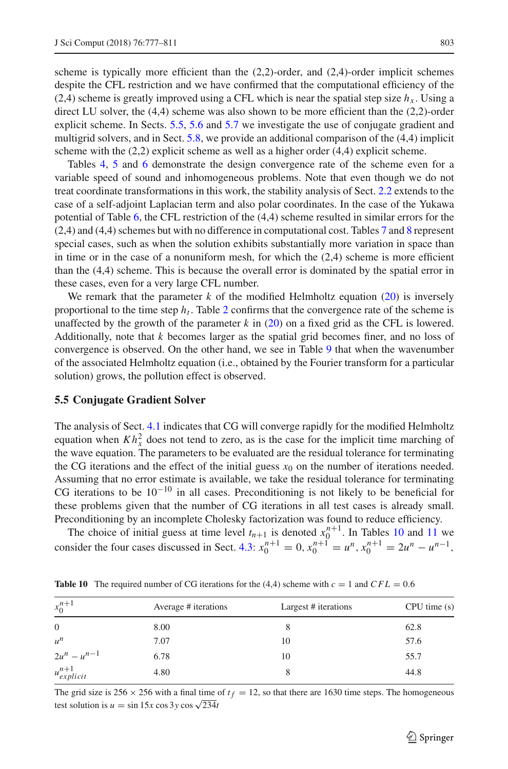scheme is typically more efficient than the (2,2)-order, and (2,4)-order implicit schemes despite the CFL restriction and we have confirmed that the computational efficiency of the (2,4) scheme is greatly improved using a CFL which is near the spatial step size $h_x$. Using a direct LU solver, the (4,4) scheme was also shown to be more efficient than the (2,2)-order explicit scheme. In Sects. 5.5, 5.6 and 5.7 we investigate the use of conjugate gradient and multigrid solvers, and in Sect. 5.8, we provide an additional comparison of the (4,4) implicit scheme with the (2,2) explicit scheme as well as a higher order (4,4) explicit scheme.

Tables 4, 5 and 6 demonstrate the design convergence rate of the scheme even for a variable speed of sound and inhomogeneous problems. Note that even though we do not treat coordinate transformations in this work, the stability analysis of Sect. 2.2 extends to the case of a self-adjoint Laplacian term and also polar coordinates. In the case of the Yukawa potential of Table 6, the CFL restriction of the (4,4) scheme resulted in similar errors for the (2,4) and (4,4) schemes but with no difference in computational cost. Tables 7 and 8 represent special cases, such as when the solution exhibits substantially more variation in space than in time or in the case of a nonuniform mesh, for which the (2,4) scheme is more efficient than the (4,4) scheme. This is because the overall error is dominated by the spatial error in these cases, even for a very large CFL number.

We remark that the parameter $k$ of the modified Helmholtz equation (20) is inversely proportional to the time step $h_t$. Table 2 confirms that the convergence rate of the scheme is unaffected by the growth of the parameter $k$ in (20) on a fixed grid as the CFL is lowered. Additionally, note that $k$ becomes larger as the spatial grid becomes finer, and no loss of convergence is observed. On the other hand, we see in Table 9 that when the wavenumber of the associated Helmholtz equation (i.e., obtained by the Fourier transform for a particular solution) grows, the pollution effect is observed.

### 5.5 Conjugate Gradient Solver

The analysis of Sect. 4.1 indicates that CG will converge rapidly for the modified Helmholtz equation when $Kh_x^2$ does not tend to zero, as is the case for the implicit time marching of the wave equation. The parameters to be evaluated are the residual tolerance for terminating the CG iterations and the effect of the initial guess $x_0$ on the number of iterations needed. Assuming that no error estimate is available, we take the residual tolerance for terminating CG iterations to be $10^{-10}$ in all cases. Preconditioning is not likely to be beneficial for these problems given that the number of CG iterations in all test cases is already small. Preconditioning by an incomplete Cholesky factorization was found to reduce efficiency.

The choice of initial guess at time level $t_{n+1}$ is denoted $x_0^{n+1}$. In Tables 10 and 11 we consider the four cases discussed in Sect. 4.3: $x_0^{n+1} = 0$, $x_0^{n+1} = u^n$, $x_0^{n+1} = 2u^n - u^{n-1}$,

**Table 10** The required number of CG iterations for the (4,4) scheme with $c = 1$ and $CFL = 0.6$

| $x_0^{n+1}$ | Average # iterations | Largest # iterations | CPU time (s) |
|---|---|---|---|
| 0 | 8.00 | 8 | 62.8 |
| $u^n$ | 7.07 | 10 | 57.6 |
| $2u^n - u^{n-1}$ | 6.78 | 10 | 55.7 |
| $u^{n+1}_{explicit}$ | 4.80 | 8 | 44.8 |

The grid size is $256 \times 256$ with a final time of $t_f = 12$, so that there are 1630 time steps. The homogeneous test solution is $u = \sin 15x \cos 3y \cos \sqrt{234}t$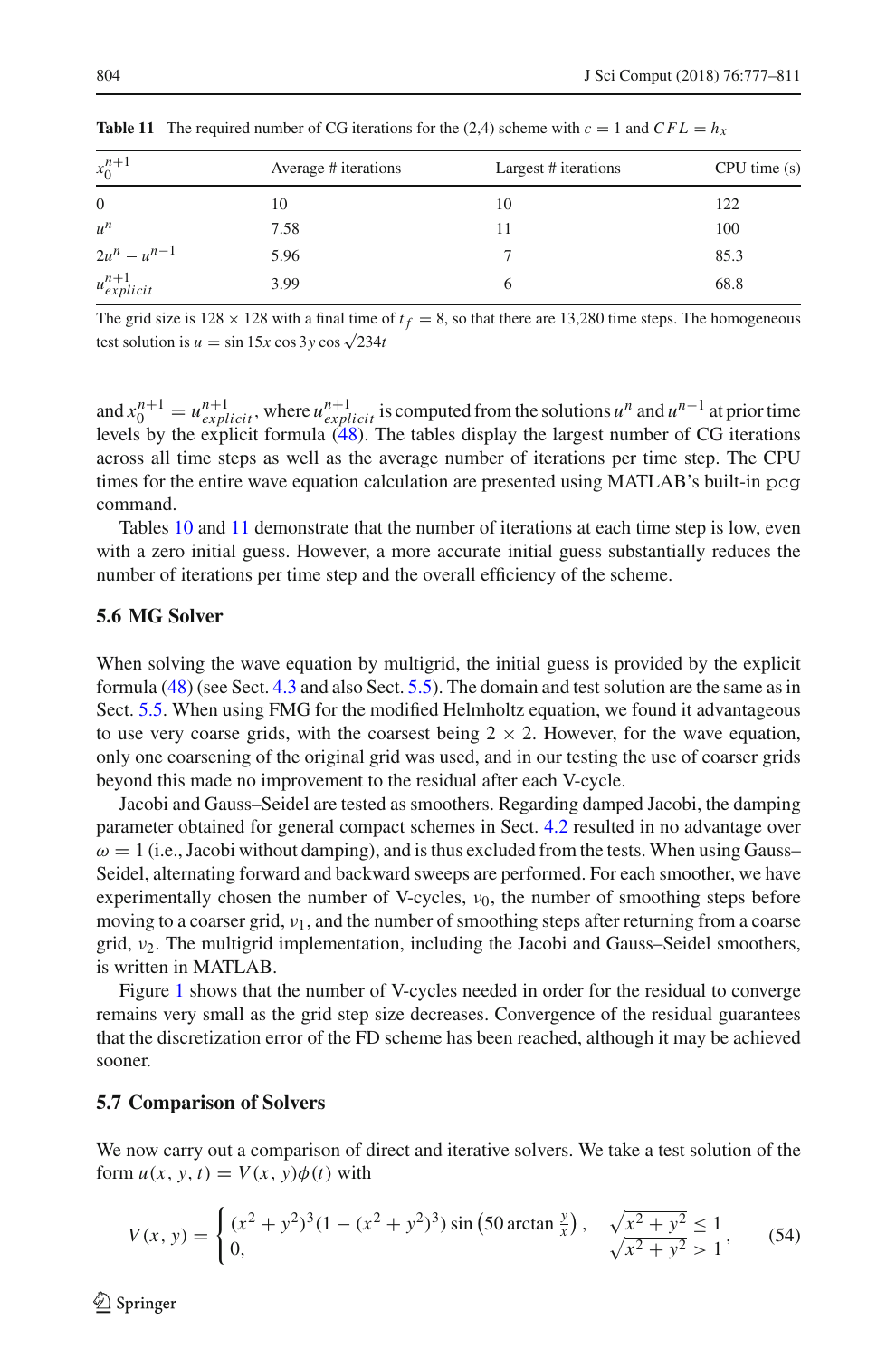**Table 11** The required number of CG iterations for the (2,4) scheme with $c = 1$ and $CFL = h_x$

| $x_0^{n+1}$ | Average # iterations | Largest # iterations | CPU time (s) |
|---|---|---|---|
| 0 | 10 | 10 | 122 |
| $u^n$ | 7.58 | 11 | 100 |
| $2u^n - u^{n-1}$ | 5.96 | 7 | 85.3 |
| $u_{explicit}^{n+1}$ | 3.99 | 6 | 68.8 |

The grid size is $128 \times 128$ with a final time of $t_f = 8$, so that there are 13,280 time steps. The homogeneous test solution is $u = \sin 15x \cos 3y \cos \sqrt{234}t$

and $x_0^{n+1} = u_{explicit}^{n+1}$, where $u_{explicit}^{n+1}$ is computed from the solutions $u^n$ and $u^{n-1}$ at prior time levels by the explicit formula (48). The tables display the largest number of CG iterations across all time steps as well as the average number of iterations per time step. The CPU times for the entire wave equation calculation are presented using MATLAB's built-in `pcg` command.

Tables 10 and 11 demonstrate that the number of iterations at each time step is low, even with a zero initial guess. However, a more accurate initial guess substantially reduces the number of iterations per time step and the overall efficiency of the scheme.

### 5.6 MG Solver

When solving the wave equation by multigrid, the initial guess is provided by the explicit formula (48) (see Sect. 4.3 and also Sect. 5.5). The domain and test solution are the same as in Sect. 5.5. When using FMG for the modified Helmholtz equation, we found it advantageous to use very coarse grids, with the coarsest being $2 \times 2$. However, for the wave equation, only one coarsening of the original grid was used, and in our testing the use of coarser grids beyond this made no improvement to the residual after each V-cycle.

Jacobi and Gauss–Seidel are tested as smoothers. Regarding damped Jacobi, the damping parameter obtained for general compact schemes in Sect. 4.2 resulted in no advantage over $\omega = 1$ (i.e., Jacobi without damping), and is thus excluded from the tests. When using Gauss–Seidel, alternating forward and backward sweeps are performed. For each smoother, we have experimentally chosen the number of V-cycles, $\nu_0$, the number of smoothing steps before moving to a coarser grid, $\nu_1$, and the number of smoothing steps after returning from a coarse grid, $\nu_2$. The multigrid implementation, including the Jacobi and Gauss–Seidel smoothers, is written in MATLAB.

Figure 1 shows that the number of V-cycles needed in order for the residual to converge remains very small as the grid step size decreases. Convergence of the residual guarantees that the discretization error of the FD scheme has been reached, although it may be achieved sooner.

### 5.7 Comparison of Solvers

We now carry out a comparison of direct and iterative solvers. We take a test solution of the form $u(x, y, t) = V(x, y)\phi(t)$ with

$$V(x, y) = \begin{cases} (x^2 + y^2)^3(1 - (x^2 + y^2)^3) \sin\left(50 \arctan \frac{y}{x}\right), & \sqrt{x^2 + y^2} \le 1 \\ 0, & \sqrt{x^2 + y^2} > 1 \end{cases}, \tag{54}$$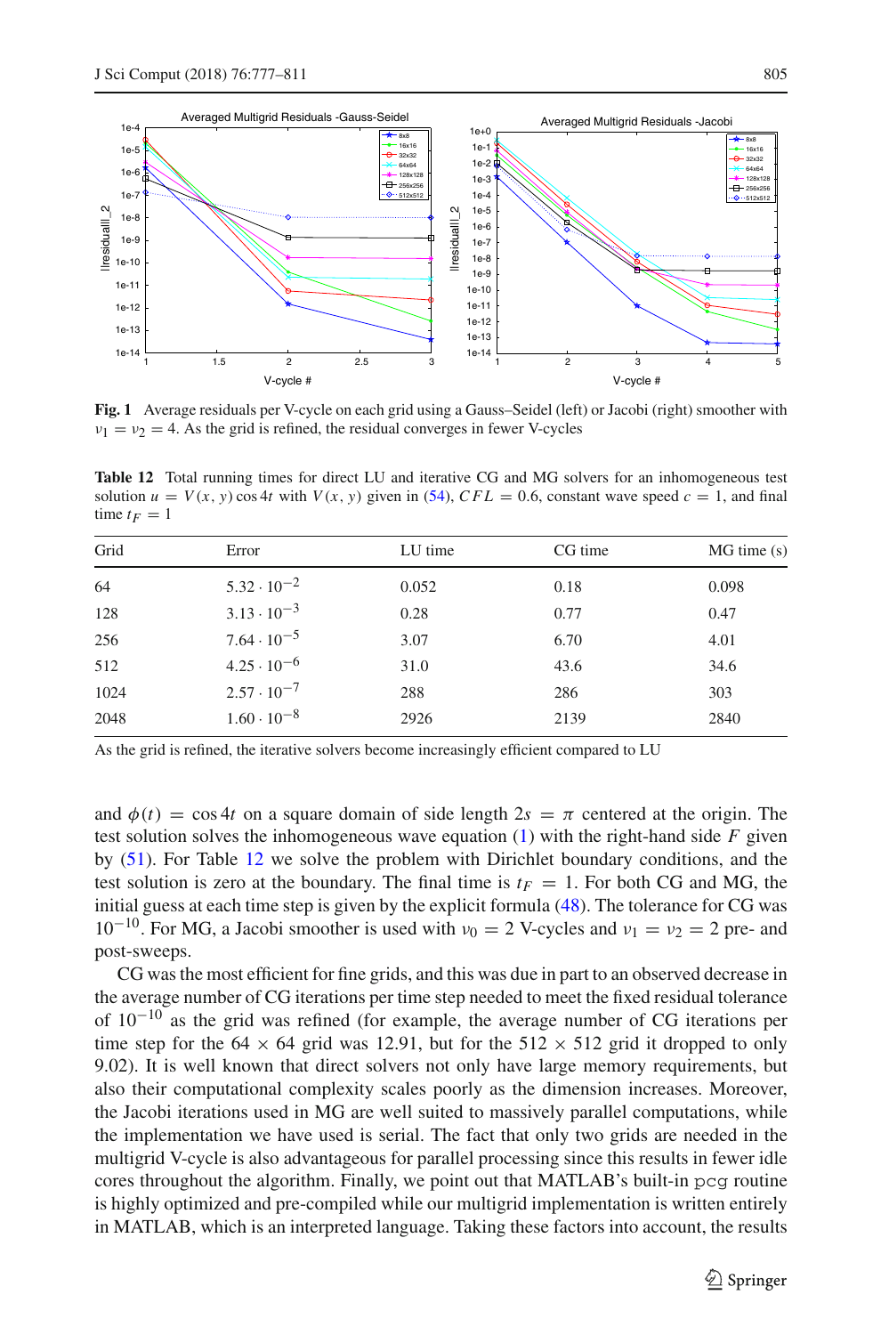**Fig. 1** Average residuals per V-cycle on each grid using a Gauss–Seidel (left) or Jacobi (right) smoother with $\nu_1 = \nu_2 = 4$. As the grid is refined, the residual converges in fewer V-cycles

**Table 12** Total running times for direct LU and iterative CG and MG solvers for an inhomogeneous test solution $u = V(x, y)\cos 4t$ with $V(x, y)$ given in (54), $CFL = 0.6$, constant wave speed $c = 1$, and final time $t_F = 1$

| Grid | Error | LU time | CG time | MG time (s) |
|---|---|---|---|---|
| 64 | $5.32 \cdot 10^{-2}$ | 0.052 | 0.18 | 0.098 |
| 128 | $3.13 \cdot 10^{-3}$ | 0.28 | 0.77 | 0.47 |
| 256 | $7.64 \cdot 10^{-5}$ | 3.07 | 6.70 | 4.01 |
| 512 | $4.25 \cdot 10^{-6}$ | 31.0 | 43.6 | 34.6 |
| 1024 | $2.57 \cdot 10^{-7}$ | 288 | 286 | 303 |
| 2048 | $1.60 \cdot 10^{-8}$ | 2926 | 2139 | 2840 |

As the grid is refined, the iterative solvers become increasingly efficient compared to LU

and $\phi(t) = \cos 4t$ on a square domain of side length $2s = \pi$ centered at the origin. The test solution solves the inhomogeneous wave equation (1) with the right-hand side $F$ given by (51). For Table 12 we solve the problem with Dirichlet boundary conditions, and the test solution is zero at the boundary. The final time is $t_F = 1$. For both CG and MG, the initial guess at each time step is given by the explicit formula (48). The tolerance for CG was $10^{-10}$. For MG, a Jacobi smoother is used with $\nu_0 = 2$ V-cycles and $\nu_1 = \nu_2 = 2$ pre- and post-sweeps.

CG was the most efficient for fine grids, and this was due in part to an observed decrease in the average number of CG iterations per time step needed to meet the fixed residual tolerance of $10^{-10}$ as the grid was refined (for example, the average number of CG iterations per time step for the $64 \times 64$ grid was 12.91, but for the $512 \times 512$ grid it dropped to only 9.02). It is well known that direct solvers not only have large memory requirements, but also their computational complexity scales poorly as the dimension increases. Moreover, the Jacobi iterations used in MG are well suited to massively parallel computations, while the implementation we have used is serial. The fact that only two grids are needed in the multigrid V-cycle is also advantageous for parallel processing since this results in fewer idle cores throughout the algorithm. Finally, we point out that MATLAB's built-in `pcg` routine is highly optimized and pre-compiled while our multigrid implementation is written entirely in MATLAB, which is an interpreted language. Taking these factors into account, the results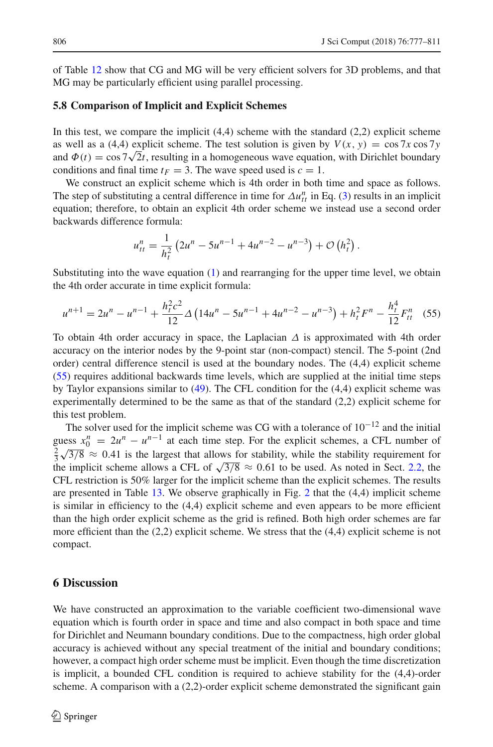of Table 12 show that CG and MG will be very efficient solvers for 3D problems, and that MG may be particularly efficient using parallel processing.

### 5.8 Comparison of Implicit and Explicit Schemes

In this test, we compare the implicit (4,4) scheme with the standard (2,2) explicit scheme as well as a (4,4) explicit scheme. The test solution is given by $V(x, y) = \cos 7x \cos 7y$ and $\Phi(t) = \cos 7\sqrt{2}t$, resulting in a homogeneous wave equation, with Dirichlet boundary conditions and final time $t_F = 3$. The wave speed used is $c = 1$.

We construct an explicit scheme which is 4th order in both time and space as follows. The step of substituting a central difference in time for $\Delta u_{tt}^n$ in Eq. (3) results in an implicit equation; therefore, to obtain an explicit 4th order scheme we instead use a second order backwards difference formula:

$$u_{tt}^n = \frac{1}{h_t^2}\left(2u^n - 5u^{n-1} + 4u^{n-2} - u^{n-3}\right) + \mathcal{O}\left(h_t^2\right).$$

Substituting into the wave equation (1) and rearranging for the upper time level, we obtain the 4th order accurate in time explicit formula:

$$u^{n+1} = 2u^n - u^{n-1} + \frac{h_t^2 c^2}{12}\Delta\left(14u^n - 5u^{n-1} + 4u^{n-2} - u^{n-3}\right) + h_t^2 F^n - \frac{h_t^4}{12}F_{tt}^n \quad (55)$$

To obtain 4th order accuracy in space, the Laplacian $\Delta$ is approximated with 4th order accuracy on the interior nodes by the 9-point star (non-compact) stencil. The 5-point (2nd order) central difference stencil is used at the boundary nodes. The (4,4) explicit scheme (55) requires additional backwards time levels, which are supplied at the initial time steps by Taylor expansions similar to (49). The CFL condition for the (4,4) explicit scheme was experimentally determined to be the same as that of the standard (2,2) explicit scheme for this test problem.

The solver used for the implicit scheme was CG with a tolerance of $10^{-12}$ and the initial guess $x_0^n = 2u^n - u^{n-1}$ at each time step. For the explicit schemes, a CFL number of $\frac{2}{3}\sqrt{3/8} \approx 0.41$ is the largest that allows for stability, while the stability requirement for the implicit scheme allows a CFL of $\sqrt{3/8} \approx 0.61$ to be used. As noted in Sect. 2.2, the CFL restriction is 50% larger for the implicit scheme than the explicit schemes. The results are presented in Table 13. We observe graphically in Fig. 2 that the (4,4) implicit scheme is similar in efficiency to the (4,4) explicit scheme and even appears to be more efficient than the high order explicit scheme as the grid is refined. Both high order schemes are far more efficient than the (2,2) explicit scheme. We stress that the (4,4) explicit scheme is not compact.

## 6 Discussion

We have constructed an approximation to the variable coefficient two-dimensional wave equation which is fourth order in space and time and also compact in both space and time for Dirichlet and Neumann boundary conditions. Due to the compactness, high order global accuracy is achieved without any special treatment of the initial and boundary conditions; however, a compact high order scheme must be implicit. Even though the time discretization is implicit, a bounded CFL condition is required to achieve stability for the (4,4)-order scheme. A comparison with a (2,2)-order explicit scheme demonstrated the significant gain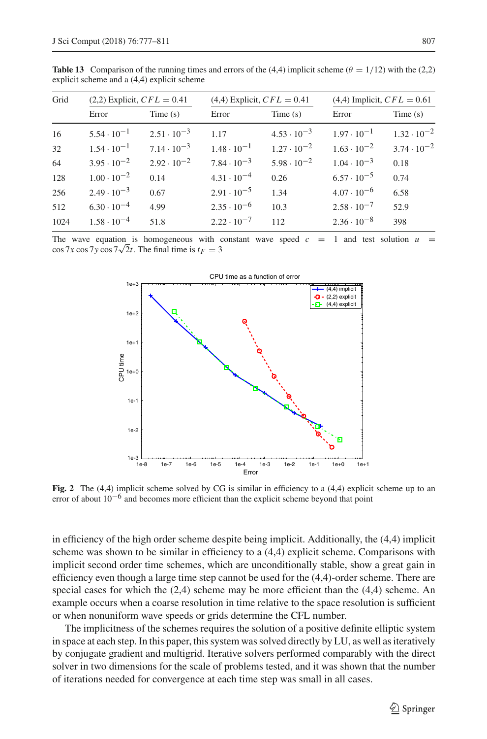**Table 13** Comparison of the running times and errors of the (4,4) implicit scheme ($\theta = 1/12$) with the (2,2) explicit scheme and a (4,4) explicit scheme

| Grid | (2,2) Explicit, $CFL = 0.41$ | | (4,4) Explicit, $CFL = 0.41$ | | (4,4) Implicit, $CFL = 0.61$ | |
|---|---|---|---|---|---|---|
| | Error | Time (s) | Error | Time (s) | Error | Time (s) |
| 16 | $5.54 \cdot 10^{-1}$ | $2.51 \cdot 10^{-3}$ | 1.17 | $4.53 \cdot 10^{-3}$ | $1.97 \cdot 10^{-1}$ | $1.32 \cdot 10^{-2}$ |
| 32 | $1.54 \cdot 10^{-1}$ | $7.14 \cdot 10^{-3}$ | $1.48 \cdot 10^{-1}$ | $1.27 \cdot 10^{-2}$ | $1.63 \cdot 10^{-2}$ | $3.74 \cdot 10^{-2}$ |
| 64 | $3.95 \cdot 10^{-2}$ | $2.92 \cdot 10^{-2}$ | $7.84 \cdot 10^{-3}$ | $5.98 \cdot 10^{-2}$ | $1.04 \cdot 10^{-3}$ | 0.18 |
| 128 | $1.00 \cdot 10^{-2}$ | 0.14 | $4.31 \cdot 10^{-4}$ | 0.26 | $6.57 \cdot 10^{-5}$ | 0.74 |
| 256 | $2.49 \cdot 10^{-3}$ | 0.67 | $2.91 \cdot 10^{-5}$ | 1.34 | $4.07 \cdot 10^{-6}$ | 6.58 |
| 512 | $6.30 \cdot 10^{-4}$ | 4.99 | $2.35 \cdot 10^{-6}$ | 10.3 | $2.58 \cdot 10^{-7}$ | 52.9 |
| 1024 | $1.58 \cdot 10^{-4}$ | 51.8 | $2.22 \cdot 10^{-7}$ | 112 | $2.36 \cdot 10^{-8}$ | 398 |

The wave equation is homogeneous with constant wave speed $c = 1$ and test solution $u = \cos 7x \cos 7y \cos 7\sqrt{2}t$. The final time is $t_F = 3$

**Fig. 2** The (4,4) implicit scheme solved by CG is similar in efficiency to a (4,4) explicit scheme up to an error of about $10^{-6}$ and becomes more efficient than the explicit scheme beyond that point

in efficiency of the high order scheme despite being implicit. Additionally, the (4,4) implicit scheme was shown to be similar in efficiency to a (4,4) explicit scheme. Comparisons with implicit second order time schemes, which are unconditionally stable, show a great gain in efficiency even though a large time step cannot be used for the (4,4)-order scheme. There are special cases for which the (2,4) scheme may be more efficient than the (4,4) scheme. An example occurs when a coarse resolution in time relative to the space resolution is sufficient or when nonuniform wave speeds or grids determine the CFL number.

The implicitness of the schemes requires the solution of a positive definite elliptic system in space at each step. In this paper, this system was solved directly by LU, as well as iteratively by conjugate gradient and multigrid. Iterative solvers performed comparably with the direct solver in two dimensions for the scale of problems tested, and it was shown that the number of iterations needed for convergence at each time step was small in all cases.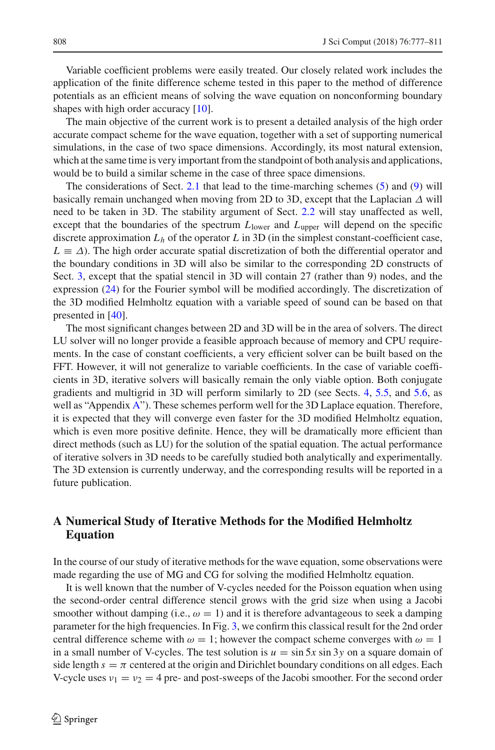Variable coefficient problems were easily treated. Our closely related work includes the application of the finite difference scheme tested in this paper to the method of difference potentials as an efficient means of solving the wave equation on nonconforming boundary shapes with high order accuracy [10].

The main objective of the current work is to present a detailed analysis of the high order accurate compact scheme for the wave equation, together with a set of supporting numerical simulations, in the case of two space dimensions. Accordingly, its most natural extension, which at the same time is very important from the standpoint of both analysis and applications, would be to build a similar scheme in the case of three space dimensions.

The considerations of Sect. 2.1 that lead to the time-marching schemes (5) and (9) will basically remain unchanged when moving from 2D to 3D, except that the Laplacian $\Delta$ will need to be taken in 3D. The stability argument of Sect. 2.2 will stay unaffected as well, except that the boundaries of the spectrum $L_{\text{lower}}$ and $L_{\text{upper}}$ will depend on the specific discrete approximation $L_h$ of the operator $L$ in 3D (in the simplest constant-coefficient case, $L \equiv \Delta$). The high order accurate spatial discretization of both the differential operator and the boundary conditions in 3D will also be similar to the corresponding 2D constructs of Sect. 3, except that the spatial stencil in 3D will contain 27 (rather than 9) nodes, and the expression (24) for the Fourier symbol will be modified accordingly. The discretization of the 3D modified Helmholtz equation with a variable speed of sound can be based on that presented in [40].

The most significant changes between 2D and 3D will be in the area of solvers. The direct LU solver will no longer provide a feasible approach because of memory and CPU requirements. In the case of constant coefficients, a very efficient solver can be built based on the FFT. However, it will not generalize to variable coefficients. In the case of variable coefficients in 3D, iterative solvers will basically remain the only viable option. Both conjugate gradients and multigrid in 3D will perform similarly to 2D (see Sects. 4, 5.5, and 5.6, as well as "Appendix A"). These schemes perform well for the 3D Laplace equation. Therefore, it is expected that they will converge even faster for the 3D modified Helmholtz equation, which is even more positive definite. Hence, they will be dramatically more efficient than direct methods (such as LU) for the solution of the spatial equation. The actual performance of iterative solvers in 3D needs to be carefully studied both analytically and experimentally. The 3D extension is currently underway, and the corresponding results will be reported in a future publication.

## A Numerical Study of Iterative Methods for the Modified Helmholtz Equation

In the course of our study of iterative methods for the wave equation, some observations were made regarding the use of MG and CG for solving the modified Helmholtz equation.

It is well known that the number of V-cycles needed for the Poisson equation when using the second-order central difference stencil grows with the grid size when using a Jacobi smoother without damping (i.e., $\omega = 1$) and it is therefore advantageous to seek a damping parameter for the high frequencies. In Fig. 3, we confirm this classical result for the 2nd order central difference scheme with $\omega = 1$; however the compact scheme converges with $\omega = 1$ in a small number of V-cycles. The test solution is $u = \sin 5x \sin 3y$ on a square domain of side length $s = \pi$ centered at the origin and Dirichlet boundary conditions on all edges. Each V-cycle uses $\nu_1 = \nu_2 = 4$ pre- and post-sweeps of the Jacobi smoother. For the second order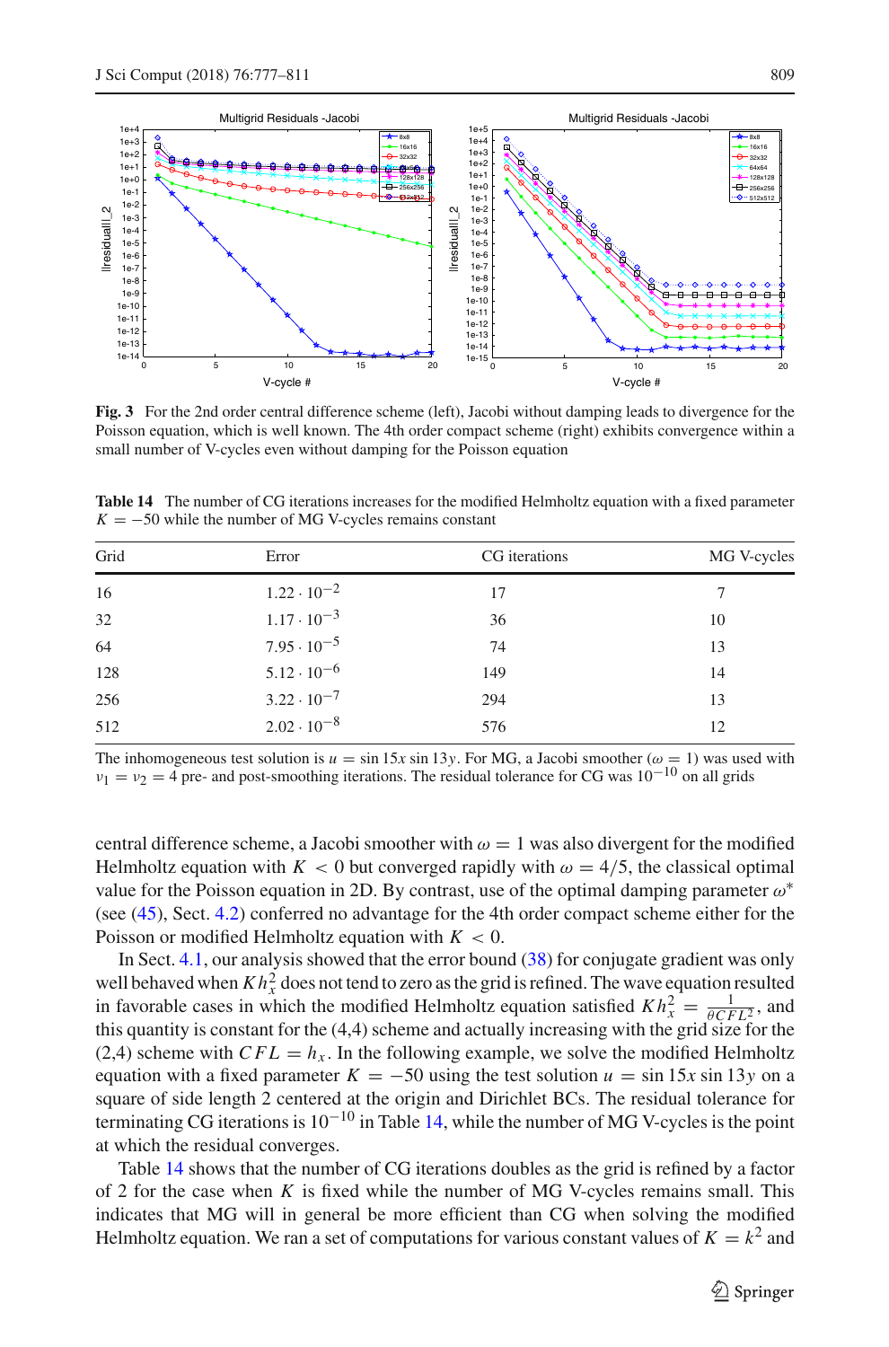**Fig. 3** For the 2nd order central difference scheme (left), Jacobi without damping leads to divergence for the Poisson equation, which is well known. The 4th order compact scheme (right) exhibits convergence within a small number of V-cycles even without damping for the Poisson equation

**Table 14** The number of CG iterations increases for the modified Helmholtz equation with a fixed parameter $K = -50$ while the number of MG V-cycles remains constant

| Grid | Error | CG iterations | MG V-cycles |
|---|---|---|---|
| 16 | $1.22 \cdot 10^{-2}$ | 17 | 7 |
| 32 | $1.17 \cdot 10^{-3}$ | 36 | 10 |
| 64 | $7.95 \cdot 10^{-5}$ | 74 | 13 |
| 128 | $5.12 \cdot 10^{-6}$ | 149 | 14 |
| 256 | $3.22 \cdot 10^{-7}$ | 294 | 13 |
| 512 | $2.02 \cdot 10^{-8}$ | 576 | 12 |

The inhomogeneous test solution is $u = \sin 15x \sin 13y$. For MG, a Jacobi smoother ($\omega = 1$) was used with $\nu_1 = \nu_2 = 4$ pre- and post-smoothing iterations. The residual tolerance for CG was $10^{-10}$ on all grids

central difference scheme, a Jacobi smoother with $\omega = 1$ was also divergent for the modified Helmholtz equation with $K < 0$ but converged rapidly with $\omega = 4/5$, the classical optimal value for the Poisson equation in 2D. By contrast, use of the optimal damping parameter $\omega^*$ (see (45), Sect. 4.2) conferred no advantage for the 4th order compact scheme either for the Poisson or modified Helmholtz equation with $K < 0$.

In Sect. 4.1, our analysis showed that the error bound (38) for conjugate gradient was only well behaved when $Kh_x^2$ does not tend to zero as the grid is refined. The wave equation resulted in favorable cases in which the modified Helmholtz equation satisfied $Kh_x^2 = \frac{1}{\theta CFL^2}$, and this quantity is constant for the (4,4) scheme and actually increasing with the grid size for the (2,4) scheme with $CFL = h_x$. In the following example, we solve the modified Helmholtz equation with a fixed parameter $K = -50$ using the test solution $u = \sin 15x \sin 13y$ on a square of side length 2 centered at the origin and Dirichlet BCs. The residual tolerance for terminating CG iterations is $10^{-10}$ in Table 14, while the number of MG V-cycles is the point at which the residual converges.

Table 14 shows that the number of CG iterations doubles as the grid is refined by a factor of 2 for the case when $K$ is fixed while the number of MG V-cycles remains small. This indicates that MG will in general be more efficient than CG when solving the modified Helmholtz equation. We ran a set of computations for various constant values of $K = k^2$ and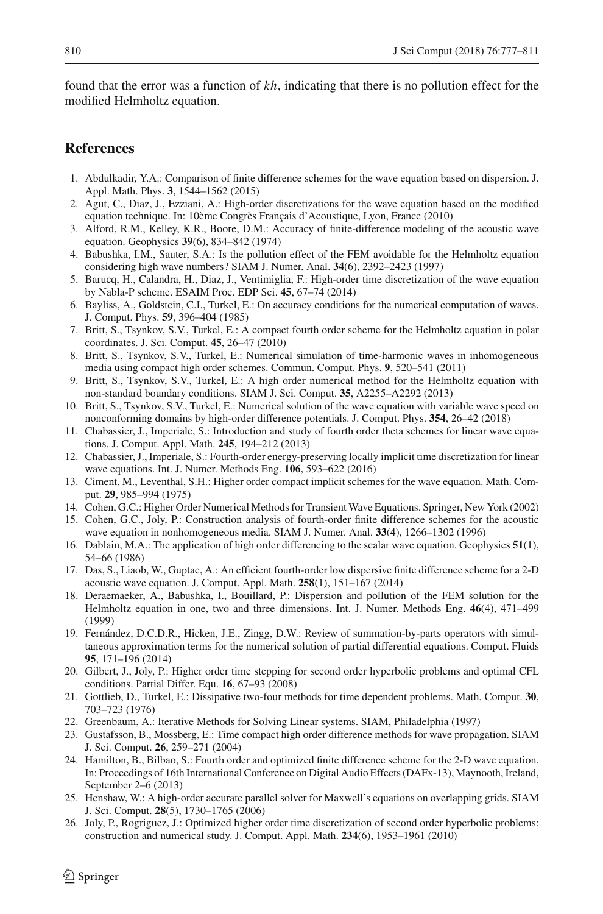found that the error was a function of $kh$, indicating that there is no pollution effect for the modified Helmholtz equation.

## References

1. Abdulkadir, Y.A.: Comparison of finite difference schemes for the wave equation based on dispersion. J. Appl. Math. Phys. **3**, 1544–1562 (2015)
2. Agut, C., Diaz, J., Ezziani, A.: High-order discretizations for the wave equation based on the modified equation technique. In: 10ème Congrès Français d'Acoustique, Lyon, France (2010)
3. Alford, R.M., Kelley, K.R., Boore, D.M.: Accuracy of finite-difference modeling of the acoustic wave equation. Geophysics **39**(6), 834–842 (1974)
4. Babushka, I.M., Sauter, S.A.: Is the pollution effect of the FEM avoidable for the Helmholtz equation considering high wave numbers? SIAM J. Numer. Anal. **34**(6), 2392–2423 (1997)
5. Barucq, H., Calandra, H., Diaz, J., Ventimiglia, F.: High-order time discretization of the wave equation by Nabla-P scheme. ESAIM Proc. EDP Sci. **45**, 67–74 (2014)
6. Bayliss, A., Goldstein, C.I., Turkel, E.: On accuracy conditions for the numerical computation of waves. J. Comput. Phys. **59**, 396–404 (1985)
7. Britt, S., Tsynkov, S.V., Turkel, E.: A compact fourth order scheme for the Helmholtz equation in polar coordinates. J. Sci. Comput. **45**, 26–47 (2010)
8. Britt, S., Tsynkov, S.V., Turkel, E.: Numerical simulation of time-harmonic waves in inhomogeneous media using compact high order schemes. Commun. Comput. Phys. **9**, 520–541 (2011)
9. Britt, S., Tsynkov, S.V., Turkel, E.: A high order numerical method for the Helmholtz equation with non-standard boundary conditions. SIAM J. Sci. Comput. **35**, A2255–A2292 (2013)
10. Britt, S., Tsynkov, S.V., Turkel, E.: Numerical solution of the wave equation with variable wave speed on nonconforming domains by high-order difference potentials. J. Comput. Phys. **354**, 26–42 (2018)
11. Chabassier, J., Imperiale, S.: Introduction and study of fourth order theta schemes for linear wave equations. J. Comput. Appl. Math. **245**, 194–212 (2013)
12. Chabassier, J., Imperiale, S.: Fourth-order energy-preserving locally implicit time discretization for linear wave equations. Int. J. Numer. Methods Eng. **106**, 593–622 (2016)
13. Ciment, M., Leventhal, S.H.: Higher order compact implicit schemes for the wave equation. Math. Comput. **29**, 985–994 (1975)
14. Cohen, G.C.: Higher Order Numerical Methods for Transient Wave Equations. Springer, New York (2002)
15. Cohen, G.C., Joly, P.: Construction analysis of fourth-order finite difference schemes for the acoustic wave equation in nonhomogeneous media. SIAM J. Numer. Anal. **33**(4), 1266–1302 (1996)
16. Dablain, M.A.: The application of high order differencing to the scalar wave equation. Geophysics **51**(1), 54–66 (1986)
17. Das, S., Liaob, W., Guptac, A.: An efficient fourth-order low dispersive finite difference scheme for a 2-D acoustic wave equation. J. Comput. Appl. Math. **258**(1), 151–167 (2014)
18. Deraemaeker, A., Babushka, I., Bouillard, P.: Dispersion and pollution of the FEM solution for the Helmholtz equation in one, two and three dimensions. Int. J. Numer. Methods Eng. **46**(4), 471–499 (1999)
19. Fernández, D.C.D.R., Hicken, J.E., Zingg, D.W.: Review of summation-by-parts operators with simultaneous approximation terms for the numerical solution of partial differential equations. Comput. Fluids **95**, 171–196 (2014)
20. Gilbert, J., Joly, P.: Higher order time stepping for second order hyperbolic problems and optimal CFL conditions. Partial Differ. Equ. **16**, 67–93 (2008)
21. Gottlieb, D., Turkel, E.: Dissipative two-four methods for time dependent problems. Math. Comput. **30**, 703–723 (1976)
22. Greenbaum, A.: Iterative Methods for Solving Linear systems. SIAM, Philadelphia (1997)
23. Gustafsson, B., Mossberg, E.: Time compact high order difference methods for wave propagation. SIAM J. Sci. Comput. **26**, 259–271 (2004)
24. Hamilton, B., Bilbao, S.: Fourth order and optimized finite difference scheme for the 2-D wave equation. In: Proceedings of 16th International Conference on Digital Audio Effects (DAFx-13), Maynooth, Ireland, September 2–6 (2013)
25. Henshaw, W.: A high-order accurate parallel solver for Maxwell's equations on overlapping grids. SIAM J. Sci. Comput. **28**(5), 1730–1765 (2006)
26. Joly, P., Rogriguez, J.: Optimized higher order time discretization of second order hyperbolic problems: construction and numerical study. J. Comput. Appl. Math. **234**(6), 1953–1961 (2010)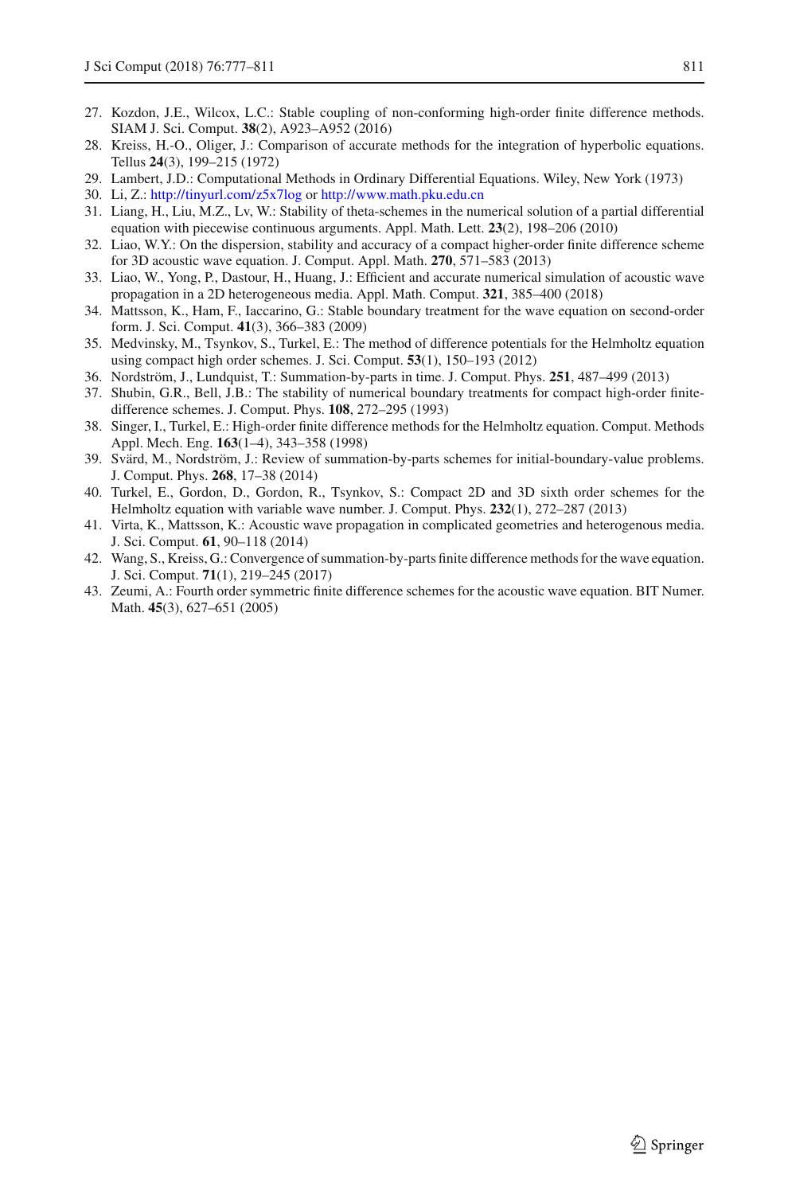27. Kozdon, J.E., Wilcox, L.C.: Stable coupling of non-conforming high-order finite difference methods. SIAM J. Sci. Comput. **38**(2), A923–A952 (2016)
28. Kreiss, H.-O., Oliger, J.: Comparison of accurate methods for the integration of hyperbolic equations. Tellus **24**(3), 199–215 (1972)
29. Lambert, J.D.: Computational Methods in Ordinary Differential Equations. Wiley, New York (1973)
30. Li, Z.: http://tinyurl.com/z5x7log or http://www.math.pku.edu.cn
31. Liang, H., Liu, M.Z., Lv, W.: Stability of theta-schemes in the numerical solution of a partial differential equation with piecewise continuous arguments. Appl. Math. Lett. **23**(2), 198–206 (2010)
32. Liao, W.Y.: On the dispersion, stability and accuracy of a compact higher-order finite difference scheme for 3D acoustic wave equation. J. Comput. Appl. Math. **270**, 571–583 (2013)
33. Liao, W., Yong, P., Dastour, H., Huang, J.: Efficient and accurate numerical simulation of acoustic wave propagation in a 2D heterogeneous media. Appl. Math. Comput. **321**, 385–400 (2018)
34. Mattsson, K., Ham, F., Iaccarino, G.: Stable boundary treatment for the wave equation on second-order form. J. Sci. Comput. **41**(3), 366–383 (2009)
35. Medvinsky, M., Tsynkov, S., Turkel, E.: The method of difference potentials for the Helmholtz equation using compact high order schemes. J. Sci. Comput. **53**(1), 150–193 (2012)
36. Nordström, J., Lundquist, T.: Summation-by-parts in time. J. Comput. Phys. **251**, 487–499 (2013)
37. Shubin, G.R., Bell, J.B.: The stability of numerical boundary treatments for compact high-order finite-difference schemes. J. Comput. Phys. **108**, 272–295 (1993)
38. Singer, I., Turkel, E.: High-order finite difference methods for the Helmholtz equation. Comput. Methods Appl. Mech. Eng. **163**(1–4), 343–358 (1998)
39. Svärd, M., Nordström, J.: Review of summation-by-parts schemes for initial-boundary-value problems. J. Comput. Phys. **268**, 17–38 (2014)
40. Turkel, E., Gordon, D., Gordon, R., Tsynkov, S.: Compact 2D and 3D sixth order schemes for the Helmholtz equation with variable wave number. J. Comput. Phys. **232**(1), 272–287 (2013)
41. Virta, K., Mattsson, K.: Acoustic wave propagation in complicated geometries and heterogenous media. J. Sci. Comput. **61**, 90–118 (2014)
42. Wang, S., Kreiss, G.: Convergence of summation-by-parts finite difference methods for the wave equation. J. Sci. Comput. **71**(1), 219–245 (2017)
43. Zeumi, A.: Fourth order symmetric finite difference schemes for the acoustic wave equation. BIT Numer. Math. **45**(3), 627–651 (2005)